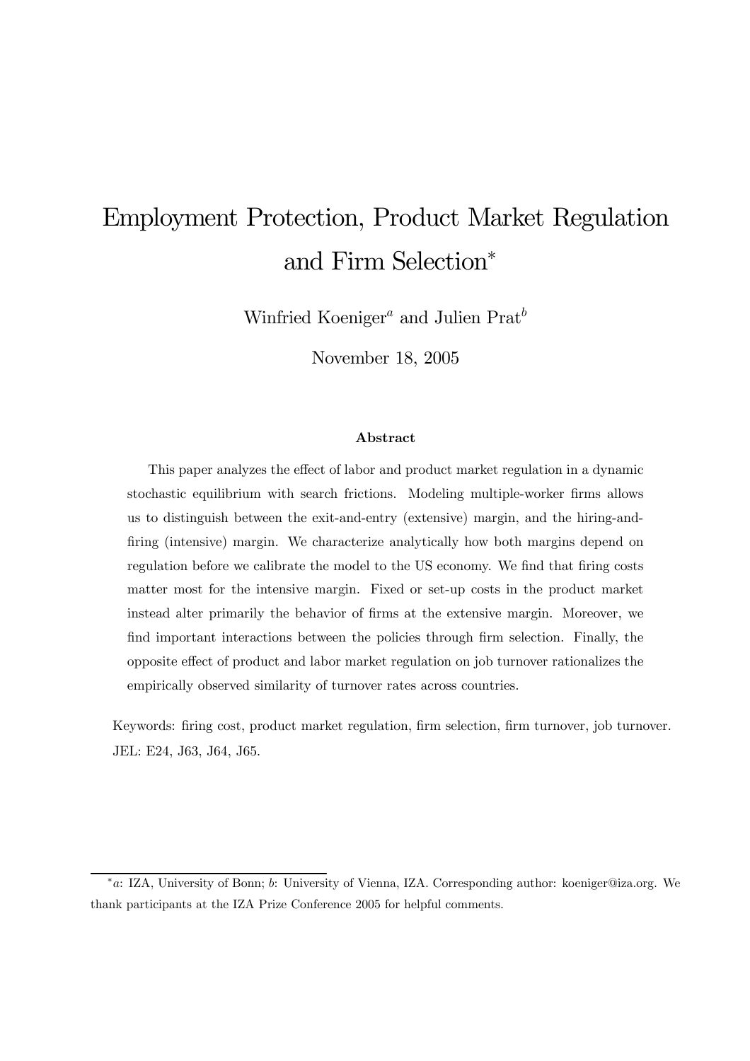# Employment Protection, Product Market Regulation and Firm Selection*

Winfried Koeniger[a] and Julien Prat[b]

November 18, 2005

### Abstract

This paper analyzes the effect of labor and product market regulation in a dynamic stochastic equilibrium with search frictions. Modeling multiple-worker firms allows us to distinguish between the exit-and-entry (extensive) margin, and the hiring-and-firing (intensive) margin. We characterize analytically how both margins depend on regulation before we calibrate the model to the US economy. We find that firing costs matter most for the intensive margin. Fixed or set-up costs in the product market instead alter primarily the behavior of firms at the extensive margin. Moreover, we find important interactions between the policies through firm selection. Finally, the opposite effect of product and labor market regulation on job turnover rationalizes the empirically observed similarity of turnover rates across countries.

Keywords: firing cost, product market regulation, firm selection, firm turnover, job turnover. JEL: E24, J63, J64, J65.

---

*a: IZA, University of Bonn; b: University of Vienna, IZA. Corresponding author: koeniger@iza.org. We thank participants at the IZA Prize Conference 2005 for helpful comments.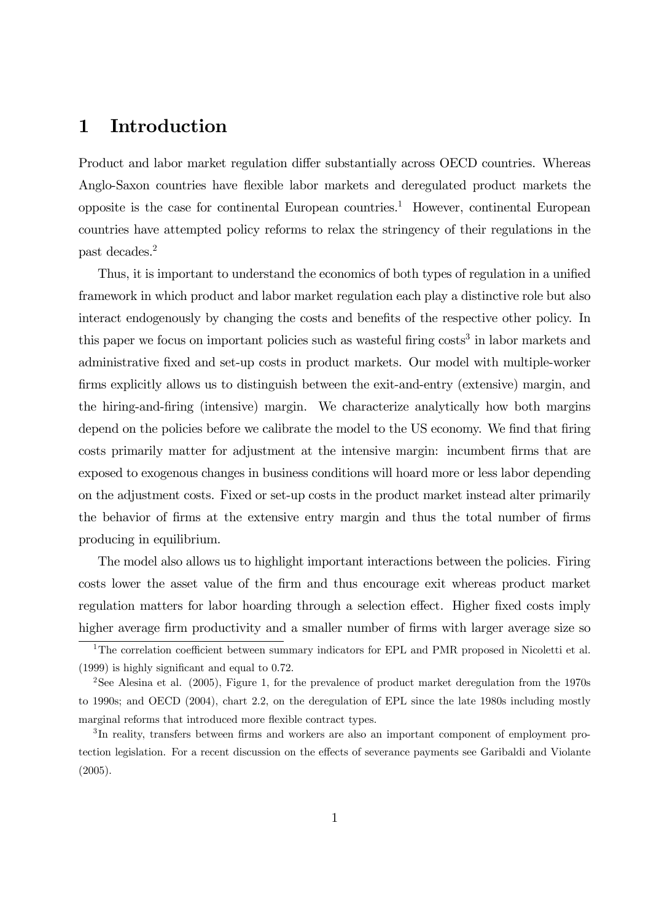# 1 Introduction

Product and labor market regulation differ substantially across OECD countries. Whereas Anglo-Saxon countries have flexible labor markets and deregulated product markets the opposite is the case for continental European countries.[1] However, continental European countries have attempted policy reforms to relax the stringency of their regulations in the past decades.[2]

Thus, it is important to understand the economics of both types of regulation in a unified framework in which product and labor market regulation each play a distinctive role but also interact endogenously by changing the costs and benefits of the respective other policy. In this paper we focus on important policies such as wasteful firing costs[3] in labor markets and administrative fixed and set-up costs in product markets. Our model with multiple-worker firms explicitly allows us to distinguish between the exit-and-entry (extensive) margin, and the hiring-and-firing (intensive) margin. We characterize analytically how both margins depend on the policies before we calibrate the model to the US economy. We find that firing costs primarily matter for adjustment at the intensive margin: incumbent firms that are exposed to exogenous changes in business conditions will hoard more or less labor depending on the adjustment costs. Fixed or set-up costs in the product market instead alter primarily the behavior of firms at the extensive entry margin and thus the total number of firms producing in equilibrium.

The model also allows us to highlight important interactions between the policies. Firing costs lower the asset value of the firm and thus encourage exit whereas product market regulation matters for labor hoarding through a selection effect. Higher fixed costs imply higher average firm productivity and a smaller number of firms with larger average size so

[1] The correlation coefficient between summary indicators for EPL and PMR proposed in Nicoletti et al. (1999) is highly significant and equal to 0.72.

[2] See Alesina et al. (2005), Figure 1, for the prevalence of product market deregulation from the 1970s to 1990s; and OECD (2004), chart 2.2, on the deregulation of EPL since the late 1980s including mostly marginal reforms that introduced more flexible contract types.

[3] In reality, transfers between firms and workers are also an important component of employment protection legislation. For a recent discussion on the effects of severance payments see Garibaldi and Violante (2005).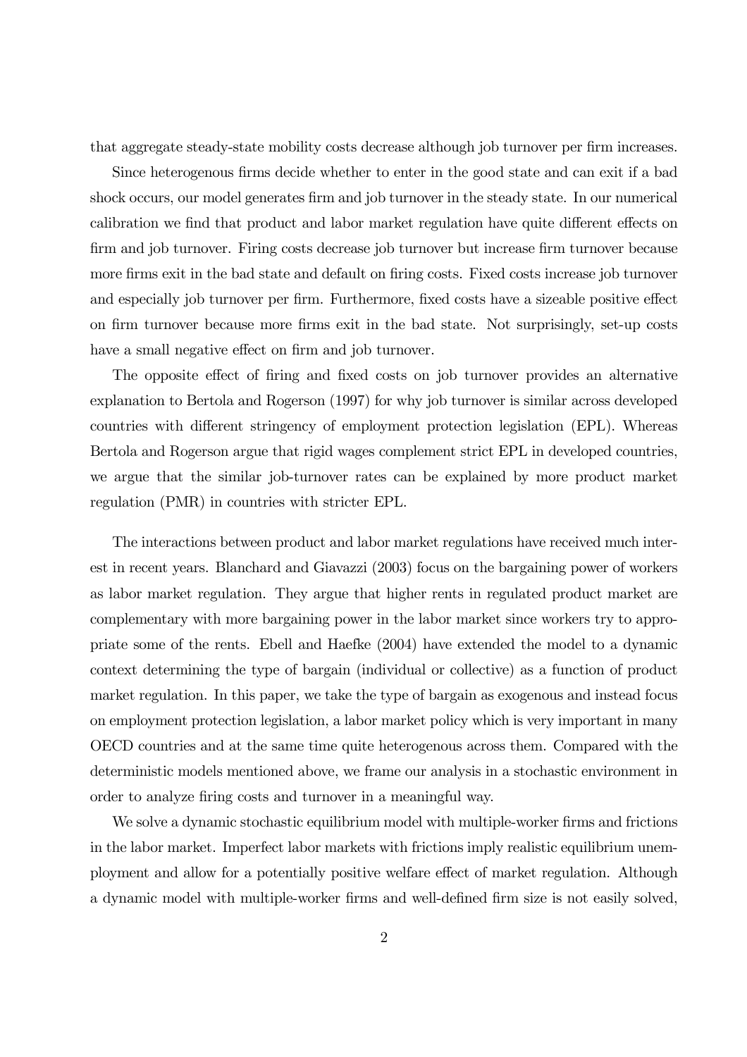that aggregate steady-state mobility costs decrease although job turnover per firm increases.

Since heterogenous firms decide whether to enter in the good state and can exit if a bad shock occurs, our model generates firm and job turnover in the steady state. In our numerical calibration we find that product and labor market regulation have quite different effects on firm and job turnover. Firing costs decrease job turnover but increase firm turnover because more firms exit in the bad state and default on firing costs. Fixed costs increase job turnover and especially job turnover per firm. Furthermore, fixed costs have a sizeable positive effect on firm turnover because more firms exit in the bad state. Not surprisingly, set-up costs have a small negative effect on firm and job turnover.

The opposite effect of firing and fixed costs on job turnover provides an alternative explanation to Bertola and Rogerson (1997) for why job turnover is similar across developed countries with different stringency of employment protection legislation (EPL). Whereas Bertola and Rogerson argue that rigid wages complement strict EPL in developed countries, we argue that the similar job-turnover rates can be explained by more product market regulation (PMR) in countries with stricter EPL.

The interactions between product and labor market regulations have received much interest in recent years. Blanchard and Giavazzi (2003) focus on the bargaining power of workers as labor market regulation. They argue that higher rents in regulated product market are complementary with more bargaining power in the labor market since workers try to appropriate some of the rents. Ebell and Haefke (2004) have extended the model to a dynamic context determining the type of bargain (individual or collective) as a function of product market regulation. In this paper, we take the type of bargain as exogenous and instead focus on employment protection legislation, a labor market policy which is very important in many OECD countries and at the same time quite heterogenous across them. Compared with the deterministic models mentioned above, we frame our analysis in a stochastic environment in order to analyze firing costs and turnover in a meaningful way.

We solve a dynamic stochastic equilibrium model with multiple-worker firms and frictions in the labor market. Imperfect labor markets with frictions imply realistic equilibrium unemployment and allow for a potentially positive welfare effect of market regulation. Although a dynamic model with multiple-worker firms and well-defined firm size is not easily solved,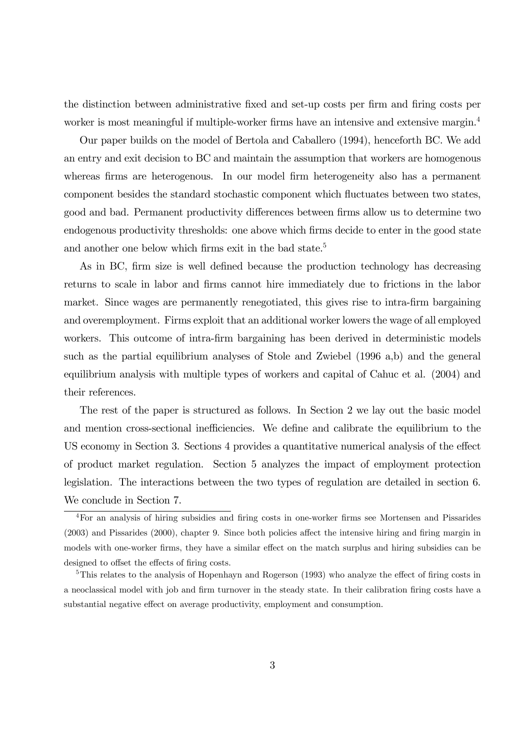the distinction between administrative fixed and set-up costs per firm and firing costs per worker is most meaningful if multiple-worker firms have an intensive and extensive margin.[4]

Our paper builds on the model of Bertola and Caballero (1994), henceforth BC. We add an entry and exit decision to BC and maintain the assumption that workers are homogenous whereas firms are heterogenous. In our model firm heterogeneity also has a permanent component besides the standard stochastic component which fluctuates between two states, good and bad. Permanent productivity differences between firms allow us to determine two endogenous productivity thresholds: one above which firms decide to enter in the good state and another one below which firms exit in the bad state.[5]

As in BC, firm size is well defined because the production technology has decreasing returns to scale in labor and firms cannot hire immediately due to frictions in the labor market. Since wages are permanently renegotiated, this gives rise to intra-firm bargaining and overemployment. Firms exploit that an additional worker lowers the wage of all employed workers. This outcome of intra-firm bargaining has been derived in deterministic models such as the partial equilibrium analyses of Stole and Zwiebel (1996 a,b) and the general equilibrium analysis with multiple types of workers and capital of Cahuc et al. (2004) and their references.

The rest of the paper is structured as follows. In Section 2 we lay out the basic model and mention cross-sectional inefficiencies. We define and calibrate the equilibrium to the US economy in Section 3. Sections 4 provides a quantitative numerical analysis of the effect of product market regulation. Section 5 analyzes the impact of employment protection legislation. The interactions between the two types of regulation are detailed in section 6. We conclude in Section 7.

[4] For an analysis of hiring subsidies and firing costs in one-worker firms see Mortensen and Pissarides (2003) and Pissarides (2000), chapter 9. Since both policies affect the intensive hiring and firing margin in models with one-worker firms, they have a similar effect on the match surplus and hiring subsidies can be designed to offset the effects of firing costs.

[5] This relates to the analysis of Hopenhayn and Rogerson (1993) who analyze the effect of firing costs in a neoclassical model with job and firm turnover in the steady state. In their calibration firing costs have a substantial negative effect on average productivity, employment and consumption.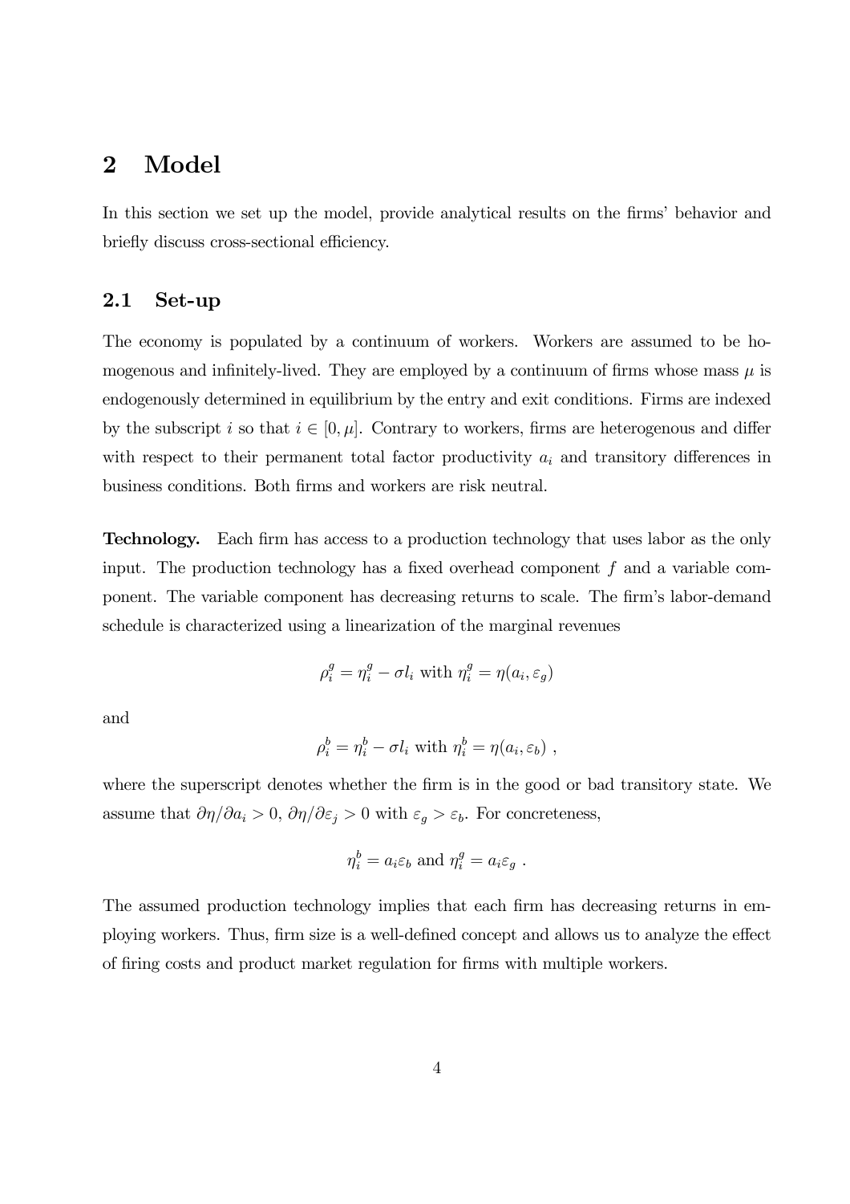# 2 Model

In this section we set up the model, provide analytical results on the firms' behavior and briefly discuss cross-sectional efficiency.

## 2.1 Set-up

The economy is populated by a continuum of workers. Workers are assumed to be homogenous and infinitely-lived. They are employed by a continuum of firms whose mass $\mu$ is endogenously determined in equilibrium by the entry and exit conditions. Firms are indexed by the subscript $i$ so that $i \in [0, \mu]$. Contrary to workers, firms are heterogenous and differ with respect to their permanent total factor productivity $a_i$ and transitory differences in business conditions. Both firms and workers are risk neutral.

**Technology.** Each firm has access to a production technology that uses labor as the only input. The production technology has a fixed overhead component $f$ and a variable component. The variable component has decreasing returns to scale. The firm's labor-demand schedule is characterized using a linearization of the marginal revenues

$$\rho_i^g = \eta_i^g - \sigma l_i \text{ with } \eta_i^g = \eta(a_i, \varepsilon_g)$$

and

$$\rho_i^b = \eta_i^b - \sigma l_i \text{ with } \eta_i^b = \eta(a_i, \varepsilon_b) \ ,$$

where the superscript denotes whether the firm is in the good or bad transitory state. We assume that $\partial \eta / \partial a_i > 0$, $\partial \eta / \partial \varepsilon_j > 0$ with $\varepsilon_g > \varepsilon_b$. For concreteness,

$$\eta_i^b = a_i \varepsilon_b \text{ and } \eta_i^g = a_i \varepsilon_g \ .$$

The assumed production technology implies that each firm has decreasing returns in employing workers. Thus, firm size is a well-defined concept and allows us to analyze the effect of firing costs and product market regulation for firms with multiple workers.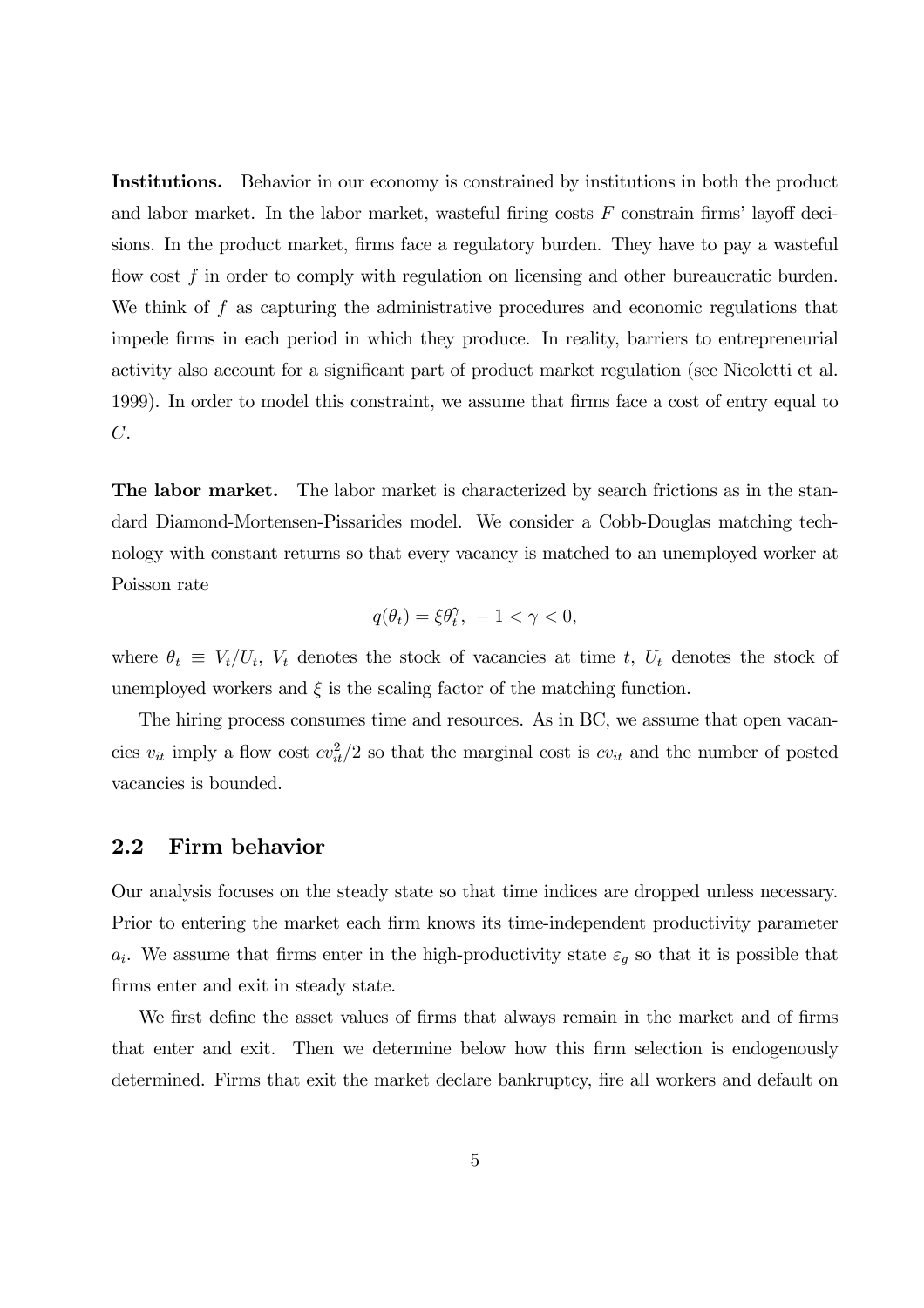**Institutions.** Behavior in our economy is constrained by institutions in both the product and labor market. In the labor market, wasteful firing costs $F$ constrain firms' layoff decisions. In the product market, firms face a regulatory burden. They have to pay a wasteful flow cost $f$ in order to comply with regulation on licensing and other bureaucratic burden. We think of $f$ as capturing the administrative procedures and economic regulations that impede firms in each period in which they produce. In reality, barriers to entrepreneurial activity also account for a significant part of product market regulation (see Nicoletti et al. 1999). In order to model this constraint, we assume that firms face a cost of entry equal to $C$.

**The labor market.** The labor market is characterized by search frictions as in the standard Diamond-Mortensen-Pissarides model. We consider a Cobb-Douglas matching technology with constant returns so that every vacancy is matched to an unemployed worker at Poisson rate

$$q(\theta_t) = \xi\theta_t^{\gamma}, \ -1 < \gamma < 0,$$

where $\theta_t \equiv V_t/U_t$, $V_t$ denotes the stock of vacancies at time $t$, $U_t$ denotes the stock of unemployed workers and $\xi$ is the scaling factor of the matching function.

The hiring process consumes time and resources. As in BC, we assume that open vacancies $v_{it}$ imply a flow cost $cv_{it}^2/2$ so that the marginal cost is $cv_{it}$ and the number of posted vacancies is bounded.

## 2.2 Firm behavior

Our analysis focuses on the steady state so that time indices are dropped unless necessary. Prior to entering the market each firm knows its time-independent productivity parameter $a_i$. We assume that firms enter in the high-productivity state $\varepsilon_g$ so that it is possible that firms enter and exit in steady state.

We first define the asset values of firms that always remain in the market and of firms that enter and exit. Then we determine below how this firm selection is endogenously determined. Firms that exit the market declare bankruptcy, fire all workers and default on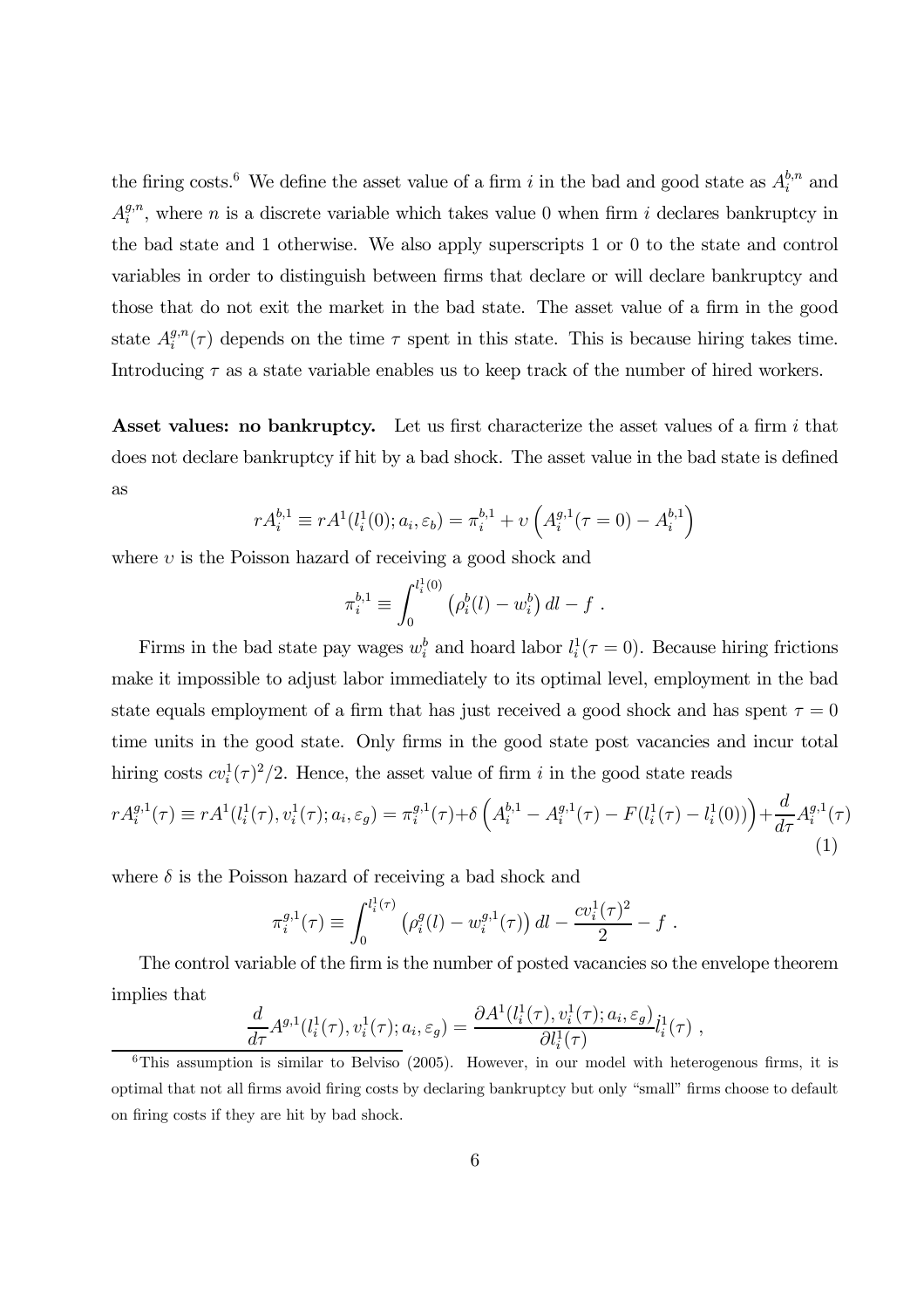the firing costs.[6] We define the asset value of a firm $i$ in the bad and good state as $A_i^{b,n}$ and $A_i^{g,n}$, where $n$ is a discrete variable which takes value 0 when firm $i$ declares bankruptcy in the bad state and 1 otherwise. We also apply superscripts 1 or 0 to the state and control variables in order to distinguish between firms that declare or will declare bankruptcy and those that do not exit the market in the bad state. The asset value of a firm in the good state $A_i^{g,n}(\tau)$ depends on the time $\tau$ spent in this state. This is because hiring takes time. Introducing $\tau$ as a state variable enables us to keep track of the number of hired workers.

**Asset values: no bankruptcy.** Let us first characterize the asset values of a firm $i$ that does not declare bankruptcy if hit by a bad shock. The asset value in the bad state is defined as

$$rA_i^{b,1} \equiv rA^1(l_i^1(0); a_i, \varepsilon_b) = \pi_i^{b,1} + \upsilon\left(A_i^{g,1}(\tau = 0) - A_i^{b,1}\right)$$

where $\upsilon$ is the Poisson hazard of receiving a good shock and

$$\pi_i^{b,1} \equiv \int_0^{l_i^1(0)} \left(\rho_i^b(l) - w_i^b\right) dl - f \ .$$

Firms in the bad state pay wages $w_i^b$ and hoard labor $l_i^1(\tau = 0)$. Because hiring frictions make it impossible to adjust labor immediately to its optimal level, employment in the bad state equals employment of a firm that has just received a good shock and has spent $\tau = 0$ time units in the good state. Only firms in the good state post vacancies and incur total hiring costs $cv_i^1(\tau)^2/2$. Hence, the asset value of firm $i$ in the good state reads

$$rA_i^{g,1}(\tau) \equiv rA^1(l_i^1(\tau), v_i^1(\tau); a_i, \varepsilon_g) = \pi_i^{g,1}(\tau) + \delta\left(A_i^{b,1} - A_i^{g,1}(\tau) - F(l_i^1(\tau) - l_i^1(0))\right) + \frac{d}{d\tau}A_i^{g,1}(\tau) \quad (1)$$

where $\delta$ is the Poisson hazard of receiving a bad shock and

$$\pi_i^{g,1}(\tau) \equiv \int_0^{l_i^1(\tau)} \left(\rho_i^g(l) - w_i^{g,1}(\tau)\right) dl - \frac{cv_i^1(\tau)^2}{2} - f \ .$$

The control variable of the firm is the number of posted vacancies so the envelope theorem implies that

$$\frac{d}{d\tau}A^{g,1}(l_i^1(\tau), v_i^1(\tau); a_i, \varepsilon_g) = \frac{\partial A^1(l_i^1(\tau), v_i^1(\tau); a_i, \varepsilon_g)}{\partial l_i^1(\tau)} \dot{l}_i^1(\tau) \ ,$$

[6] This assumption is similar to Belviso (2005). However, in our model with heterogenous firms, it is optimal that not all firms avoid firing costs by declaring bankruptcy but only "small" firms choose to default on firing costs if they are hit by bad shock.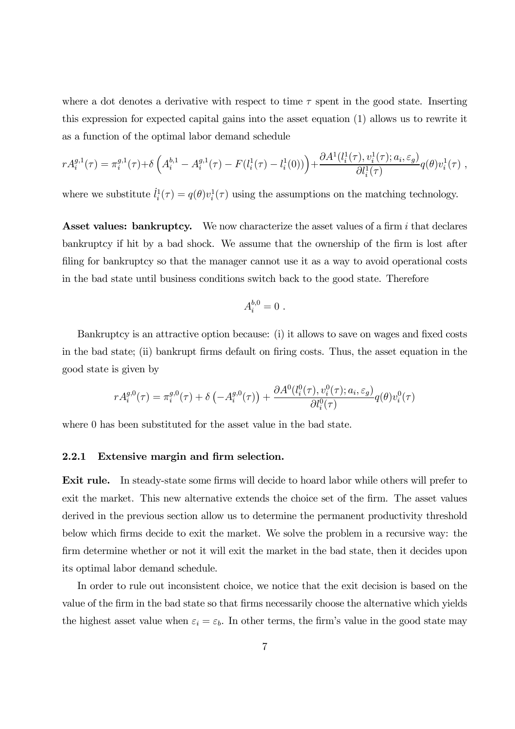where a dot denotes a derivative with respect to time $\tau$ spent in the good state. Inserting this expression for expected capital gains into the asset equation (1) allows us to rewrite it as a function of the optimal labor demand schedule

$$rA_i^{g,1}(\tau) = \pi_i^{g,1}(\tau) + \delta\left(A_i^{b,1} - A_i^{g,1}(\tau) - F(l_i^1(\tau) - l_i^1(0))\right) + \frac{\partial A^1(l_i^1(\tau), v_i^1(\tau); a_i, \varepsilon_g)}{\partial l_i^1(\tau)} q(\theta) v_i^1(\tau) ,$$

where we substitute $\dot{l}_i^1(\tau) = q(\theta)v_i^1(\tau)$ using the assumptions on the matching technology.

**Asset values: bankruptcy.** We now characterize the asset values of a firm $i$ that declares bankruptcy if hit by a bad shock. We assume that the ownership of the firm is lost after filing for bankruptcy so that the manager cannot use it as a way to avoid operational costs in the bad state until business conditions switch back to the good state. Therefore

$$A_i^{b,0} = 0 .$$

Bankruptcy is an attractive option because: (i) it allows to save on wages and fixed costs in the bad state; (ii) bankrupt firms default on firing costs. Thus, the asset equation in the good state is given by

$$rA_i^{g,0}(\tau) = \pi_i^{g,0}(\tau) + \delta\left(-A_i^{g,0}(\tau)\right) + \frac{\partial A^0(l_i^0(\tau), v_i^0(\tau); a_i, \varepsilon_g)}{\partial l_i^0(\tau)} q(\theta) v_i^0(\tau)$$

where 0 has been substituted for the asset value in the bad state.

### 2.2.1 Extensive margin and firm selection.

**Exit rule.** In steady-state some firms will decide to hoard labor while others will prefer to exit the market. This new alternative extends the choice set of the firm. The asset values derived in the previous section allow us to determine the permanent productivity threshold below which firms decide to exit the market. We solve the problem in a recursive way: the firm determine whether or not it will exit the market in the bad state, then it decides upon its optimal labor demand schedule.

In order to rule out inconsistent choice, we notice that the exit decision is based on the value of the firm in the bad state so that firms necessarily choose the alternative which yields the highest asset value when $\varepsilon_i = \varepsilon_b$. In other terms, the firm's value in the good state may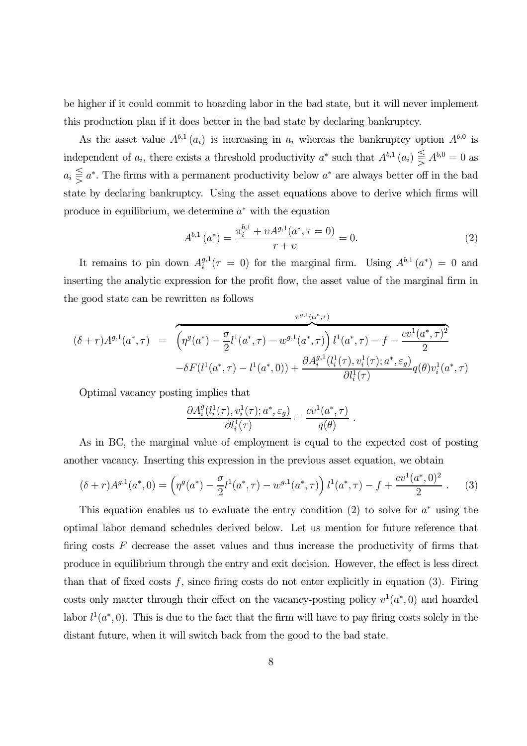be higher if it could commit to hoarding labor in the bad state, but it will never implement this production plan if it does better in the bad state by declaring bankruptcy.

As the asset value $A^{b,1}(a_i)$ is increasing in $a_i$ whereas the bankruptcy option $A^{b,0}$ is independent of $a_i$, there exists a threshold productivity $a^*$ such that $A^{b,1}(a_i) \lesseqgtr A^{b,0} = 0$ as $a_i \lesseqgtr a^*$. The firms with a permanent productivity below $a^*$ are always better off in the bad state by declaring bankruptcy. Using the asset equations above to derive which firms will produce in equilibrium, we determine $a^*$ with the equation

$$A^{b,1}(a^*) = \frac{\pi_i^{b,1} + \upsilon A^{g,1}(a^*, \tau = 0)}{r + \upsilon} = 0. \tag{2}$$

It remains to pin down $A_i^{g,1}(\tau = 0)$ for the marginal firm. Using $A^{b,1}(a^*) = 0$ and inserting the analytic expression for the profit flow, the asset value of the marginal firm in the good state can be rewritten as follows

$$\begin{aligned}(\delta + r)A^{g,1}(a^*, \tau) &= \overbrace{\left(\eta^g(a^*) - \frac{\sigma}{2}l^1(a^*, \tau) - w^{g,1}(a^*, \tau)\right) l^1(a^*, \tau) - f - \frac{cv^1(a^*, \tau)^2}{2}}^{\pi^{g,1}(a^*,\tau)} \\ &\quad -\delta F(l^1(a^*, \tau) - l^1(a^*, 0)) + \frac{\partial A_i^{g,1}(l_i^1(\tau), v_i^1(\tau); a^*, \varepsilon_g)}{\partial l_i^1(\tau)} q(\theta) v_i^1(a^*, \tau)\end{aligned}$$

Optimal vacancy posting implies that

$$\frac{\partial A_i^g(l_i^1(\tau), v_i^1(\tau); a^*, \varepsilon_g)}{\partial l_i^1(\tau)} = \frac{cv^1(a^*, \tau)}{q(\theta)} \ .$$

As in BC, the marginal value of employment is equal to the expected cost of posting another vacancy. Inserting this expression in the previous asset equation, we obtain

$$(\delta + r)A^{g,1}(a^*, 0) = \left(\eta^g(a^*) - \frac{\sigma}{2}l^1(a^*, \tau) - w^{g,1}(a^*, \tau)\right) l^1(a^*, \tau) - f + \frac{cv^1(a^*, 0)^2}{2} \ . \tag{3}$$

This equation enables us to evaluate the entry condition (2) to solve for $a^*$ using the optimal labor demand schedules derived below. Let us mention for future reference that firing costs $F$ decrease the asset values and thus increase the productivity of firms that produce in equilibrium through the entry and exit decision. However, the effect is less direct than that of fixed costs $f$, since firing costs do not enter explicitly in equation (3). Firing costs only matter through their effect on the vacancy-posting policy $v^1(a^*, 0)$ and hoarded labor $l^1(a^*, 0)$. This is due to the fact that the firm will have to pay firing costs solely in the distant future, when it will switch back from the good to the bad state.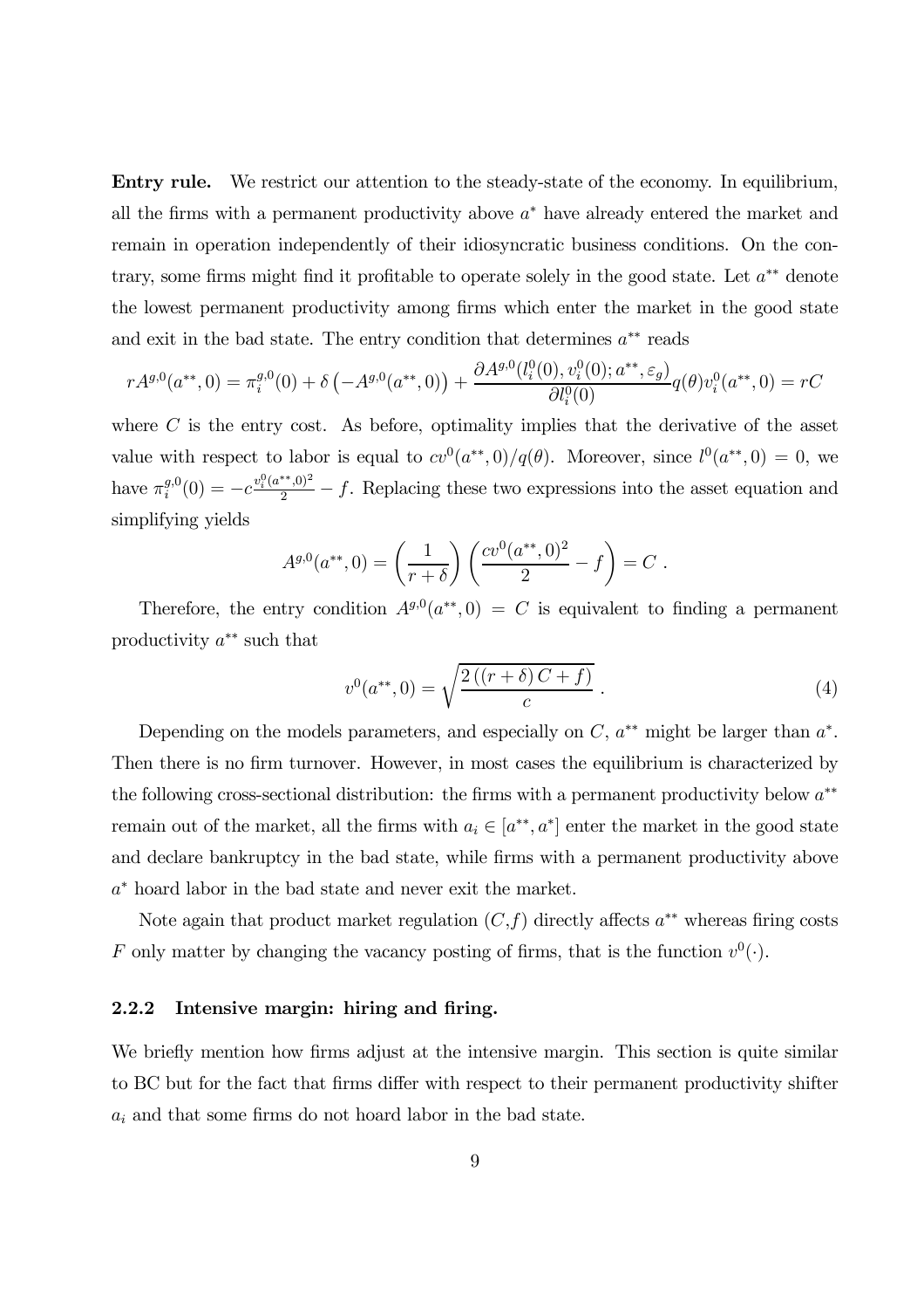**Entry rule.** We restrict our attention to the steady-state of the economy. In equilibrium, all the firms with a permanent productivity above $a^*$ have already entered the market and remain in operation independently of their idiosyncratic business conditions. On the contrary, some firms might find it profitable to operate solely in the good state. Let $a^{**}$ denote the lowest permanent productivity among firms which enter the market in the good state and exit in the bad state. The entry condition that determines $a^{**}$ reads

$$rA^{g,0}(a^{**},0) = \pi_i^{g,0}(0) + \delta\left(-A^{g,0}(a^{**},0)\right) + \frac{\partial A^{g,0}(l_i^0(0), v_i^0(0); a^{**}, \varepsilon_g)}{\partial l_i^0(0)} q(\theta) v_i^0(a^{**},0) = rC$$

where $C$ is the entry cost. As before, optimality implies that the derivative of the asset value with respect to labor is equal to $cv^0(a^{**},0)/q(\theta)$. Moreover, since $l^0(a^{**},0) = 0$, we have $\pi_i^{g,0}(0) = -c\frac{v_i^0(a^{**},0)^2}{2} - f$. Replacing these two expressions into the asset equation and simplifying yields

$$A^{g,0}(a^{**},0) = \left(\frac{1}{r+\delta}\right)\left(\frac{cv^0(a^{**},0)^2}{2} - f\right) = C\ .$$

Therefore, the entry condition $A^{g,0}(a^{**},0) = C$ is equivalent to finding a permanent productivity $a^{**}$ such that

$$v^0(a^{**},0) = \sqrt{\frac{2\left((r+\delta)\,C + f\right)}{c}}\ . \tag{4}$$

Depending on the models parameters, and especially on $C$, $a^{**}$ might be larger than $a^*$. Then there is no firm turnover. However, in most cases the equilibrium is characterized by the following cross-sectional distribution: the firms with a permanent productivity below $a^{**}$ remain out of the market, all the firms with $a_i \in [a^{**}, a^*]$ enter the market in the good state and declare bankruptcy in the bad state, while firms with a permanent productivity above $a^*$ hoard labor in the bad state and never exit the market.

Note again that product market regulation ($C$,$f$) directly affects $a^{**}$ whereas firing costs $F$ only matter by changing the vacancy posting of firms, that is the function $v^0(\cdot)$.

### 2.2.2 Intensive margin: hiring and firing.

We briefly mention how firms adjust at the intensive margin. This section is quite similar to BC but for the fact that firms differ with respect to their permanent productivity shifter $a_i$ and that some firms do not hoard labor in the bad state.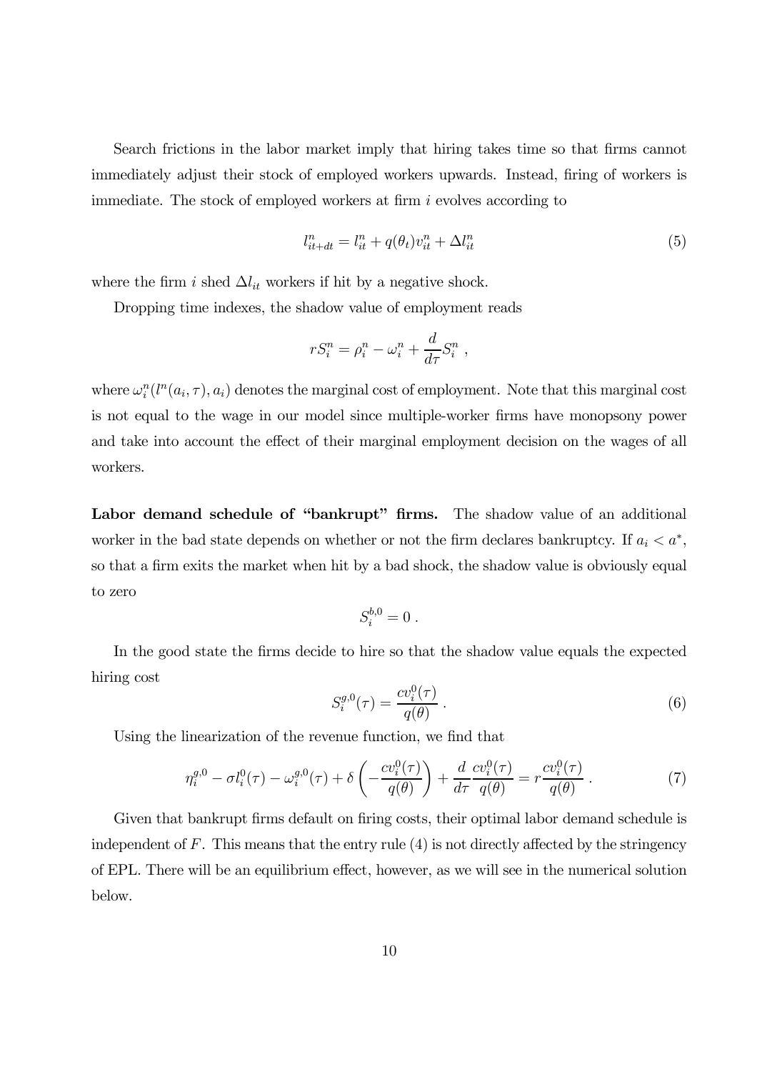Search frictions in the labor market imply that hiring takes time so that firms cannot immediately adjust their stock of employed workers upwards. Instead, firing of workers is immediate. The stock of employed workers at firm $i$ evolves according to

$$l^n_{it+dt} = l^n_{it} + q(\theta_t)v^n_{it} + \Delta l^n_{it} \tag{5}$$

where the firm $i$ shed $\Delta l_{it}$ workers if hit by a negative shock.

Dropping time indexes, the shadow value of employment reads

$$rS^n_i = \rho^n_i - \omega^n_i + \frac{d}{d\tau}S^n_i \ ,$$

where $\omega^n_i(l^n(a_i, \tau), a_i)$ denotes the marginal cost of employment. Note that this marginal cost is not equal to the wage in our model since multiple-worker firms have monopsony power and take into account the effect of their marginal employment decision on the wages of all workers.

**Labor demand schedule of "bankrupt" firms.** The shadow value of an additional worker in the bad state depends on whether or not the firm declares bankruptcy. If $a_i < a^*$, so that a firm exits the market when hit by a bad shock, the shadow value is obviously equal to zero

$$S^{b,0}_i = 0 \ .$$

In the good state the firms decide to hire so that the shadow value equals the expected hiring cost

$$S^{g,0}_i(\tau) = \frac{cv^0_i(\tau)}{q(\theta)} \ . \tag{6}$$

Using the linearization of the revenue function, we find that

$$\eta^{g,0}_i - \sigma l^0_i(\tau) - \omega^{g,0}_i(\tau) + \delta\left(-\frac{cv^0_i(\tau)}{q(\theta)}\right) + \frac{d}{d\tau}\frac{cv^0_i(\tau)}{q(\theta)} = r\frac{cv^0_i(\tau)}{q(\theta)} \ . \tag{7}$$

Given that bankrupt firms default on firing costs, their optimal labor demand schedule is independent of $F$. This means that the entry rule (4) is not directly affected by the stringency of EPL. There will be an equilibrium effect, however, as we will see in the numerical solution below.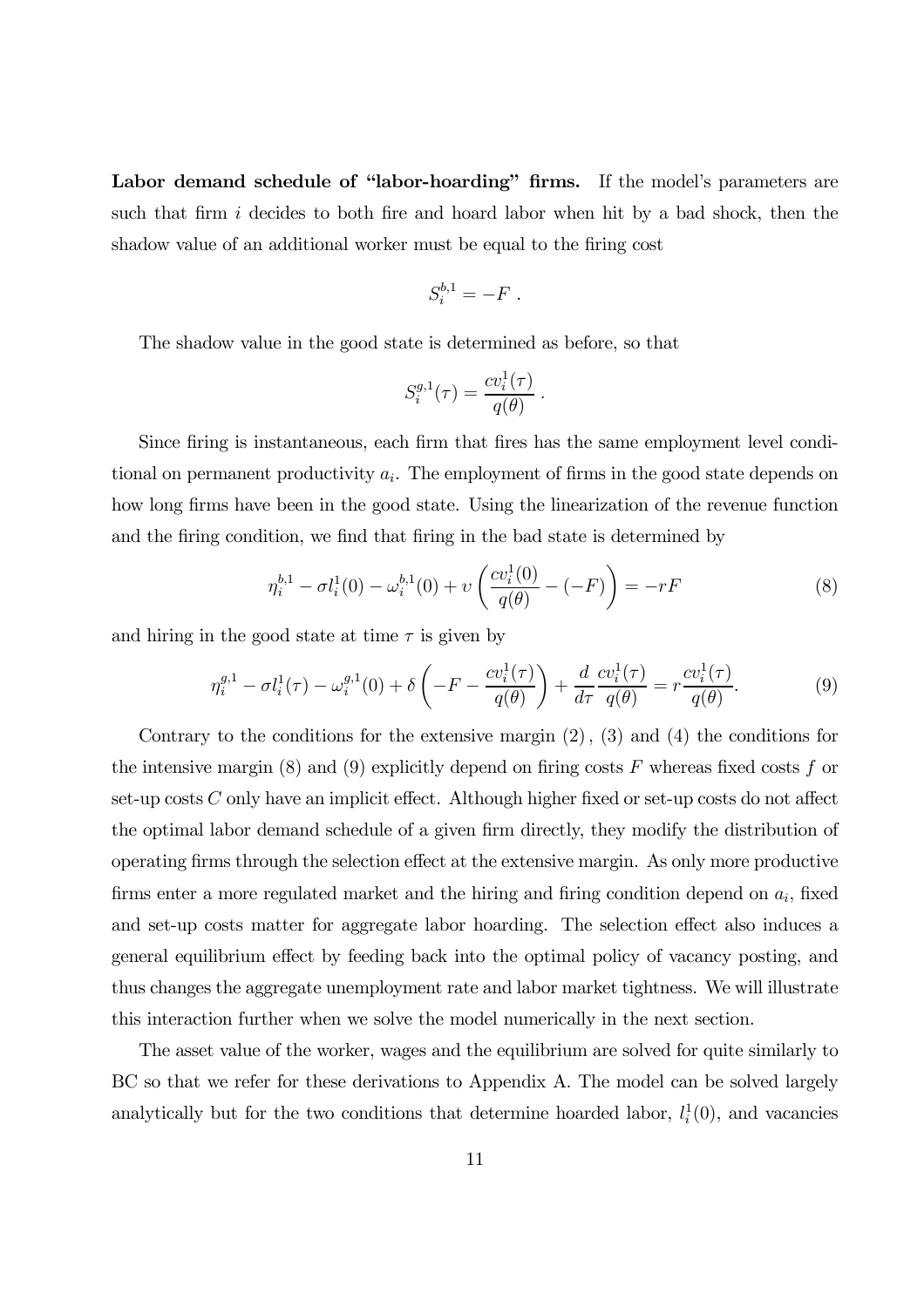**Labor demand schedule of "labor-hoarding" firms.** If the model's parameters are such that firm $i$ decides to both fire and hoard labor when hit by a bad shock, then the shadow value of an additional worker must be equal to the firing cost

$$S_i^{b,1} = -F \ .$$

The shadow value in the good state is determined as before, so that

$$S_i^{g,1}(\tau) = \frac{cv_i^1(\tau)}{q(\theta)} \ .$$

Since firing is instantaneous, each firm that fires has the same employment level conditional on permanent productivity $a_i$. The employment of firms in the good state depends on how long firms have been in the good state. Using the linearization of the revenue function and the firing condition, we find that firing in the bad state is determined by

$$\eta_i^{b,1} - \sigma l_i^1(0) - \omega_i^{b,1}(0) + \upsilon \left( \frac{cv_i^1(0)}{q(\theta)} - (-F) \right) = -rF \tag{8}$$

and hiring in the good state at time $\tau$ is given by

$$\eta_i^{g,1} - \sigma l_i^1(\tau) - \omega_i^{g,1}(0) + \delta \left( -F - \frac{cv_i^1(\tau)}{q(\theta)} \right) + \frac{d}{d\tau} \frac{cv_i^1(\tau)}{q(\theta)} = r \frac{cv_i^1(\tau)}{q(\theta)}. \tag{9}$$

Contrary to the conditions for the extensive margin (2), (3) and (4) the conditions for the intensive margin (8) and (9) explicitly depend on firing costs $F$ whereas fixed costs $f$ or set-up costs $C$ only have an implicit effect. Although higher fixed or set-up costs do not affect the optimal labor demand schedule of a given firm directly, they modify the distribution of operating firms through the selection effect at the extensive margin. As only more productive firms enter a more regulated market and the hiring and firing condition depend on $a_i$, fixed and set-up costs matter for aggregate labor hoarding. The selection effect also induces a general equilibrium effect by feeding back into the optimal policy of vacancy posting, and thus changes the aggregate unemployment rate and labor market tightness. We will illustrate this interaction further when we solve the model numerically in the next section.

The asset value of the worker, wages and the equilibrium are solved for quite similarly to BC so that we refer for these derivations to Appendix A. The model can be solved largely analytically but for the two conditions that determine hoarded labor, $l_i^1(0)$, and vacancies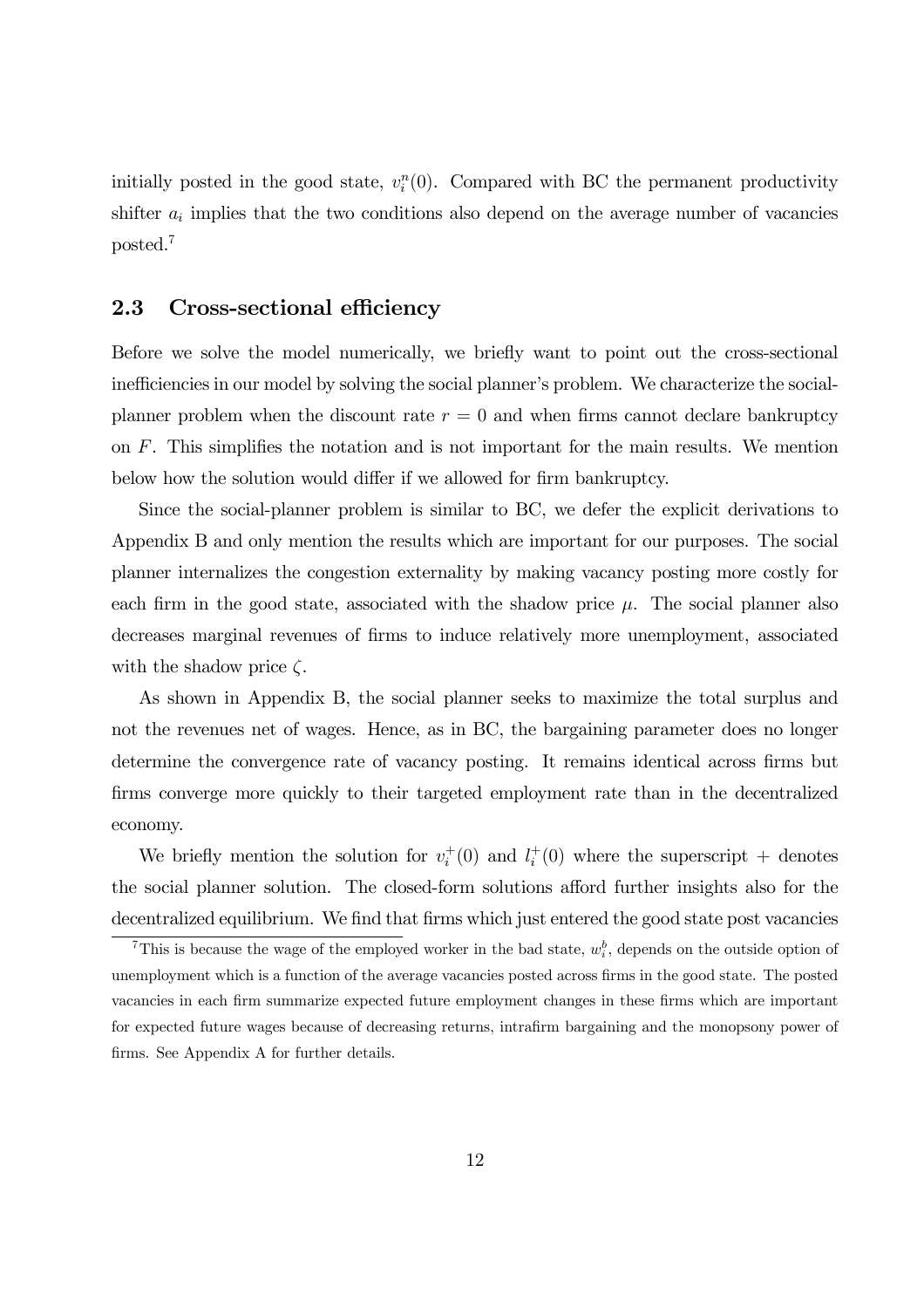initially posted in the good state, $v_i^n(0)$. Compared with BC the permanent productivity shifter $a_i$ implies that the two conditions also depend on the average number of vacancies posted.[7]

## 2.3 Cross-sectional efficiency

Before we solve the model numerically, we briefly want to point out the cross-sectional inefficiencies in our model by solving the social planner's problem. We characterize the social-planner problem when the discount rate $r = 0$ and when firms cannot declare bankruptcy on $F$. This simplifies the notation and is not important for the main results. We mention below how the solution would differ if we allowed for firm bankruptcy.

Since the social-planner problem is similar to BC, we defer the explicit derivations to Appendix B and only mention the results which are important for our purposes. The social planner internalizes the congestion externality by making vacancy posting more costly for each firm in the good state, associated with the shadow price $\mu$. The social planner also decreases marginal revenues of firms to induce relatively more unemployment, associated with the shadow price $\zeta$.

As shown in Appendix B, the social planner seeks to maximize the total surplus and not the revenues net of wages. Hence, as in BC, the bargaining parameter does no longer determine the convergence rate of vacancy posting. It remains identical across firms but firms converge more quickly to their targeted employment rate than in the decentralized economy.

We briefly mention the solution for $v_i^+(0)$ and $l_i^+(0)$ where the superscript + denotes the social planner solution. The closed-form solutions afford further insights also for the decentralized equilibrium. We find that firms which just entered the good state post vacancies

[7] This is because the wage of the employed worker in the bad state, $w_i^b$, depends on the outside option of unemployment which is a function of the average vacancies posted across firms in the good state. The posted vacancies in each firm summarize expected future employment changes in these firms which are important for expected future wages because of decreasing returns, intrafirm bargaining and the monopsony power of firms. See Appendix A for further details.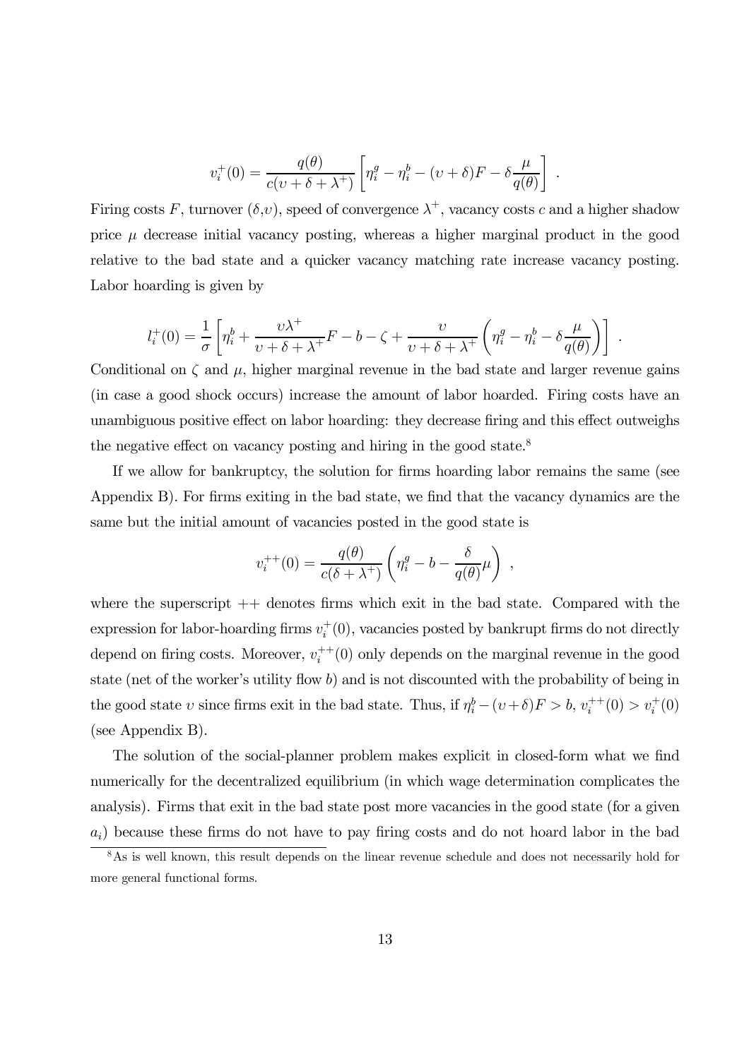$$v_i^+(0) = \frac{q(\theta)}{c(\upsilon + \delta + \lambda^+)} \left[ \eta_i^g - \eta_i^b - (\upsilon + \delta)F - \delta \frac{\mu}{q(\theta)} \right] \ .$$

Firing costs $F$, turnover $(\delta,\upsilon)$, speed of convergence $\lambda^+$, vacancy costs $c$ and a higher shadow price $\mu$ decrease initial vacancy posting, whereas a higher marginal product in the good relative to the bad state and a quicker vacancy matching rate increase vacancy posting. Labor hoarding is given by

$$l_i^+(0) = \frac{1}{\sigma} \left[ \eta_i^b + \frac{\upsilon \lambda^+}{\upsilon + \delta + \lambda^+} F - b - \zeta + \frac{\upsilon}{\upsilon + \delta + \lambda^+} \left( \eta_i^g - \eta_i^b - \delta \frac{\mu}{q(\theta)} \right) \right] \ .$$

Conditional on $\zeta$ and $\mu$, higher marginal revenue in the bad state and larger revenue gains (in case a good shock occurs) increase the amount of labor hoarded. Firing costs have an unambiguous positive effect on labor hoarding: they decrease firing and this effect outweighs the negative effect on vacancy posting and hiring in the good state.[8]

If we allow for bankruptcy, the solution for firms hoarding labor remains the same (see Appendix B). For firms exiting in the bad state, we find that the vacancy dynamics are the same but the initial amount of vacancies posted in the good state is

$$v_i^{++}(0) = \frac{q(\theta)}{c(\delta + \lambda^+)} \left( \eta_i^g - b - \frac{\delta}{q(\theta)} \mu \right) \ ,$$

where the superscript $++$ denotes firms which exit in the bad state. Compared with the expression for labor-hoarding firms $v_i^+(0)$, vacancies posted by bankrupt firms do not directly depend on firing costs. Moreover, $v_i^{++}(0)$ only depends on the marginal revenue in the good state (net of the worker's utility flow $b$) and is not discounted with the probability of being in the good state $\upsilon$ since firms exit in the bad state. Thus, if $\eta_i^b - (\upsilon + \delta)F > b$, $v_i^{++}(0) > v_i^+(0)$ (see Appendix B).

The solution of the social-planner problem makes explicit in closed-form what we find numerically for the decentralized equilibrium (in which wage determination complicates the analysis). Firms that exit in the bad state post more vacancies in the good state (for a given $a_i$) because these firms do not have to pay firing costs and do not hoard labor in the bad

[8] As is well known, this result depends on the linear revenue schedule and does not necessarily hold for more general functional forms.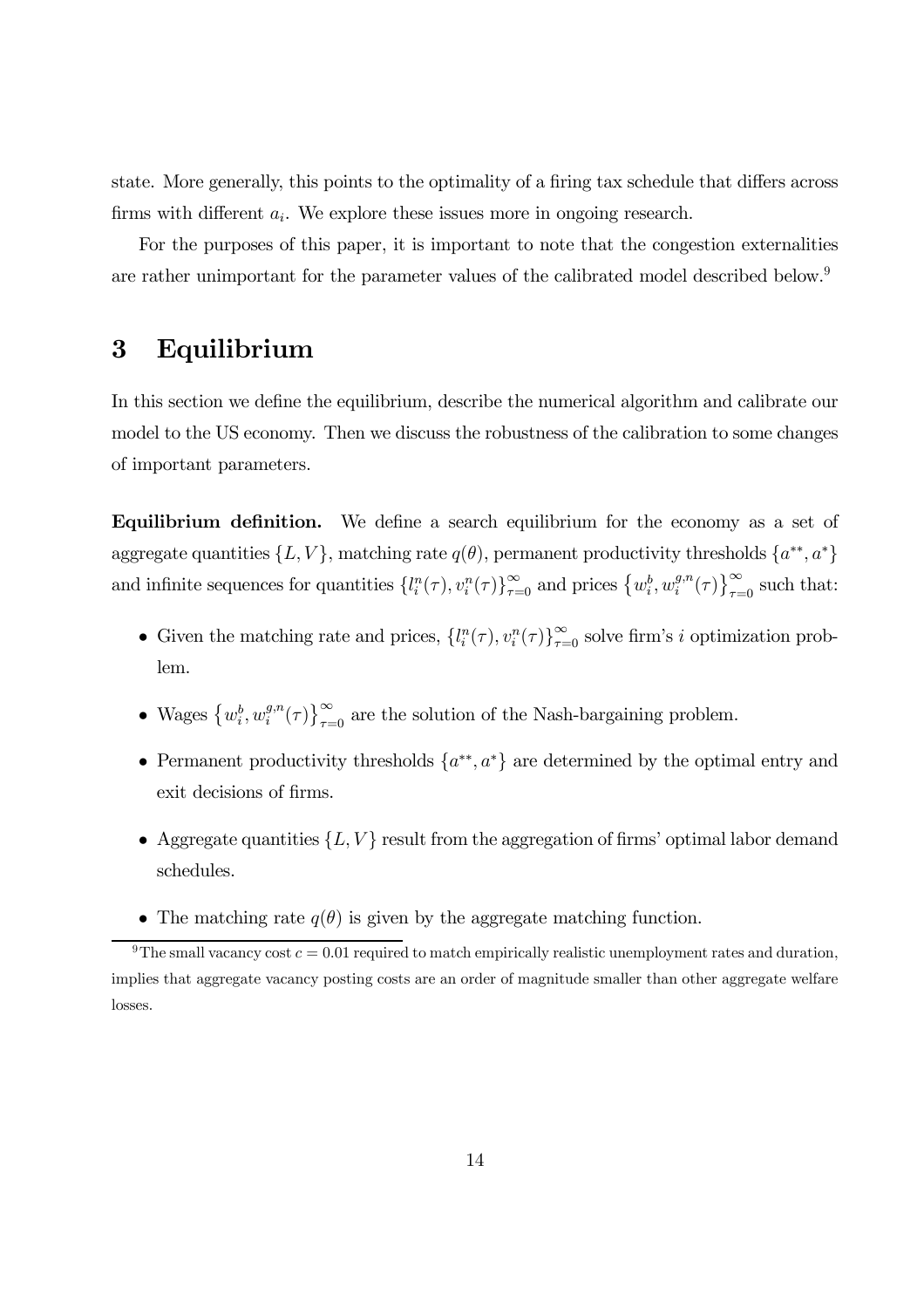state. More generally, this points to the optimality of a firing tax schedule that differs across firms with different $a_i$. We explore these issues more in ongoing research.

For the purposes of this paper, it is important to note that the congestion externalities are rather unimportant for the parameter values of the calibrated model described below.[9]

# 3 Equilibrium

In this section we define the equilibrium, describe the numerical algorithm and calibrate our model to the US economy. Then we discuss the robustness of the calibration to some changes of important parameters.

**Equilibrium definition.** We define a search equilibrium for the economy as a set of aggregate quantities $\{L, V\}$, matching rate $q(\theta)$, permanent productivity thresholds $\{a^{**}, a^{*}\}$ and infinite sequences for quantities $\{l_i^n(\tau), v_i^n(\tau)\}_{\tau=0}^{\infty}$ and prices $\left\{w_i^b, w_i^{g,n}(\tau)\right\}_{\tau=0}^{\infty}$ such that:

- Given the matching rate and prices, $\{l_i^n(\tau), v_i^n(\tau)\}_{\tau=0}^{\infty}$ solve firm's $i$ optimization problem.
- Wages $\left\{w_i^b, w_i^{g,n}(\tau)\right\}_{\tau=0}^{\infty}$ are the solution of the Nash-bargaining problem.
- Permanent productivity thresholds $\{a^{**}, a^{*}\}$ are determined by the optimal entry and exit decisions of firms.
- Aggregate quantities $\{L, V\}$ result from the aggregation of firms' optimal labor demand schedules.
- The matching rate $q(\theta)$ is given by the aggregate matching function.

[9] The small vacancy cost $c = 0.01$ required to match empirically realistic unemployment rates and duration, implies that aggregate vacancy posting costs are an order of magnitude smaller than other aggregate welfare losses.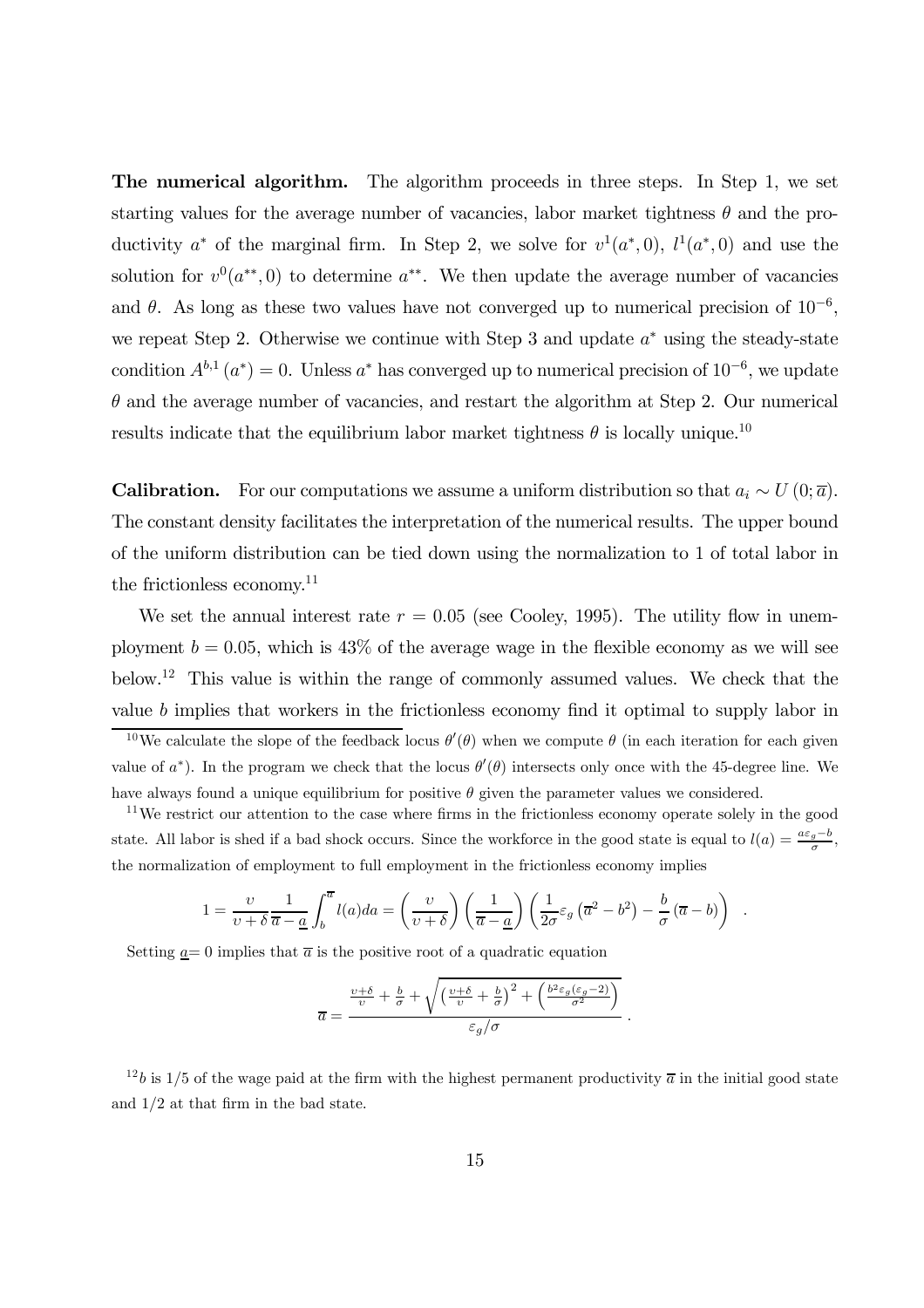**The numerical algorithm.** The algorithm proceeds in three steps. In Step 1, we set starting values for the average number of vacancies, labor market tightness $\theta$ and the productivity $a^*$ of the marginal firm. In Step 2, we solve for $v^1(a^*, 0)$, $l^1(a^*, 0)$ and use the solution for $v^0(a^{**}, 0)$ to determine $a^{**}$. We then update the average number of vacancies and $\theta$. As long as these two values have not converged up to numerical precision of $10^{-6}$, we repeat Step 2. Otherwise we continue with Step 3 and update $a^*$ using the steady-state condition $A^{b,1}(a^*) = 0$. Unless $a^*$ has converged up to numerical precision of $10^{-6}$, we update $\theta$ and the average number of vacancies, and restart the algorithm at Step 2. Our numerical results indicate that the equilibrium labor market tightness $\theta$ is locally unique.[10]

**Calibration.** For our computations we assume a uniform distribution so that $a_i \sim U(0; \overline{a})$. The constant density facilitates the interpretation of the numerical results. The upper bound of the uniform distribution can be tied down using the normalization to 1 of total labor in the frictionless economy.[11]

We set the annual interest rate $r = 0.05$ (see Cooley, 1995). The utility flow in unemployment $b = 0.05$, which is 43% of the average wage in the flexible economy as we will see below.[12] This value is within the range of commonly assumed values. We check that the value $b$ implies that workers in the frictionless economy find it optimal to supply labor in

[10] We calculate the slope of the feedback locus $\theta'(\theta)$ when we compute $\theta$ (in each iteration for each given value of $a^*$). In the program we check that the locus $\theta'(\theta)$ intersects only once with the 45-degree line. We have always found a unique equilibrium for positive $\theta$ given the parameter values we considered.

[11] We restrict our attention to the case where firms in the frictionless economy operate solely in the good state. All labor is shed if a bad shock occurs. Since the workforce in the good state is equal to $l(a) = \frac{a\varepsilon_g - b}{\sigma}$, the normalization of employment to full employment in the frictionless economy implies

$$1 = \frac{\upsilon}{\upsilon + \delta} \frac{1}{\overline{a} - \underline{a}} \int_b^{\overline{a}} l(a)da = \left(\frac{\upsilon}{\upsilon + \delta}\right) \left(\frac{1}{\overline{a} - \underline{a}}\right) \left(\frac{1}{2\sigma} \varepsilon_g \left(\overline{a}^2 - b^2\right) - \frac{b}{\sigma}\left(\overline{a} - b\right)\right) \quad .$$

Setting $\underline{a} = 0$ implies that $\overline{a}$ is the positive root of a quadratic equation

$$\overline{a} = \frac{\frac{\upsilon+\delta}{\upsilon} + \frac{b}{\sigma} + \sqrt{\left(\frac{\upsilon+\delta}{\upsilon} + \frac{b}{\sigma}\right)^2 + \left(\frac{b^2 \varepsilon_g(\varepsilon_g - 2)}{\sigma^2}\right)}}{\varepsilon_g / \sigma} .$$

[12] $b$ is 1/5 of the wage paid at the firm with the highest permanent productivity $\overline{a}$ in the initial good state and 1/2 at that firm in the bad state.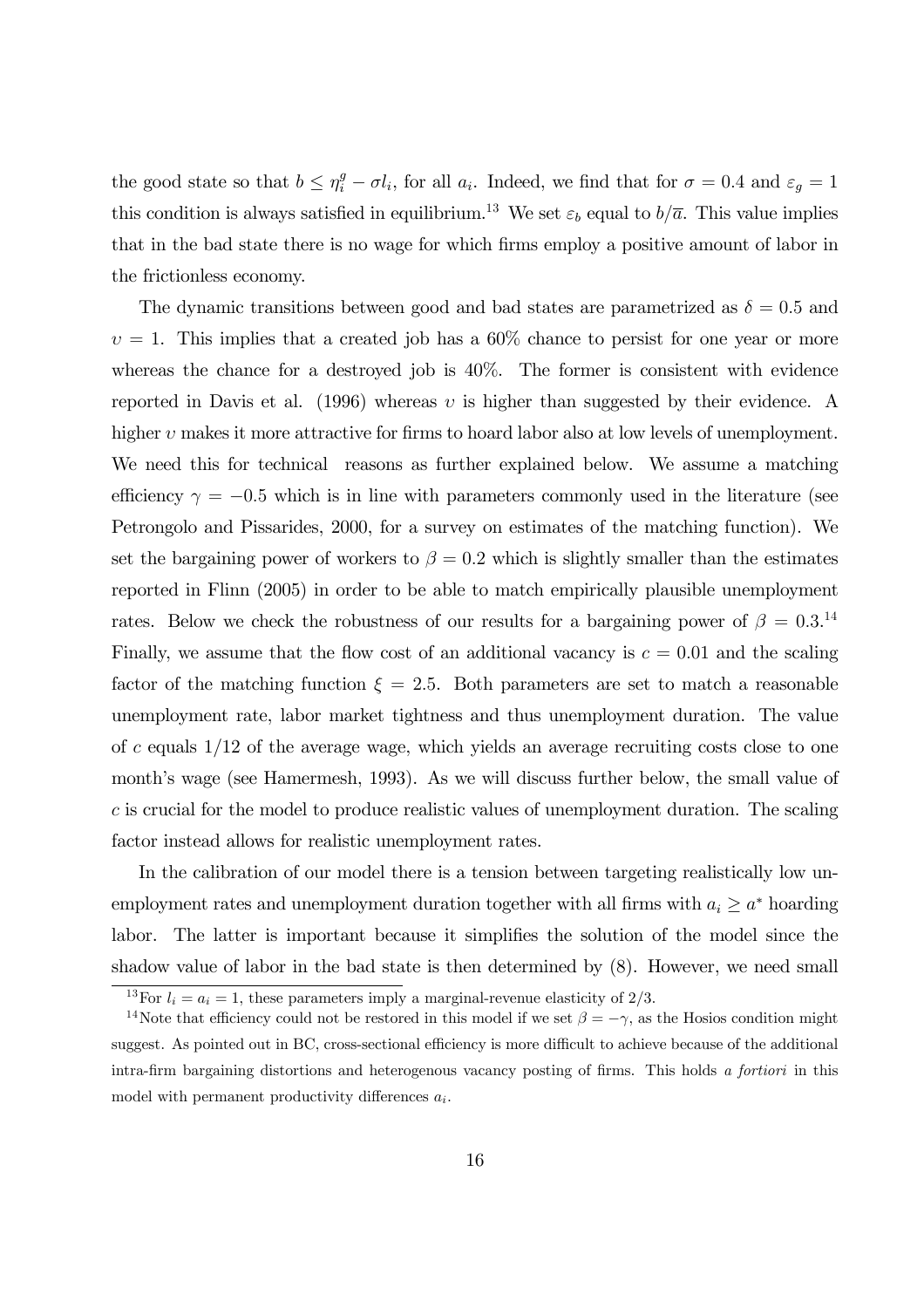the good state so that $b \leq \eta_i^g - \sigma l_i$, for all $a_i$. Indeed, we find that for $\sigma = 0.4$ and $\varepsilon_g = 1$ this condition is always satisfied in equilibrium.[13] We set $\varepsilon_b$ equal to $b/\overline{a}$. This value implies that in the bad state there is no wage for which firms employ a positive amount of labor in the frictionless economy.

The dynamic transitions between good and bad states are parametrized as $\delta = 0.5$ and $\upsilon = 1$. This implies that a created job has a 60% chance to persist for one year or more whereas the chance for a destroyed job is 40%. The former is consistent with evidence reported in Davis et al. (1996) whereas $\upsilon$ is higher than suggested by their evidence. A higher $\upsilon$ makes it more attractive for firms to hoard labor also at low levels of unemployment. We need this for technical reasons as further explained below. We assume a matching efficiency $\gamma = -0.5$ which is in line with parameters commonly used in the literature (see Petrongolo and Pissarides, 2000, for a survey on estimates of the matching function). We set the bargaining power of workers to $\beta = 0.2$ which is slightly smaller than the estimates reported in Flinn (2005) in order to be able to match empirically plausible unemployment rates. Below we check the robustness of our results for a bargaining power of $\beta = 0.3$.[14] Finally, we assume that the flow cost of an additional vacancy is $c = 0.01$ and the scaling factor of the matching function $\xi = 2.5$. Both parameters are set to match a reasonable unemployment rate, labor market tightness and thus unemployment duration. The value of $c$ equals $1/12$ of the average wage, which yields an average recruiting costs close to one month's wage (see Hamermesh, 1993). As we will discuss further below, the small value of $c$ is crucial for the model to produce realistic values of unemployment duration. The scaling factor instead allows for realistic unemployment rates.

In the calibration of our model there is a tension between targeting realistically low unemployment rates and unemployment duration together with all firms with $a_i \geq a^*$ hoarding labor. The latter is important because it simplifies the solution of the model since the shadow value of labor in the bad state is then determined by (8). However, we need small

[13] For $l_i = a_i = 1$, these parameters imply a marginal-revenue elasticity of $2/3$.

[14] Note that efficiency could not be restored in this model if we set $\beta = -\gamma$, as the Hosios condition might suggest. As pointed out in BC, cross-sectional efficiency is more difficult to achieve because of the additional intra-firm bargaining distortions and heterogenous vacancy posting of firms. This holds *a fortiori* in this model with permanent productivity differences $a_i$.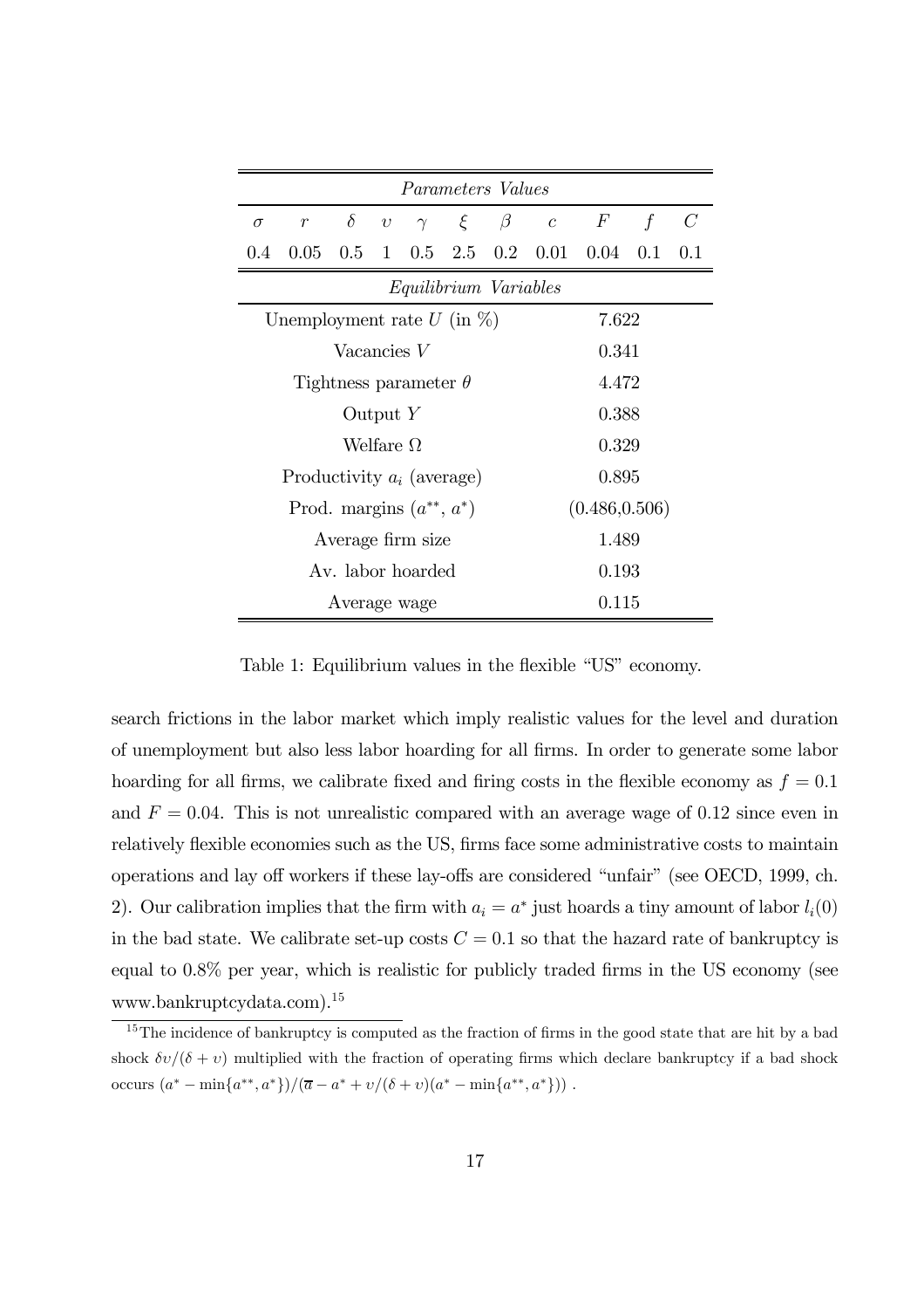| *Parameters Values* | | | | | | | | | | |
|---|---|---|---|---|---|---|---|---|---|---|
| $\sigma$ | $r$ | $\delta$ | $\upsilon$ | $\gamma$ | $\xi$ | $\beta$ | $c$ | $F$ | $f$ | $C$ |
| 0.4 | 0.05 | 0.5 | 1 | 0.5 | 2.5 | 0.2 | 0.01 | 0.04 | 0.1 | 0.1 |

| *Equilibrium Variables* | |
|---|---|
| Unemployment rate $U$ (in %) | 7.622 |
| Vacancies $V$ | 0.341 |
| Tightness parameter $\theta$ | 4.472 |
| Output $Y$ | 0.388 |
| Welfare $\Omega$ | 0.329 |
| Productivity $a_i$ (average) | 0.895 |
| Prod. margins ($a^{**}$, $a^*$) | (0.486,0.506) |
| Average firm size | 1.489 |
| Av. labor hoarded | 0.193 |
| Average wage | 0.115 |

Table 1: Equilibrium values in the flexible "US" economy.

search frictions in the labor market which imply realistic values for the level and duration of unemployment but also less labor hoarding for all firms. In order to generate some labor hoarding for all firms, we calibrate fixed and firing costs in the flexible economy as $f = 0.1$ and $F = 0.04$. This is not unrealistic compared with an average wage of 0.12 since even in relatively flexible economies such as the US, firms face some administrative costs to maintain operations and lay off workers if these lay-offs are considered "unfair" (see OECD, 1999, ch. 2). Our calibration implies that the firm with $a_i = a^*$ just hoards a tiny amount of labor $l_i(0)$ in the bad state. We calibrate set-up costs $C = 0.1$ so that the hazard rate of bankruptcy is equal to 0.8% per year, which is realistic for publicly traded firms in the US economy (see www.bankruptcydata.com).[15]

[15] The incidence of bankruptcy is computed as the fraction of firms in the good state that are hit by a bad shock $\delta\upsilon/(\delta+\upsilon)$ multiplied with the fraction of operating firms which declare bankruptcy if a bad shock occurs $(a^* - \min\{a^{**}, a^*\})/(\overline{a} - a^* + \upsilon/(\delta+\upsilon)(a^* - \min\{a^{**}, a^*\}))$ .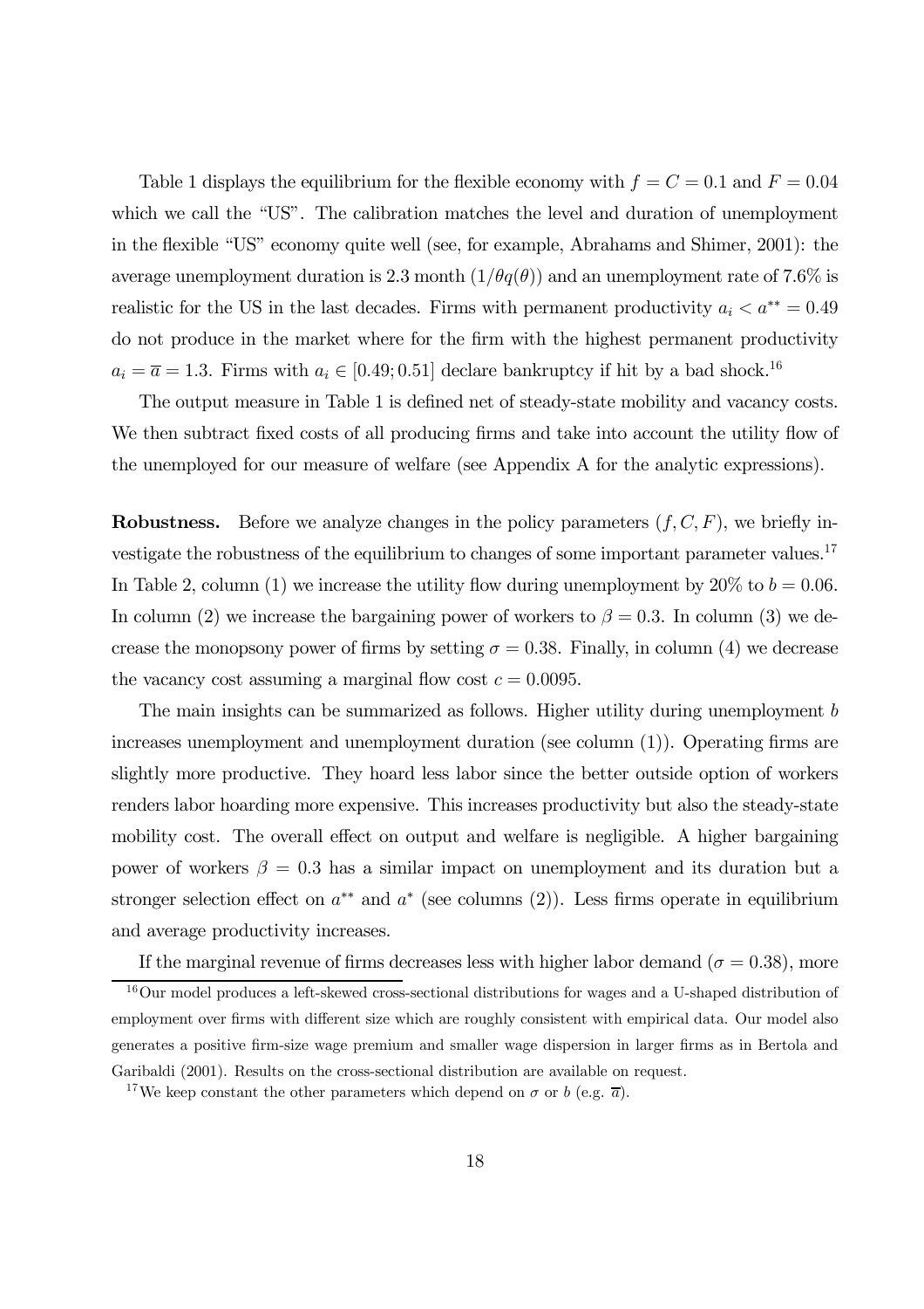Table 1 displays the equilibrium for the flexible economy with $f = C = 0.1$ and $F = 0.04$ which we call the "US". The calibration matches the level and duration of unemployment in the flexible "US" economy quite well (see, for example, Abrahams and Shimer, 2001): the average unemployment duration is 2.3 month ($1/\theta q(\theta)$) and an unemployment rate of 7.6% is realistic for the US in the last decades. Firms with permanent productivity $a_i < a^{**} = 0.49$ do not produce in the market where for the firm with the highest permanent productivity $a_i = \overline{a} = 1.3$. Firms with $a_i \in [0.49; 0.51]$ declare bankruptcy if hit by a bad shock.[16]

The output measure in Table 1 is defined net of steady-state mobility and vacancy costs. We then subtract fixed costs of all producing firms and take into account the utility flow of the unemployed for our measure of welfare (see Appendix A for the analytic expressions).

**Robustness.** Before we analyze changes in the policy parameters $(f, C, F)$, we briefly investigate the robustness of the equilibrium to changes of some important parameter values.[17] In Table 2, column (1) we increase the utility flow during unemployment by 20% to $b = 0.06$. In column (2) we increase the bargaining power of workers to $\beta = 0.3$. In column (3) we decrease the monopsony power of firms by setting $\sigma = 0.38$. Finally, in column (4) we decrease the vacancy cost assuming a marginal flow cost $c = 0.0095$.

The main insights can be summarized as follows. Higher utility during unemployment $b$ increases unemployment and unemployment duration (see column (1)). Operating firms are slightly more productive. They hoard less labor since the better outside option of workers renders labor hoarding more expensive. This increases productivity but also the steady-state mobility cost. The overall effect on output and welfare is negligible. A higher bargaining power of workers $\beta = 0.3$ has a similar impact on unemployment and its duration but a stronger selection effect on $a^{**}$ and $a^{*}$ (see columns (2)). Less firms operate in equilibrium and average productivity increases.

If the marginal revenue of firms decreases less with higher labor demand ($\sigma = 0.38$), more

[16] Our model produces a left-skewed cross-sectional distributions for wages and a U-shaped distribution of employment over firms with different size which are roughly consistent with empirical data. Our model also generates a positive firm-size wage premium and smaller wage dispersion in larger firms as in Bertola and Garibaldi (2001). Results on the cross-sectional distribution are available on request.

[17] We keep constant the other parameters which depend on $\sigma$ or $b$ (e.g. $\overline{a}$).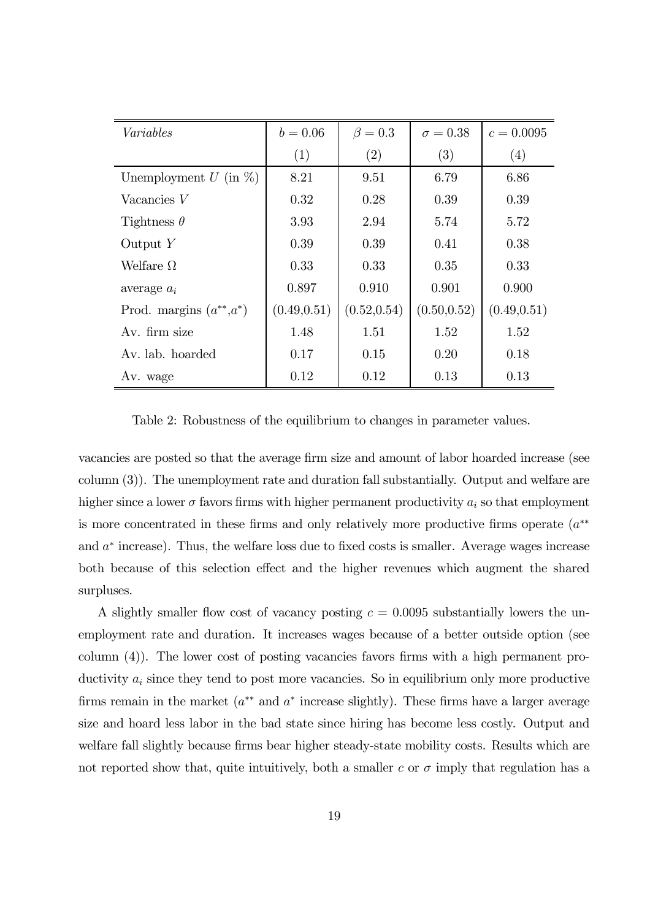| *Variables* | $b = 0.06$ | $\beta = 0.3$ | $\sigma = 0.38$ | $c = 0.0095$ |
|---|---|---|---|---|
| | (1) | (2) | (3) | (4) |
| Unemployment $U$ (in %) | 8.21 | 9.51 | 6.79 | 6.86 |
| Vacancies $V$ | 0.32 | 0.28 | 0.39 | 0.39 |
| Tightness $\theta$ | 3.93 | 2.94 | 5.74 | 5.72 |
| Output $Y$ | 0.39 | 0.39 | 0.41 | 0.38 |
| Welfare $\Omega$ | 0.33 | 0.33 | 0.35 | 0.33 |
| average $a_i$ | 0.897 | 0.910 | 0.901 | 0.900 |
| Prod. margins ($a^{**}$,$a^{*}$) | (0.49,0.51) | (0.52,0.54) | (0.50,0.52) | (0.49,0.51) |
| Av. firm size | 1.48 | 1.51 | 1.52 | 1.52 |
| Av. lab. hoarded | 0.17 | 0.15 | 0.20 | 0.18 |
| Av. wage | 0.12 | 0.12 | 0.13 | 0.13 |

Table 2: Robustness of the equilibrium to changes in parameter values.

vacancies are posted so that the average firm size and amount of labor hoarded increase (see column (3)). The unemployment rate and duration fall substantially. Output and welfare are higher since a lower $\sigma$ favors firms with higher permanent productivity $a_i$ so that employment is more concentrated in these firms and only relatively more productive firms operate ($a^{**}$ and $a^{*}$ increase). Thus, the welfare loss due to fixed costs is smaller. Average wages increase both because of this selection effect and the higher revenues which augment the shared surpluses.

A slightly smaller flow cost of vacancy posting $c = 0.0095$ substantially lowers the unemployment rate and duration. It increases wages because of a better outside option (see column (4)). The lower cost of posting vacancies favors firms with a high permanent productivity $a_i$ since they tend to post more vacancies. So in equilibrium only more productive firms remain in the market ($a^{**}$ and $a^{*}$ increase slightly). These firms have a larger average size and hoard less labor in the bad state since hiring has become less costly. Output and welfare fall slightly because firms bear higher steady-state mobility costs. Results which are not reported show that, quite intuitively, both a smaller $c$ or $\sigma$ imply that regulation has a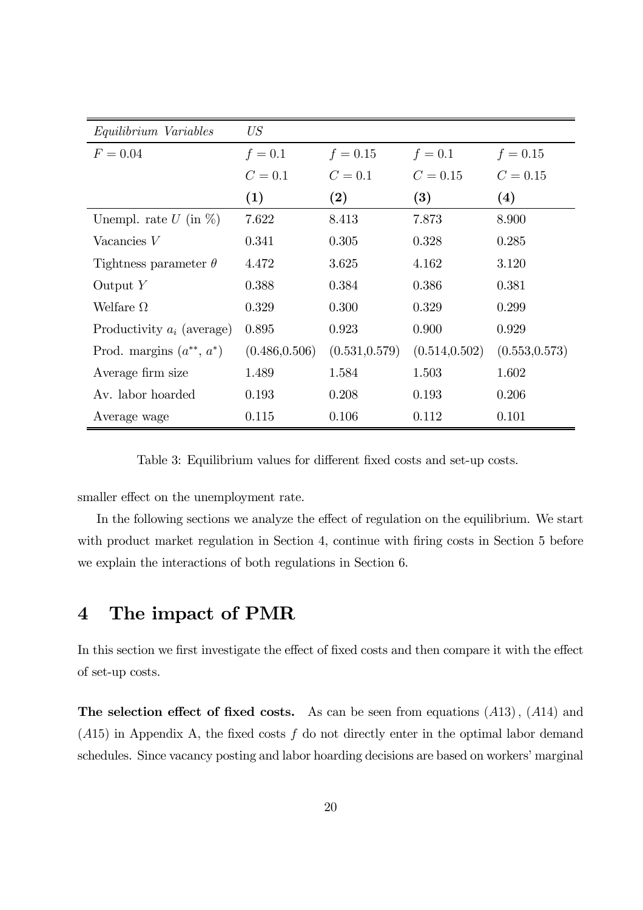| *Equilibrium Variables* | *US* | | | |
|---|---|---|---|---|
| $F = 0.04$ | $f = 0.1$ | $f = 0.15$ | $f = 0.1$ | $f = 0.15$ |
| | $C = 0.1$ | $C = 0.1$ | $C = 0.15$ | $C = 0.15$ |
| | **(1)** | **(2)** | **(3)** | **(4)** |
| Unempl. rate $U$ (in %) | 7.622 | 8.413 | 7.873 | 8.900 |
| Vacancies $V$ | 0.341 | 0.305 | 0.328 | 0.285 |
| Tightness parameter $\theta$ | 4.472 | 3.625 | 4.162 | 3.120 |
| Output $Y$ | 0.388 | 0.384 | 0.386 | 0.381 |
| Welfare $\Omega$ | 0.329 | 0.300 | 0.329 | 0.299 |
| Productivity $a_i$ (average) | 0.895 | 0.923 | 0.900 | 0.929 |
| Prod. margins ($a^{**}$, $a^{*}$) | (0.486,0.506) | (0.531,0.579) | (0.514,0.502) | (0.553,0.573) |
| Average firm size | 1.489 | 1.584 | 1.503 | 1.602 |
| Av. labor hoarded | 0.193 | 0.208 | 0.193 | 0.206 |
| Average wage | 0.115 | 0.106 | 0.112 | 0.101 |

Table 3: Equilibrium values for different fixed costs and set-up costs.

smaller effect on the unemployment rate.

In the following sections we analyze the effect of regulation on the equilibrium. We start with product market regulation in Section 4, continue with firing costs in Section 5 before we explain the interactions of both regulations in Section 6.

# 4 The impact of PMR

In this section we first investigate the effect of fixed costs and then compare it with the effect of set-up costs.

**The selection effect of fixed costs.** As can be seen from equations $(A13)$, $(A14)$ and $(A15)$ in Appendix A, the fixed costs $f$ do not directly enter in the optimal labor demand schedules. Since vacancy posting and labor hoarding decisions are based on workers' marginal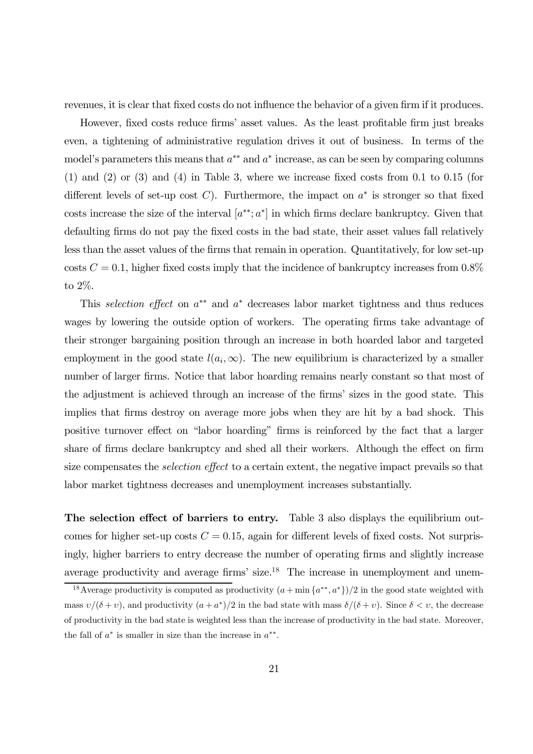revenues, it is clear that fixed costs do not influence the behavior of a given firm if it produces.

However, fixed costs reduce firms' asset values. As the least profitable firm just breaks even, a tightening of administrative regulation drives it out of business. In terms of the model's parameters this means that $a^{**}$ and $a^{*}$ increase, as can be seen by comparing columns (1) and (2) or (3) and (4) in Table 3, where we increase fixed costs from 0.1 to 0.15 (for different levels of set-up cost $C$). Furthermore, the impact on $a^{*}$ is stronger so that fixed costs increase the size of the interval $[a^{**}; a^{*}]$ in which firms declare bankruptcy. Given that defaulting firms do not pay the fixed costs in the bad state, their asset values fall relatively less than the asset values of the firms that remain in operation. Quantitatively, for low set-up costs $C = 0.1$, higher fixed costs imply that the incidence of bankruptcy increases from 0.8% to 2%.

This *selection effect* on $a^{**}$ and $a^{*}$ decreases labor market tightness and thus reduces wages by lowering the outside option of workers. The operating firms take advantage of their stronger bargaining position through an increase in both hoarded labor and targeted employment in the good state $l(a_i, \infty)$. The new equilibrium is characterized by a smaller number of larger firms. Notice that labor hoarding remains nearly constant so that most of the adjustment is achieved through an increase of the firms' sizes in the good state. This implies that firms destroy on average more jobs when they are hit by a bad shock. This positive turnover effect on "labor hoarding" firms is reinforced by the fact that a larger share of firms declare bankruptcy and shed all their workers. Although the effect on firm size compensates the *selection effect* to a certain extent, the negative impact prevails so that labor market tightness decreases and unemployment increases substantially.

**The selection effect of barriers to entry.** Table 3 also displays the equilibrium outcomes for higher set-up costs $C = 0.15$, again for different levels of fixed costs. Not surprisingly, higher barriers to entry decrease the number of operating firms and slightly increase average productivity and average firms' size.[18] The increase in unemployment and unem-

[18] Average productivity is computed as productivity $(a + \min\{a^{**}, a^{*}\})/2$ in the good state weighted with mass $\upsilon/(\delta + \upsilon)$, and productivity $(a + a^{*})/2$ in the bad state with mass $\delta/(\delta + \upsilon)$. Since $\delta < \upsilon$, the decrease of productivity in the bad state is weighted less than the increase of productivity in the bad state. Moreover, the fall of $a^{*}$ is smaller in size than the increase in $a^{**}$.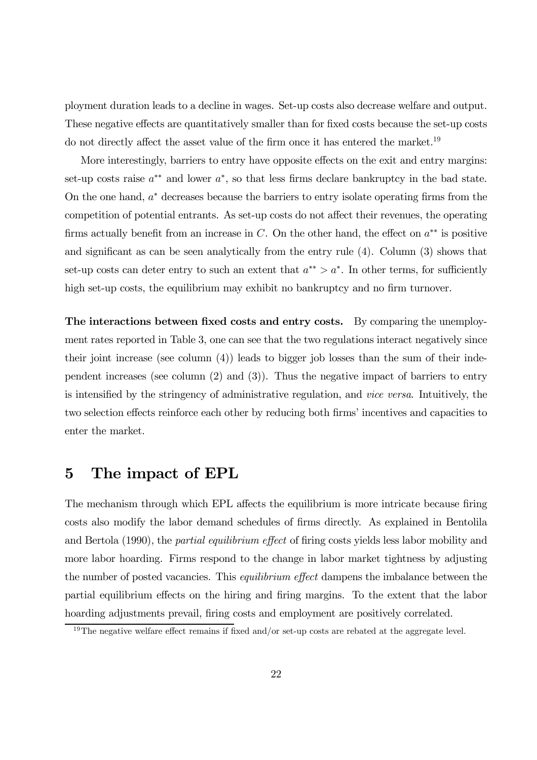ployment duration leads to a decline in wages. Set-up costs also decrease welfare and output. These negative effects are quantitatively smaller than for fixed costs because the set-up costs do not directly affect the asset value of the firm once it has entered the market.[19]

More interestingly, barriers to entry have opposite effects on the exit and entry margins: set-up costs raise $a^{**}$ and lower $a^{*}$, so that less firms declare bankruptcy in the bad state. On the one hand, $a^{*}$ decreases because the barriers to entry isolate operating firms from the competition of potential entrants. As set-up costs do not affect their revenues, the operating firms actually benefit from an increase in $C$. On the other hand, the effect on $a^{**}$ is positive and significant as can be seen analytically from the entry rule (4). Column (3) shows that set-up costs can deter entry to such an extent that $a^{**} > a^{*}$. In other terms, for sufficiently high set-up costs, the equilibrium may exhibit no bankruptcy and no firm turnover.

**The interactions between fixed costs and entry costs.** By comparing the unemployment rates reported in Table 3, one can see that the two regulations interact negatively since their joint increase (see column (4)) leads to bigger job losses than the sum of their independent increases (see column (2) and (3)). Thus the negative impact of barriers to entry is intensified by the stringency of administrative regulation, and *vice versa*. Intuitively, the two selection effects reinforce each other by reducing both firms' incentives and capacities to enter the market.

# 5 The impact of EPL

The mechanism through which EPL affects the equilibrium is more intricate because firing costs also modify the labor demand schedules of firms directly. As explained in Bentolila and Bertola (1990), the *partial equilibrium effect* of firing costs yields less labor mobility and more labor hoarding. Firms respond to the change in labor market tightness by adjusting the number of posted vacancies. This *equilibrium effect* dampens the imbalance between the partial equilibrium effects on the hiring and firing margins. To the extent that the labor hoarding adjustments prevail, firing costs and employment are positively correlated.

[19] The negative welfare effect remains if fixed and/or set-up costs are rebated at the aggregate level.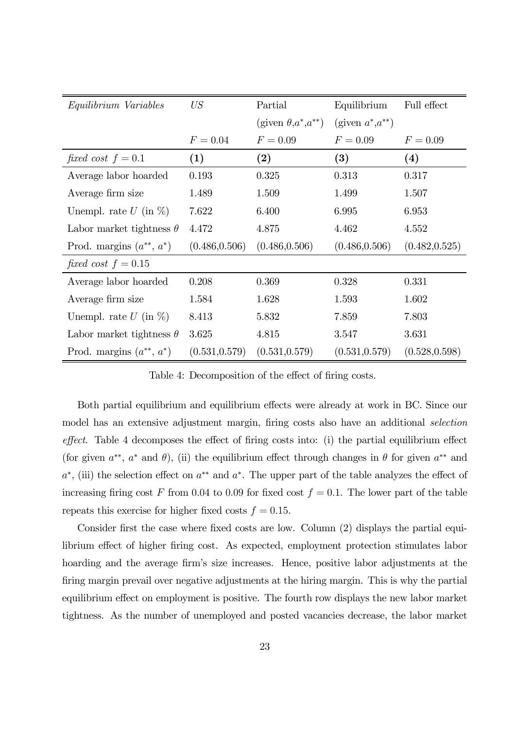| *Equilibrium Variables* | *US* | Partial (given $\theta$,$a^*$,$a^{**}$) | Equilibrium (given $a^*$,$a^{**}$) | Full effect |
|---|---|---|---|---|
| | $F = 0.04$ | $F = 0.09$ | $F = 0.09$ | $F = 0.09$ |
| *fixed cost* $f = 0.1$ | **(1)** | **(2)** | **(3)** | **(4)** |
| Average labor hoarded | 0.193 | 0.325 | 0.313 | 0.317 |
| Average firm size | 1.489 | 1.509 | 1.499 | 1.507 |
| Unempl. rate $U$ (in %) | 7.622 | 6.400 | 6.995 | 6.953 |
| Labor market tightness $\theta$ | 4.472 | 4.875 | 4.462 | 4.552 |
| Prod. margins ($a^{**}$, $a^*$) | (0.486,0.506) | (0.486,0.506) | (0.486,0.506) | (0.482,0.525) |
| *fixed cost* $f = 0.15$ | | | | |
| Average labor hoarded | 0.208 | 0.369 | 0.328 | 0.331 |
| Average firm size | 1.584 | 1.628 | 1.593 | 1.602 |
| Unempl. rate $U$ (in %) | 8.413 | 5.832 | 7.859 | 7.803 |
| Labor market tightness $\theta$ | 3.625 | 4.815 | 3.547 | 3.631 |
| Prod. margins ($a^{**}$, $a^*$) | (0.531,0.579) | (0.531,0.579) | (0.531,0.579) | (0.528,0.598) |

Table 4: Decomposition of the effect of firing costs.

Both partial equilibrium and equilibrium effects were already at work in BC. Since our model has an extensive adjustment margin, firing costs also have an additional *selection effect*. Table 4 decomposes the effect of firing costs into: (i) the partial equilibrium effect (for given $a^{**}$, $a^*$ and $\theta$), (ii) the equilibrium effect through changes in $\theta$ for given $a^{**}$ and $a^*$, (iii) the selection effect on $a^{**}$ and $a^*$. The upper part of the table analyzes the effect of increasing firing cost $F$ from 0.04 to 0.09 for fixed cost $f = 0.1$. The lower part of the table repeats this exercise for higher fixed costs $f = 0.15$.

Consider first the case where fixed costs are low. Column (2) displays the partial equilibrium effect of higher firing cost. As expected, employment protection stimulates labor hoarding and the average firm's size increases. Hence, positive labor adjustments at the firing margin prevail over negative adjustments at the hiring margin. This is why the partial equilibrium effect on employment is positive. The fourth row displays the new labor market tightness. As the number of unemployed and posted vacancies decrease, the labor market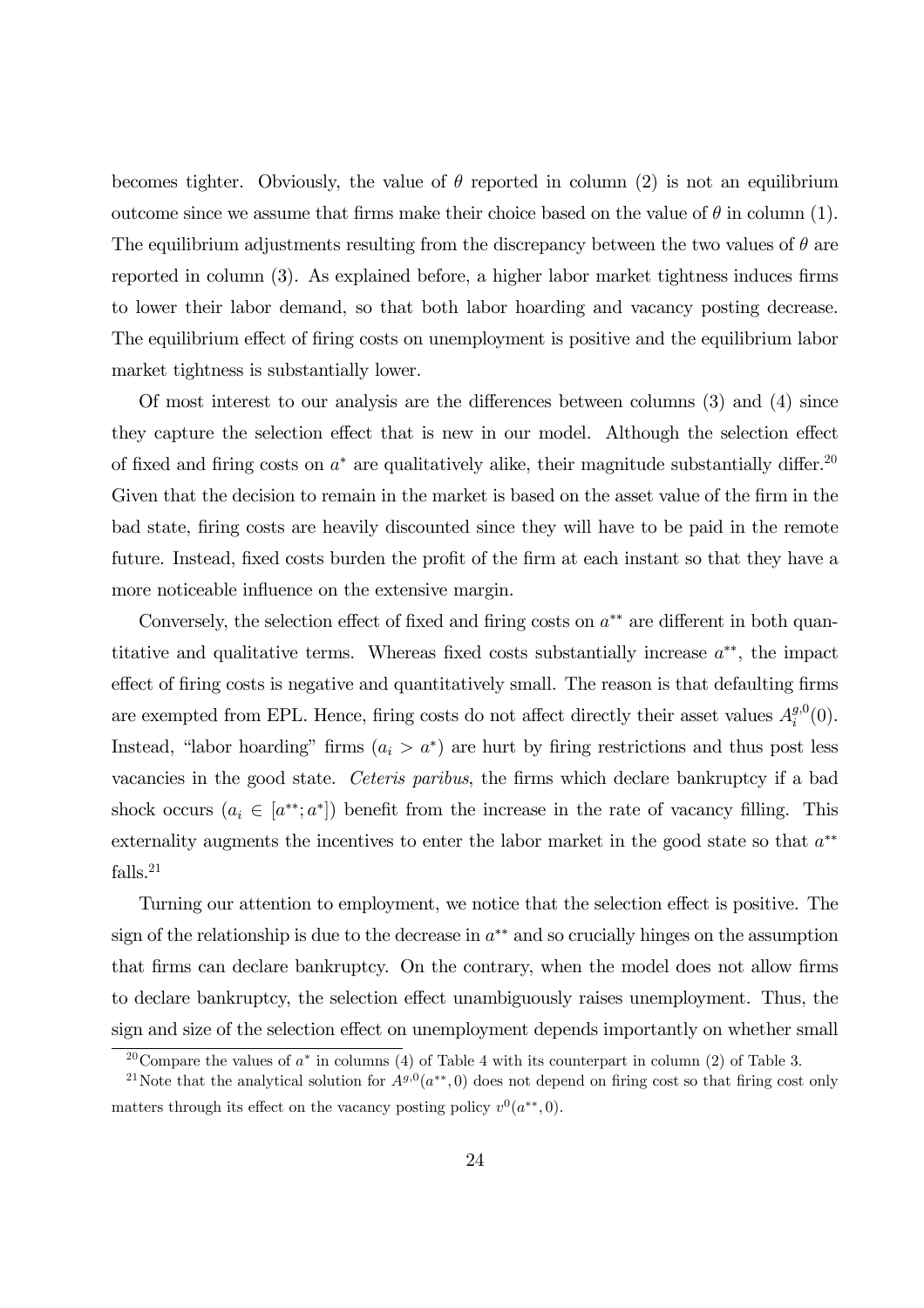becomes tighter. Obviously, the value of $\theta$ reported in column (2) is not an equilibrium outcome since we assume that firms make their choice based on the value of $\theta$ in column (1). The equilibrium adjustments resulting from the discrepancy between the two values of $\theta$ are reported in column (3). As explained before, a higher labor market tightness induces firms to lower their labor demand, so that both labor hoarding and vacancy posting decrease. The equilibrium effect of firing costs on unemployment is positive and the equilibrium labor market tightness is substantially lower.

Of most interest to our analysis are the differences between columns (3) and (4) since they capture the selection effect that is new in our model. Although the selection effect of fixed and firing costs on $a^*$ are qualitatively alike, their magnitude substantially differ.[20] Given that the decision to remain in the market is based on the asset value of the firm in the bad state, firing costs are heavily discounted since they will have to be paid in the remote future. Instead, fixed costs burden the profit of the firm at each instant so that they have a more noticeable influence on the extensive margin.

Conversely, the selection effect of fixed and firing costs on $a^{**}$ are different in both quantitative and qualitative terms. Whereas fixed costs substantially increase $a^{**}$, the impact effect of firing costs is negative and quantitatively small. The reason is that defaulting firms are exempted from EPL. Hence, firing costs do not affect directly their asset values $A_i^{g,0}(0)$. Instead, "labor hoarding" firms ($a_i > a^*$) are hurt by firing restrictions and thus post less vacancies in the good state. *Ceteris paribus*, the firms which declare bankruptcy if a bad shock occurs ($a_i \in [a^{**}; a^*]$) benefit from the increase in the rate of vacancy filling. This externality augments the incentives to enter the labor market in the good state so that $a^{**}$ falls.[21]

Turning our attention to employment, we notice that the selection effect is positive. The sign of the relationship is due to the decrease in $a^{**}$ and so crucially hinges on the assumption that firms can declare bankruptcy. On the contrary, when the model does not allow firms to declare bankruptcy, the selection effect unambiguously raises unemployment. Thus, the sign and size of the selection effect on unemployment depends importantly on whether small

[20] Compare the values of $a^*$ in columns (4) of Table 4 with its counterpart in column (2) of Table 3.

[21] Note that the analytical solution for $A^{g,0}(a^{**}, 0)$ does not depend on firing cost so that firing cost only matters through its effect on the vacancy posting policy $v^0(a^{**}, 0)$.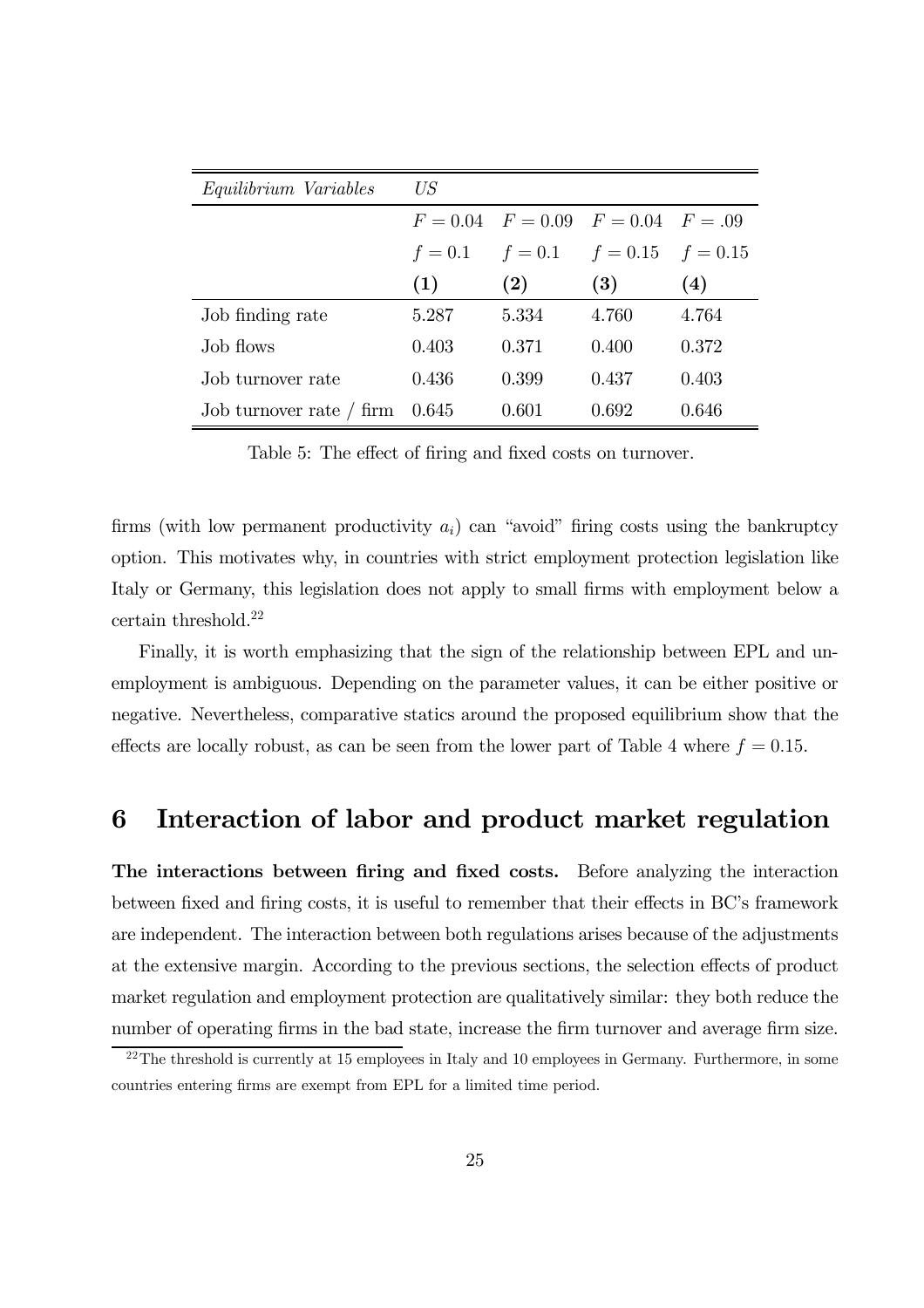| *Equilibrium Variables* | *US* | | | |
|---|---|---|---|---|
| | $F = 0.04$ | $F = 0.09$ | $F = 0.04$ | $F = .09$ |
| | $f = 0.1$ | $f = 0.1$ | $f = 0.15$ | $f = 0.15$ |
| | **(1)** | **(2)** | **(3)** | **(4)** |
| Job finding rate | 5.287 | 5.334 | 4.760 | 4.764 |
| Job flows | 0.403 | 0.371 | 0.400 | 0.372 |
| Job turnover rate | 0.436 | 0.399 | 0.437 | 0.403 |
| Job turnover rate / firm | 0.645 | 0.601 | 0.692 | 0.646 |

Table 5: The effect of firing and fixed costs on turnover.

firms (with low permanent productivity $a_i$) can "avoid" firing costs using the bankruptcy option. This motivates why, in countries with strict employment protection legislation like Italy or Germany, this legislation does not apply to small firms with employment below a certain threshold.[22]

Finally, it is worth emphasizing that the sign of the relationship between EPL and unemployment is ambiguous. Depending on the parameter values, it can be either positive or negative. Nevertheless, comparative statics around the proposed equilibrium show that the effects are locally robust, as can be seen from the lower part of Table 4 where $f = 0.15$.

# 6 Interaction of labor and product market regulation

**The interactions between firing and fixed costs.** Before analyzing the interaction between fixed and firing costs, it is useful to remember that their effects in BC's framework are independent. The interaction between both regulations arises because of the adjustments at the extensive margin. According to the previous sections, the selection effects of product market regulation and employment protection are qualitatively similar: they both reduce the number of operating firms in the bad state, increase the firm turnover and average firm size.

[22] The threshold is currently at 15 employees in Italy and 10 employees in Germany. Furthermore, in some countries entering firms are exempt from EPL for a limited time period.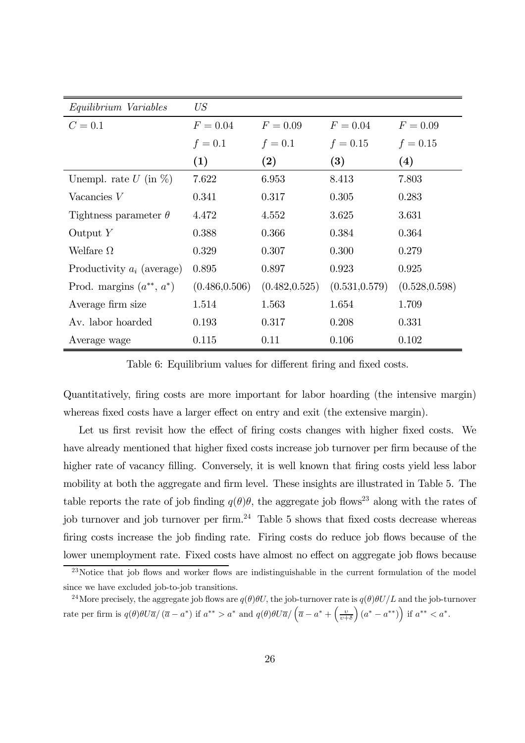| *Equilibrium Variables* | *US* | | | |
|---|---|---|---|---|
| $C = 0.1$ | $F = 0.04$ | $F = 0.09$ | $F = 0.04$ | $F = 0.09$ |
| | $f = 0.1$ | $f = 0.1$ | $f = 0.15$ | $f = 0.15$ |
| | **(1)** | **(2)** | **(3)** | **(4)** |
| Unempl. rate $U$ (in %) | 7.622 | 6.953 | 8.413 | 7.803 |
| Vacancies $V$ | 0.341 | 0.317 | 0.305 | 0.283 |
| Tightness parameter $\theta$ | 4.472 | 4.552 | 3.625 | 3.631 |
| Output $Y$ | 0.388 | 0.366 | 0.384 | 0.364 |
| Welfare $\Omega$ | 0.329 | 0.307 | 0.300 | 0.279 |
| Productivity $a_i$ (average) | 0.895 | 0.897 | 0.923 | 0.925 |
| Prod. margins ($a^{**}$, $a^{*}$) | (0.486,0.506) | (0.482,0.525) | (0.531,0.579) | (0.528,0.598) |
| Average firm size | 1.514 | 1.563 | 1.654 | 1.709 |
| Av. labor hoarded | 0.193 | 0.317 | 0.208 | 0.331 |
| Average wage | 0.115 | 0.11 | 0.106 | 0.102 |

Table 6: Equilibrium values for different firing and fixed costs.

Quantitatively, firing costs are more important for labor hoarding (the intensive margin) whereas fixed costs have a larger effect on entry and exit (the extensive margin).

Let us first revisit how the effect of firing costs changes with higher fixed costs. We have already mentioned that higher fixed costs increase job turnover per firm because of the higher rate of vacancy filling. Conversely, it is well known that firing costs yield less labor mobility at both the aggregate and firm level. These insights are illustrated in Table 5. The table reports the rate of job finding $q(\theta)\theta$, the aggregate job flows[23] along with the rates of job turnover and job turnover per firm.[24] Table 5 shows that fixed costs decrease whereas firing costs increase the job finding rate. Firing costs do reduce job flows because of the lower unemployment rate. Fixed costs have almost no effect on aggregate job flows because

[23] Notice that job flows and worker flows are indistinguishable in the current formulation of the model since we have excluded job-to-job transitions.

[24] More precisely, the aggregate job flows are $q(\theta)\theta U$, the job-turnover rate is $q(\theta)\theta U/L$ and the job-turnover rate per firm is $q(\theta)\theta U\overline{a}/\left(\overline{a}-a^{*}\right)$ if $a^{**} > a^{*}$ and $q(\theta)\theta U\overline{a}/\left(\overline{a}-a^{*}+\left(\frac{\upsilon}{\upsilon+\delta}\right)\left(a^{*}-a^{**}\right)\right)$ if $a^{**} < a^{*}$.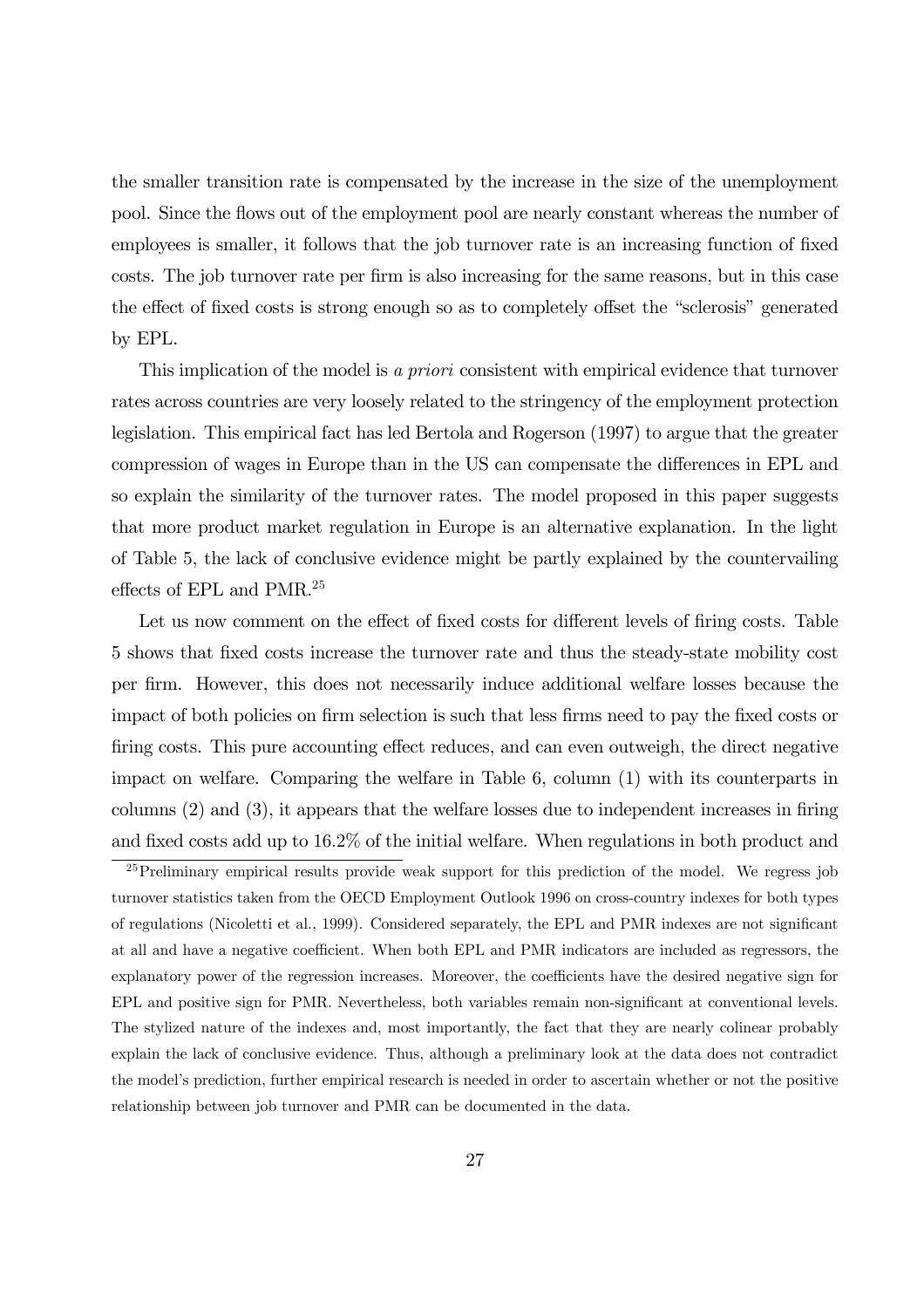the smaller transition rate is compensated by the increase in the size of the unemployment pool. Since the flows out of the employment pool are nearly constant whereas the number of employees is smaller, it follows that the job turnover rate is an increasing function of fixed costs. The job turnover rate per firm is also increasing for the same reasons, but in this case the effect of fixed costs is strong enough so as to completely offset the "sclerosis" generated by EPL.

This implication of the model is *a priori* consistent with empirical evidence that turnover rates across countries are very loosely related to the stringency of the employment protection legislation. This empirical fact has led Bertola and Rogerson (1997) to argue that the greater compression of wages in Europe than in the US can compensate the differences in EPL and so explain the similarity of the turnover rates. The model proposed in this paper suggests that more product market regulation in Europe is an alternative explanation. In the light of Table 5, the lack of conclusive evidence might be partly explained by the countervailing effects of EPL and PMR.[25]

Let us now comment on the effect of fixed costs for different levels of firing costs. Table 5 shows that fixed costs increase the turnover rate and thus the steady-state mobility cost per firm. However, this does not necessarily induce additional welfare losses because the impact of both policies on firm selection is such that less firms need to pay the fixed costs or firing costs. This pure accounting effect reduces, and can even outweigh, the direct negative impact on welfare. Comparing the welfare in Table 6, column (1) with its counterparts in columns (2) and (3), it appears that the welfare losses due to independent increases in firing and fixed costs add up to 16.2% of the initial welfare. When regulations in both product and

[25] Preliminary empirical results provide weak support for this prediction of the model. We regress job turnover statistics taken from the OECD Employment Outlook 1996 on cross-country indexes for both types of regulations (Nicoletti et al., 1999). Considered separately, the EPL and PMR indexes are not significant at all and have a negative coefficient. When both EPL and PMR indicators are included as regressors, the explanatory power of the regression increases. Moreover, the coefficients have the desired negative sign for EPL and positive sign for PMR. Nevertheless, both variables remain non-significant at conventional levels. The stylized nature of the indexes and, most importantly, the fact that they are nearly colinear probably explain the lack of conclusive evidence. Thus, although a preliminary look at the data does not contradict the model's prediction, further empirical research is needed in order to ascertain whether or not the positive relationship between job turnover and PMR can be documented in the data.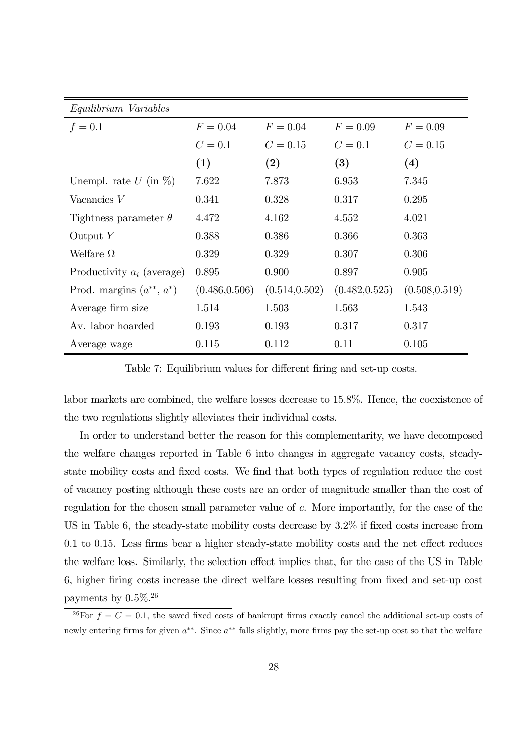| *Equilibrium Variables* | | | | |
|---|---|---|---|---|
| $f = 0.1$ | $F = 0.04$ | $F = 0.04$ | $F = 0.09$ | $F = 0.09$ |
| | $C = 0.1$ | $C = 0.15$ | $C = 0.1$ | $C = 0.15$ |
| | **(1)** | **(2)** | **(3)** | **(4)** |
| Unempl. rate $U$ (in %) | 7.622 | 7.873 | 6.953 | 7.345 |
| Vacancies $V$ | 0.341 | 0.328 | 0.317 | 0.295 |
| Tightness parameter $\theta$ | 4.472 | 4.162 | 4.552 | 4.021 |
| Output $Y$ | 0.388 | 0.386 | 0.366 | 0.363 |
| Welfare $\Omega$ | 0.329 | 0.329 | 0.307 | 0.306 |
| Productivity $a_i$ (average) | 0.895 | 0.900 | 0.897 | 0.905 |
| Prod. margins ($a^{**}$, $a^{*}$) | (0.486,0.506) | (0.514,0.502) | (0.482,0.525) | (0.508,0.519) |
| Average firm size | 1.514 | 1.503 | 1.563 | 1.543 |
| Av. labor hoarded | 0.193 | 0.193 | 0.317 | 0.317 |
| Average wage | 0.115 | 0.112 | 0.11 | 0.105 |

Table 7: Equilibrium values for different firing and set-up costs.

labor markets are combined, the welfare losses decrease to 15.8%. Hence, the coexistence of the two regulations slightly alleviates their individual costs.

In order to understand better the reason for this complementarity, we have decomposed the welfare changes reported in Table 6 into changes in aggregate vacancy costs, steady-state mobility costs and fixed costs. We find that both types of regulation reduce the cost of vacancy posting although these costs are an order of magnitude smaller than the cost of regulation for the chosen small parameter value of $c$. More importantly, for the case of the US in Table 6, the steady-state mobility costs decrease by 3.2% if fixed costs increase from 0.1 to 0.15. Less firms bear a higher steady-state mobility costs and the net effect reduces the welfare loss. Similarly, the selection effect implies that, for the case of the US in Table 6, higher firing costs increase the direct welfare losses resulting from fixed and set-up cost payments by 0.5%.[26]

[26] For $f = C = 0.1$, the saved fixed costs of bankrupt firms exactly cancel the additional set-up costs of newly entering firms for given $a^{**}$. Since $a^{**}$ falls slightly, more firms pay the set-up cost so that the welfare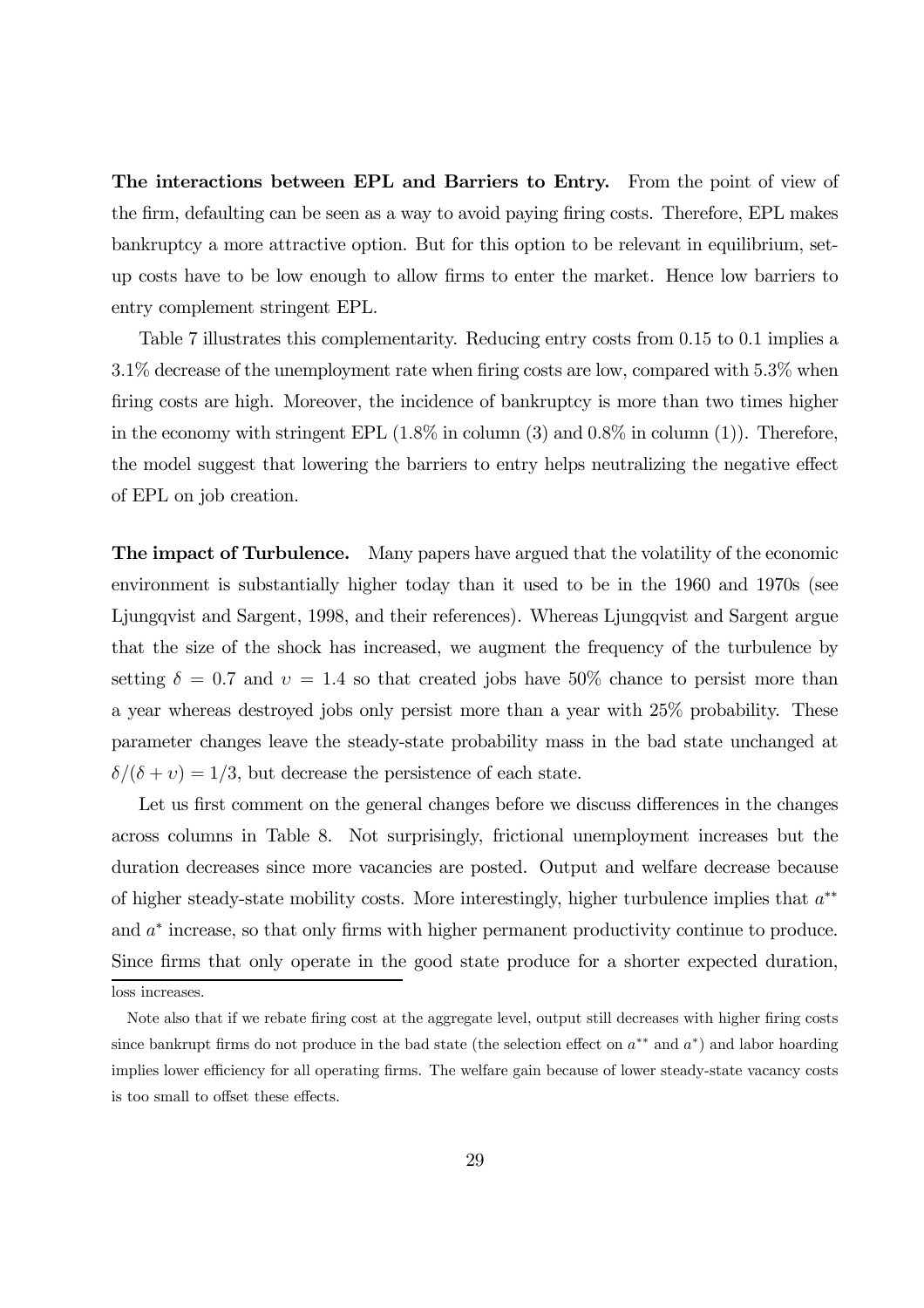**The interactions between EPL and Barriers to Entry.** From the point of view of the firm, defaulting can be seen as a way to avoid paying firing costs. Therefore, EPL makes bankruptcy a more attractive option. But for this option to be relevant in equilibrium, set-up costs have to be low enough to allow firms to enter the market. Hence low barriers to entry complement stringent EPL.

Table 7 illustrates this complementarity. Reducing entry costs from 0.15 to 0.1 implies a 3.1% decrease of the unemployment rate when firing costs are low, compared with 5.3% when firing costs are high. Moreover, the incidence of bankruptcy is more than two times higher in the economy with stringent EPL (1.8% in column (3) and 0.8% in column (1)). Therefore, the model suggest that lowering the barriers to entry helps neutralizing the negative effect of EPL on job creation.

**The impact of Turbulence.** Many papers have argued that the volatility of the economic environment is substantially higher today than it used to be in the 1960 and 1970s (see Ljungqvist and Sargent, 1998, and their references). Whereas Ljungqvist and Sargent argue that the size of the shock has increased, we augment the frequency of the turbulence by setting $\delta = 0.7$ and $\upsilon = 1.4$ so that created jobs have 50% chance to persist more than a year whereas destroyed jobs only persist more than a year with 25% probability. These parameter changes leave the steady-state probability mass in the bad state unchanged at $\delta/(\delta+\upsilon) = 1/3$, but decrease the persistence of each state.

Let us first comment on the general changes before we discuss differences in the changes across columns in Table 8. Not surprisingly, frictional unemployment increases but the duration decreases since more vacancies are posted. Output and welfare decrease because of higher steady-state mobility costs. More interestingly, higher turbulence implies that $a^{**}$ and $a^{*}$ increase, so that only firms with higher permanent productivity continue to produce. Since firms that only operate in the good state produce for a shorter expected duration,

loss increases.

Note also that if we rebate firing cost at the aggregate level, output still decreases with higher firing costs since bankrupt firms do not produce in the bad state (the selection effect on $a^{**}$ and $a^{*}$) and labor hoarding implies lower efficiency for all operating firms. The welfare gain because of lower steady-state vacancy costs is too small to offset these effects.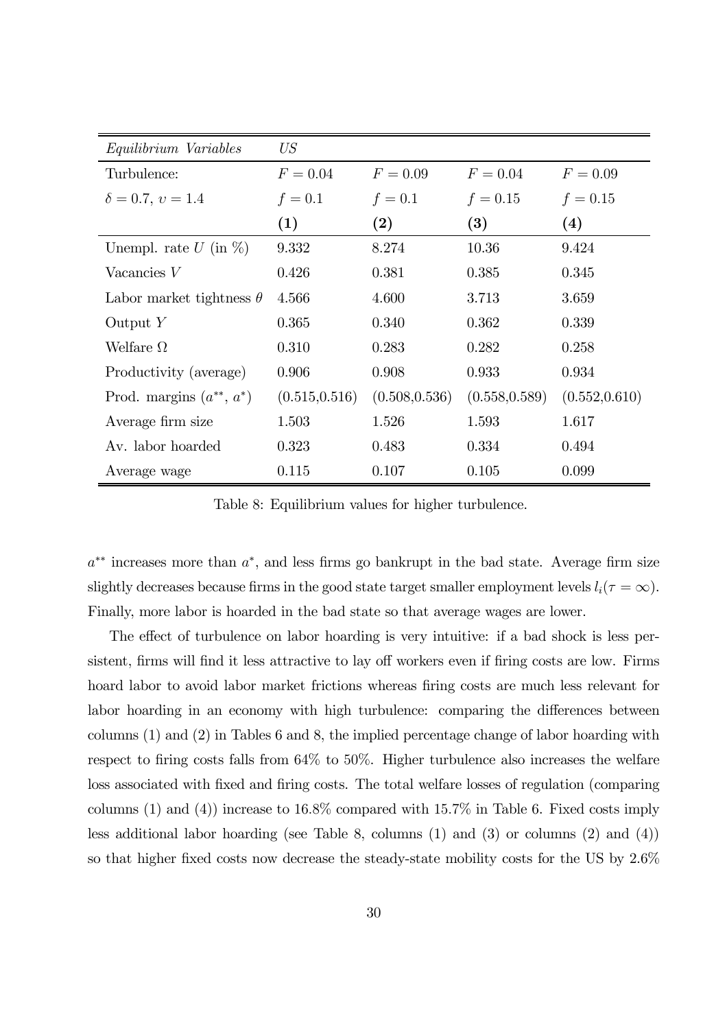| *Equilibrium Variables* | *US* | | | |
|---|---|---|---|---|
| Turbulence: | $F = 0.04$ | $F = 0.09$ | $F = 0.04$ | $F = 0.09$ |
| $\delta = 0.7,\ \upsilon = 1.4$ | $f = 0.1$ | $f = 0.1$ | $f = 0.15$ | $f = 0.15$ |
| | **(1)** | **(2)** | **(3)** | **(4)** |
| Unempl. rate $U$ (in %) | 9.332 | 8.274 | 10.36 | 9.424 |
| Vacancies $V$ | 0.426 | 0.381 | 0.385 | 0.345 |
| Labor market tightness $\theta$ | 4.566 | 4.600 | 3.713 | 3.659 |
| Output $Y$ | 0.365 | 0.340 | 0.362 | 0.339 |
| Welfare $\Omega$ | 0.310 | 0.283 | 0.282 | 0.258 |
| Productivity (average) | 0.906 | 0.908 | 0.933 | 0.934 |
| Prod. margins ($a^{**}$, $a^{*}$) | (0.515,0.516) | (0.508,0.536) | (0.558,0.589) | (0.552,0.610) |
| Average firm size | 1.503 | 1.526 | 1.593 | 1.617 |
| Av. labor hoarded | 0.323 | 0.483 | 0.334 | 0.494 |
| Average wage | 0.115 | 0.107 | 0.105 | 0.099 |

Table 8: Equilibrium values for higher turbulence.

$a^{**}$ increases more than $a^{*}$, and less firms go bankrupt in the bad state. Average firm size slightly decreases because firms in the good state target smaller employment levels $l_i(\tau = \infty)$. Finally, more labor is hoarded in the bad state so that average wages are lower.

The effect of turbulence on labor hoarding is very intuitive: if a bad shock is less persistent, firms will find it less attractive to lay off workers even if firing costs are low. Firms hoard labor to avoid labor market frictions whereas firing costs are much less relevant for labor hoarding in an economy with high turbulence: comparing the differences between columns (1) and (2) in Tables 6 and 8, the implied percentage change of labor hoarding with respect to firing costs falls from 64% to 50%. Higher turbulence also increases the welfare loss associated with fixed and firing costs. The total welfare losses of regulation (comparing columns (1) and (4)) increase to 16.8% compared with 15.7% in Table 6. Fixed costs imply less additional labor hoarding (see Table 8, columns (1) and (3) or columns (2) and (4)) so that higher fixed costs now decrease the steady-state mobility costs for the US by 2.6%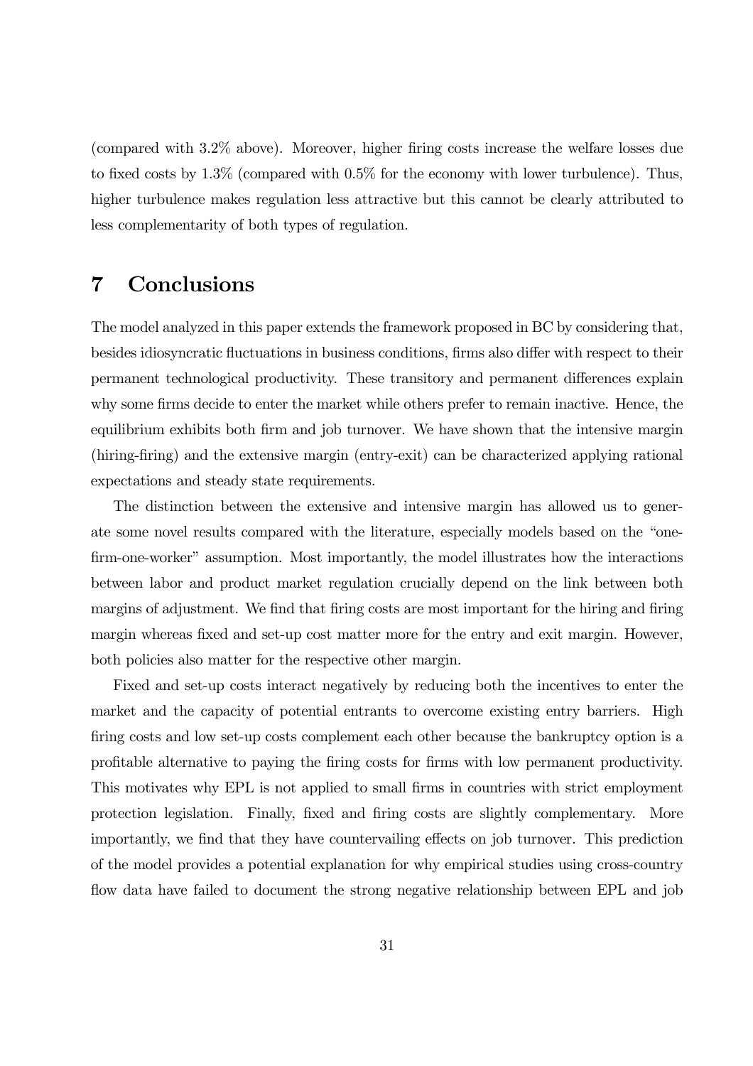(compared with 3.2% above). Moreover, higher firing costs increase the welfare losses due to fixed costs by 1.3% (compared with 0.5% for the economy with lower turbulence). Thus, higher turbulence makes regulation less attractive but this cannot be clearly attributed to less complementarity of both types of regulation.

# 7 Conclusions

The model analyzed in this paper extends the framework proposed in BC by considering that, besides idiosyncratic fluctuations in business conditions, firms also differ with respect to their permanent technological productivity. These transitory and permanent differences explain why some firms decide to enter the market while others prefer to remain inactive. Hence, the equilibrium exhibits both firm and job turnover. We have shown that the intensive margin (hiring-firing) and the extensive margin (entry-exit) can be characterized applying rational expectations and steady state requirements.

The distinction between the extensive and intensive margin has allowed us to generate some novel results compared with the literature, especially models based on the "one-firm-one-worker" assumption. Most importantly, the model illustrates how the interactions between labor and product market regulation crucially depend on the link between both margins of adjustment. We find that firing costs are most important for the hiring and firing margin whereas fixed and set-up cost matter more for the entry and exit margin. However, both policies also matter for the respective other margin.

Fixed and set-up costs interact negatively by reducing both the incentives to enter the market and the capacity of potential entrants to overcome existing entry barriers. High firing costs and low set-up costs complement each other because the bankruptcy option is a profitable alternative to paying the firing costs for firms with low permanent productivity. This motivates why EPL is not applied to small firms in countries with strict employment protection legislation. Finally, fixed and firing costs are slightly complementary. More importantly, we find that they have countervailing effects on job turnover. This prediction of the model provides a potential explanation for why empirical studies using cross-country flow data have failed to document the strong negative relationship between EPL and job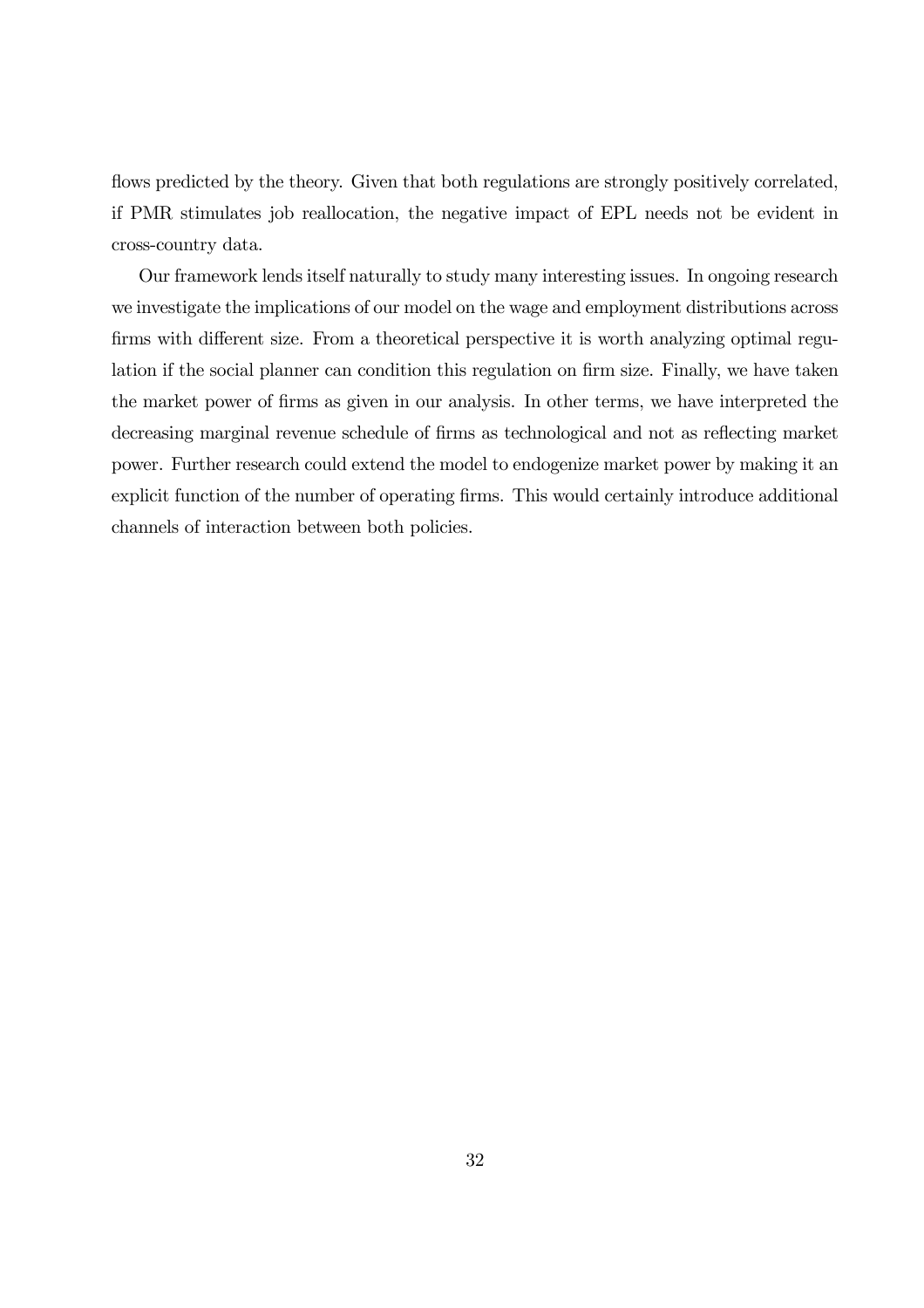flows predicted by the theory. Given that both regulations are strongly positively correlated, if PMR stimulates job reallocation, the negative impact of EPL needs not be evident in cross-country data.

Our framework lends itself naturally to study many interesting issues. In ongoing research we investigate the implications of our model on the wage and employment distributions across firms with different size. From a theoretical perspective it is worth analyzing optimal regulation if the social planner can condition this regulation on firm size. Finally, we have taken the market power of firms as given in our analysis. In other terms, we have interpreted the decreasing marginal revenue schedule of firms as technological and not as reflecting market power. Further research could extend the model to endogenize market power by making it an explicit function of the number of operating firms. This would certainly introduce additional channels of interaction between both policies.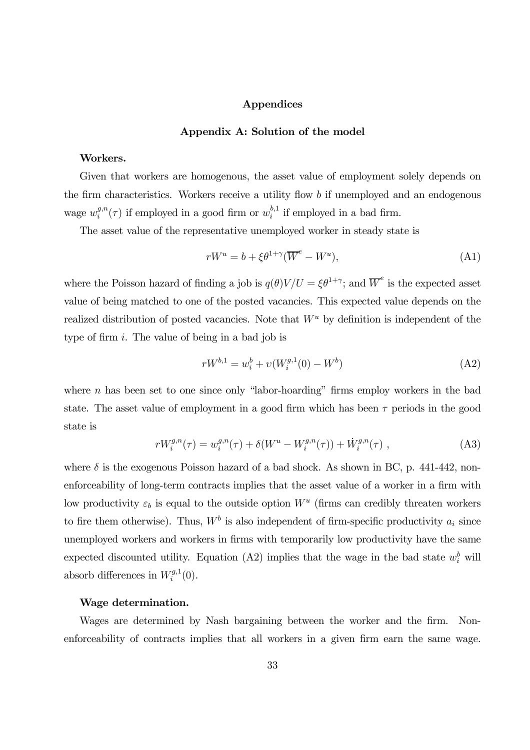# Appendices

## Appendix A: Solution of the model

**Workers.**

Given that workers are homogenous, the asset value of employment solely depends on the firm characteristics. Workers receive a utility flow $b$ if unemployed and an endogenous wage $w_i^{g,n}(\tau)$ if employed in a good firm or $w_i^{b,1}$ if employed in a bad firm.

The asset value of the representative unemployed worker in steady state is

$$rW^u = b + \xi\theta^{1+\gamma}(\overline{W}^e - W^u), \tag{A1}$$

where the Poisson hazard of finding a job is $q(\theta)V/U = \xi\theta^{1+\gamma}$; and $\overline{W}^e$ is the expected asset value of being matched to one of the posted vacancies. This expected value depends on the realized distribution of posted vacancies. Note that $W^u$ by definition is independent of the type of firm $i$. The value of being in a bad job is

$$rW^{b,1} = w_i^b + \upsilon(W_i^{g,1}(0) - W^b) \tag{A2}$$

where $n$ has been set to one since only "labor-hoarding" firms employ workers in the bad state. The asset value of employment in a good firm which has been $\tau$ periods in the good state is

$$rW_i^{g,n}(\tau) = w_i^{g,n}(\tau) + \delta(W^u - W_i^{g,n}(\tau)) + \dot{W}_i^{g,n}(\tau)\ , \tag{A3}$$

where $\delta$ is the exogenous Poisson hazard of a bad shock. As shown in BC, p. 441-442, non-enforceability of long-term contracts implies that the asset value of a worker in a firm with low productivity $\varepsilon_b$ is equal to the outside option $W^u$ (firms can credibly threaten workers to fire them otherwise). Thus, $W^b$ is also independent of firm-specific productivity $a_i$ since unemployed workers and workers in firms with temporarily low productivity have the same expected discounted utility. Equation (A2) implies that the wage in the bad state $w_i^b$ will absorb differences in $W_i^{g,1}(0)$.

**Wage determination.**

Wages are determined by Nash bargaining between the worker and the firm. Non-enforceability of contracts implies that all workers in a given firm earn the same wage.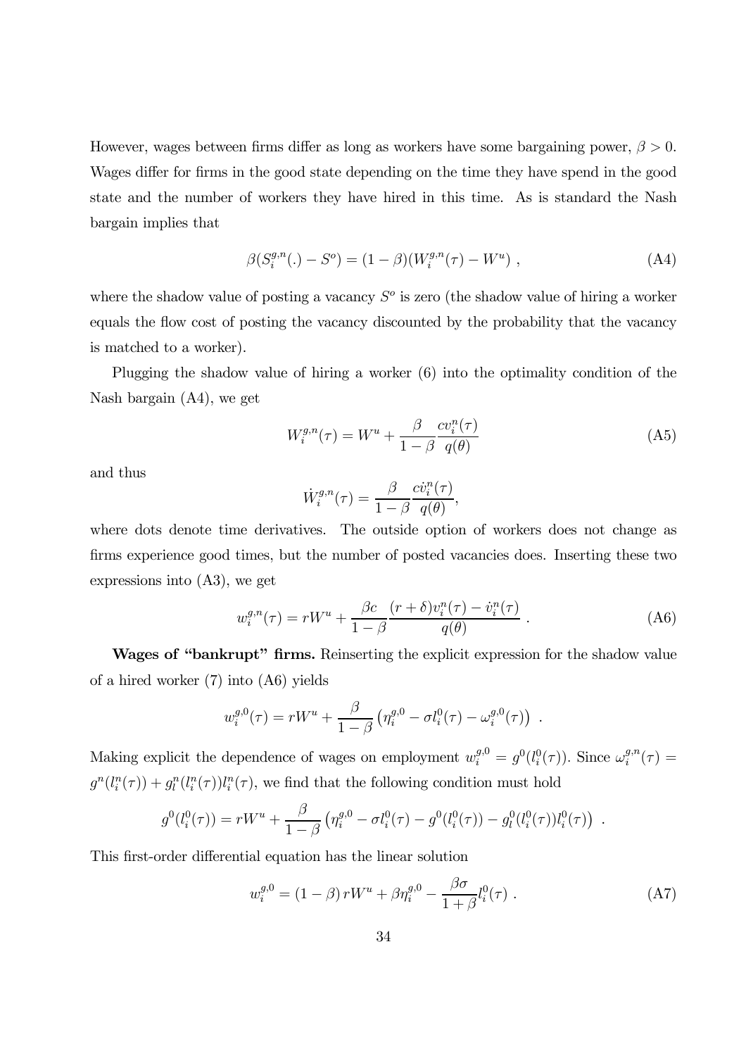However, wages between firms differ as long as workers have some bargaining power, $\beta > 0$. Wages differ for firms in the good state depending on the time they have spend in the good state and the number of workers they have hired in this time. As is standard the Nash bargain implies that

$$\beta(S_i^{g,n}(.) - S^o) = (1-\beta)(W_i^{g,n}(\tau) - W^u) \ , \tag{A4}$$

where the shadow value of posting a vacancy $S^o$ is zero (the shadow value of hiring a worker equals the flow cost of posting the vacancy discounted by the probability that the vacancy is matched to a worker).

Plugging the shadow value of hiring a worker (6) into the optimality condition of the Nash bargain (A4), we get

$$W_i^{g,n}(\tau) = W^u + \frac{\beta}{1-\beta}\frac{cv_i^n(\tau)}{q(\theta)} \tag{A5}$$

and thus

$$\dot{W}_i^{g,n}(\tau) = \frac{\beta}{1-\beta}\frac{c\dot{v}_i^n(\tau)}{q(\theta)},$$

where dots denote time derivatives. The outside option of workers does not change as firms experience good times, but the number of posted vacancies does. Inserting these two expressions into (A3), we get

$$w_i^{g,n}(\tau) = rW^u + \frac{\beta c}{1-\beta}\frac{(r+\delta)v_i^n(\tau) - \dot{v}_i^n(\tau)}{q(\theta)} \ . \tag{A6}$$

**Wages of "bankrupt" firms.** Reinserting the explicit expression for the shadow value of a hired worker (7) into (A6) yields

$$w_i^{g,0}(\tau) = rW^u + \frac{\beta}{1-\beta}\left(\eta_i^{g,0} - \sigma l_i^0(\tau) - \omega_i^{g,0}(\tau)\right) \ .$$

Making explicit the dependence of wages on employment $w_i^{g,0} = g^0(l_i^0(\tau))$. Since $\omega_i^{g,n}(\tau) = g^n(l_i^n(\tau)) + g_l^n(l_i^n(\tau))l_i^n(\tau)$, we find that the following condition must hold

$$g^0(l_i^0(\tau)) = rW^u + \frac{\beta}{1-\beta}\left(\eta_i^{g,0} - \sigma l_i^0(\tau) - g^0(l_i^0(\tau)) - g_l^0(l_i^0(\tau))l_i^0(\tau)\right) \ .$$

This first-order differential equation has the linear solution

$$w_i^{g,0} = (1-\beta)\, rW^u + \beta\eta_i^{g,0} - \frac{\beta\sigma}{1+\beta}l_i^0(\tau) \ . \tag{A7}$$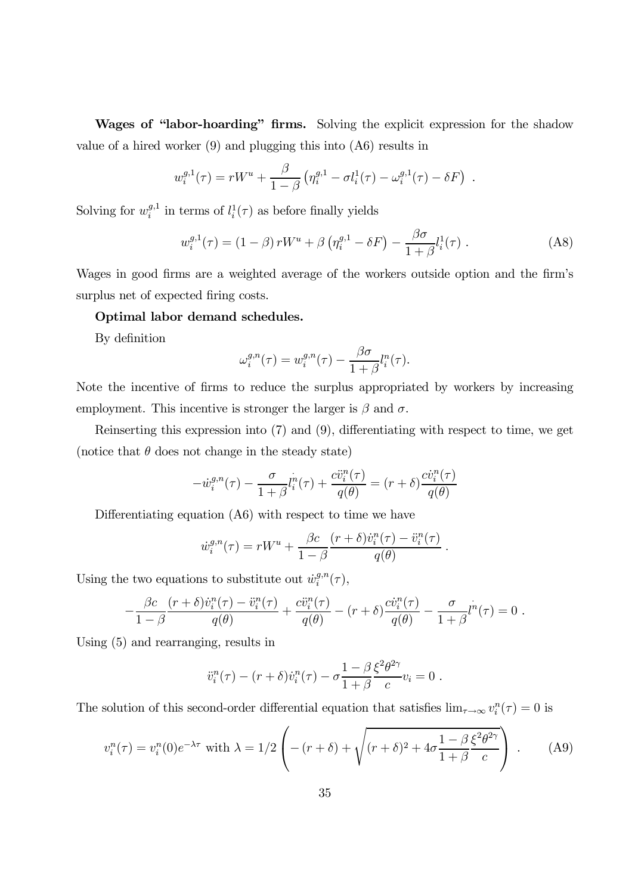**Wages of "labor-hoarding" firms.** Solving the explicit expression for the shadow value of a hired worker (9) and plugging this into (A6) results in

$$w_i^{g,1}(\tau) = rW^u + \frac{\beta}{1-\beta}\left(\eta_i^{g,1} - \sigma l_i^1(\tau) - \omega_i^{g,1}(\tau) - \delta F\right) \ .$$

Solving for $w_i^{g,1}$ in terms of $l_i^1(\tau)$ as before finally yields

$$w_i^{g,1}(\tau) = (1-\beta)\, rW^u + \beta\left(\eta_i^{g,1} - \delta F\right) - \frac{\beta\sigma}{1+\beta} l_i^1(\tau) \ . \tag{A8}$$

Wages in good firms are a weighted average of the workers outside option and the firm's surplus net of expected firing costs.

**Optimal labor demand schedules.**

By definition

$$\omega_i^{g,n}(\tau) = w_i^{g,n}(\tau) - \frac{\beta\sigma}{1+\beta} l_i^n(\tau).$$

Note the incentive of firms to reduce the surplus appropriated by workers by increasing employment. This incentive is stronger the larger is $\beta$ and $\sigma$.

Reinserting this expression into (7) and (9), differentiating with respect to time, we get (notice that $\theta$ does not change in the steady state)

$$-\dot{w}_i^{g,n}(\tau) - \frac{\sigma}{1+\beta}\dot{l_i^n}(\tau) + \frac{c\ddot{v}_i^n(\tau)}{q(\theta)} = (r+\delta)\frac{c\dot{v}_i^n(\tau)}{q(\theta)}$$

Differentiating equation (A6) with respect to time we have

$$\dot{w}_i^{g,n}(\tau) = rW^u + \frac{\beta c}{1-\beta}\frac{(r+\delta)\dot{v}_i^n(\tau) - \ddot{v}_i^n(\tau)}{q(\theta)} \ .$$

Using the two equations to substitute out $\dot{w}_i^{g,n}(\tau)$,

$$-\frac{\beta c}{1-\beta}\frac{(r+\delta)\dot{v}_i^n(\tau) - \ddot{v}_i^n(\tau)}{q(\theta)} + \frac{c\ddot{v}_i^n(\tau)}{q(\theta)} - (r+\delta)\frac{c\dot{v}_i^n(\tau)}{q(\theta)} - \frac{\sigma}{1+\beta}\dot{l^n}(\tau) = 0 \ .$$

Using (5) and rearranging, results in

$$\ddot{v}_i^n(\tau) - (r+\delta)\dot{v}_i^n(\tau) - \sigma\frac{1-\beta}{1+\beta}\frac{\xi^2\theta^{2\gamma}}{c}v_i = 0 \ .$$

The solution of this second-order differential equation that satisfies $\lim_{\tau\to\infty} v_i^n(\tau) = 0$ is

$$v_i^n(\tau) = v_i^n(0)e^{-\lambda\tau} \text{ with } \lambda = 1/2\left(-(r+\delta) + \sqrt{(r+\delta)^2 + 4\sigma\frac{1-\beta}{1+\beta}\frac{\xi^2\theta^{2\gamma}}{c}}\right) \ . \tag{A9}$$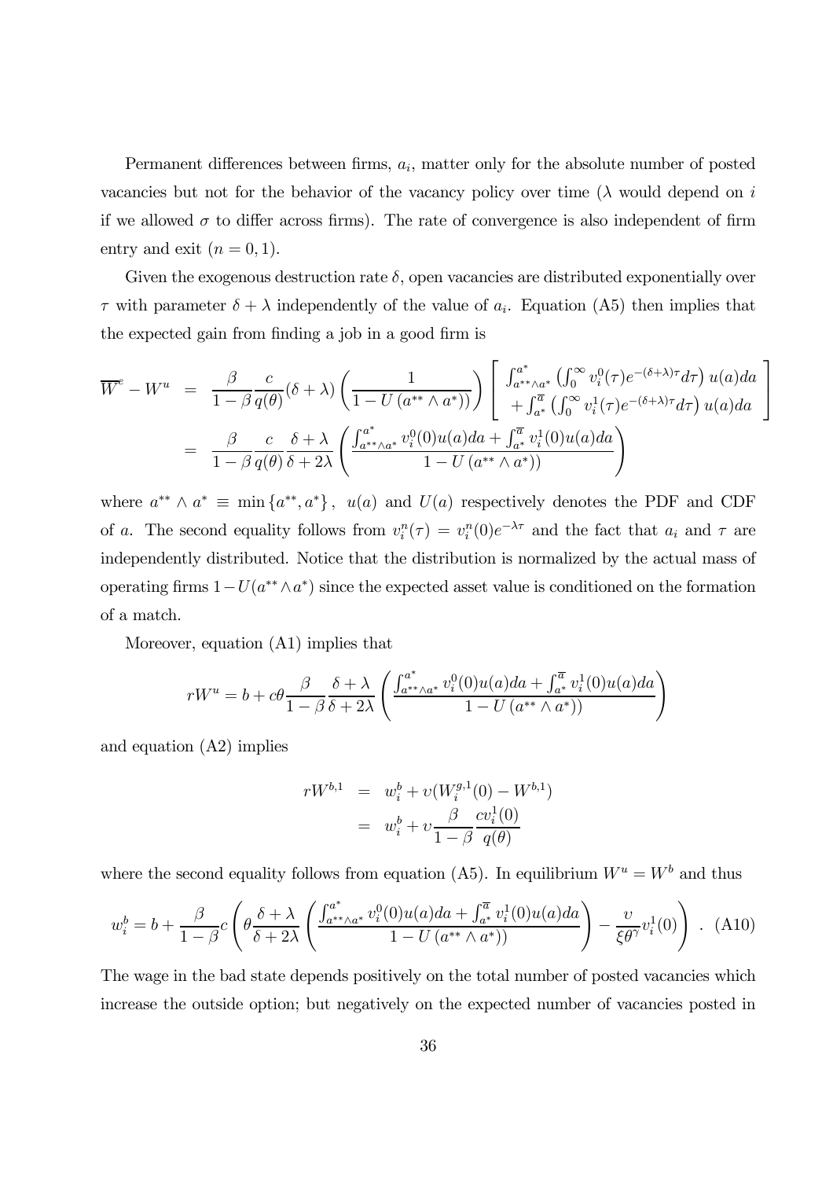Permanent differences between firms, $a_i$, matter only for the absolute number of posted vacancies but not for the behavior of the vacancy policy over time ($\lambda$ would depend on $i$ if we allowed $\sigma$ to differ across firms). The rate of convergence is also independent of firm entry and exit ($n = 0, 1$).

Given the exogenous destruction rate $\delta$, open vacancies are distributed exponentially over $\tau$ with parameter $\delta + \lambda$ independently of the value of $a_i$. Equation (A5) then implies that the expected gain from finding a job in a good firm is

$$
\begin{aligned}
\overline{W}^e - W^u &= \frac{\beta}{1-\beta}\frac{c}{q(\theta)}(\delta+\lambda)\left(\frac{1}{1-U\left(a^{**}\wedge a^*\right)}\right)\left[\begin{array}{c} \int_{a^{**}\wedge a^*}^{a^*}\left(\int_0^\infty v_i^0(\tau)e^{-(\delta+\lambda)\tau}d\tau\right)u(a)da \\ +\int_{a^*}^{\overline{a}}\left(\int_0^\infty v_i^1(\tau)e^{-(\delta+\lambda)\tau}d\tau\right)u(a)da \end{array}\right] \\
&= \frac{\beta}{1-\beta}\frac{c}{q(\theta)}\frac{\delta+\lambda}{\delta+2\lambda}\left(\frac{\int_{a^{**}\wedge a^*}^{a^*} v_i^0(0)u(a)da + \int_{a^*}^{\overline{a}} v_i^1(0)u(a)da}{1-U\left(a^{**}\wedge a^*\right)}\right)
\end{aligned}
$$

where $a^{**} \wedge a^* \equiv \min\{a^{**}, a^*\}$, $u(a)$ and $U(a)$ respectively denotes the PDF and CDF of $a$. The second equality follows from $v_i^n(\tau) = v_i^n(0)e^{-\lambda\tau}$ and the fact that $a_i$ and $\tau$ are independently distributed. Notice that the distribution is normalized by the actual mass of operating firms $1 - U(a^{**} \wedge a^*)$ since the expected asset value is conditioned on the formation of a match.

Moreover, equation (A1) implies that

$$
rW^u = b + c\theta\frac{\beta}{1-\beta}\frac{\delta+\lambda}{\delta+2\lambda}\left(\frac{\int_{a^{**}\wedge a^*}^{a^*} v_i^0(0)u(a)da + \int_{a^*}^{\overline{a}} v_i^1(0)u(a)da}{1-U\left(a^{**}\wedge a^*\right)}\right)
$$

and equation (A2) implies

$$
\begin{aligned}
rW^{b,1} &= w_i^b + \upsilon(W_i^{g,1}(0) - W^{b,1}) \\
&= w_i^b + \upsilon\frac{\beta}{1-\beta}\frac{cv_i^1(0)}{q(\theta)}
\end{aligned}
$$

where the second equality follows from equation (A5). In equilibrium $W^u = W^b$ and thus

$$
w_i^b = b + \frac{\beta}{1-\beta}c\left(\theta\frac{\delta+\lambda}{\delta+2\lambda}\left(\frac{\int_{a^{**}\wedge a^*}^{a^*} v_i^0(0)u(a)da + \int_{a^*}^{\overline{a}} v_i^1(0)u(a)da}{1-U\left(a^{**}\wedge a^*\right)}\right) - \frac{\upsilon}{\xi\theta^\gamma}v_i^1(0)\right) \quad . \quad \text{(A10)}
$$

The wage in the bad state depends positively on the total number of posted vacancies which increase the outside option; but negatively on the expected number of vacancies posted in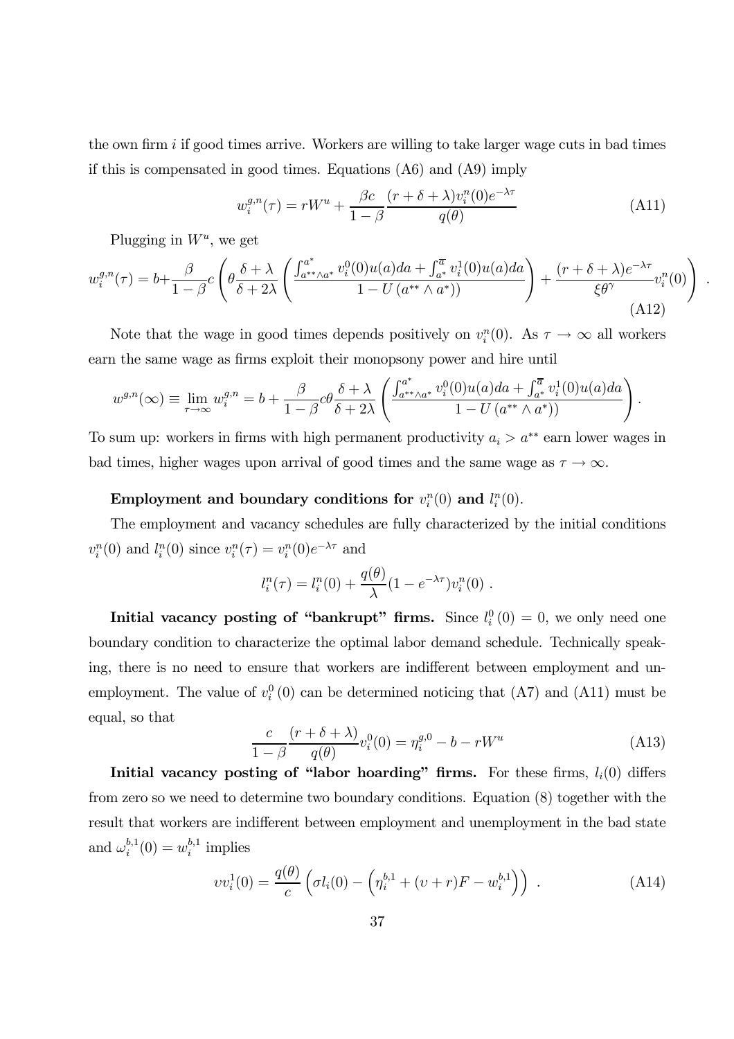the own firm $i$ if good times arrive. Workers are willing to take larger wage cuts in bad times if this is compensated in good times. Equations (A6) and (A9) imply

$$w_i^{g,n}(\tau) = rW^u + \frac{\beta c}{1-\beta} \frac{(r+\delta+\lambda)v_i^n(0)e^{-\lambda\tau}}{q(\theta)} \tag{A11}$$

Plugging in $W^u$, we get

$$w_i^{g,n}(\tau) = b + \frac{\beta}{1-\beta} c \left( \theta \frac{\delta+\lambda}{\delta+2\lambda} \left( \frac{\int_{a^{**}\wedge a^*}^{a^*} v_i^0(0)u(a)da + \int_{a^*}^{\overline{a}} v_i^1(0)u(a)da}{1-U(a^{**}\wedge a^*)} \right) + \frac{(r+\delta+\lambda)e^{-\lambda\tau}}{\xi\theta^\gamma} v_i^n(0) \right) . \tag{A12}$$

Note that the wage in good times depends positively on $v_i^n(0)$. As $\tau \to \infty$ all workers earn the same wage as firms exploit their monopsony power and hire until

$$w^{g,n}(\infty) \equiv \lim_{\tau\to\infty} w_i^{g,n} = b + \frac{\beta}{1-\beta} c\theta \frac{\delta+\lambda}{\delta+2\lambda} \left( \frac{\int_{a^{**}\wedge a^*}^{a^*} v_i^0(0)u(a)da + \int_{a^*}^{\overline{a}} v_i^1(0)u(a)da}{1-U(a^{**}\wedge a^*)} \right).$$

To sum up: workers in firms with high permanent productivity $a_i > a^{**}$ earn lower wages in bad times, higher wages upon arrival of good times and the same wage as $\tau \to \infty$.

**Employment and boundary conditions for $v_i^n(0)$ and $l_i^n(0)$.**

The employment and vacancy schedules are fully characterized by the initial conditions $v_i^n(0)$ and $l_i^n(0)$ since $v_i^n(\tau) = v_i^n(0)e^{-\lambda\tau}$ and

$$l_i^n(\tau) = l_i^n(0) + \frac{q(\theta)}{\lambda}(1-e^{-\lambda\tau})v_i^n(0) .$$

**Initial vacancy posting of "bankrupt" firms.** Since $l_i^0(0) = 0$, we only need one boundary condition to characterize the optimal labor demand schedule. Technically speaking, there is no need to ensure that workers are indifferent between employment and unemployment. The value of $v_i^0(0)$ can be determined noticing that (A7) and (A11) must be equal, so that

$$\frac{c}{1-\beta}\frac{(r+\delta+\lambda)}{q(\theta)}v_i^0(0) = \eta_i^{g,0} - b - rW^u \tag{A13}$$

**Initial vacancy posting of "labor hoarding" firms.** For these firms, $l_i(0)$ differs from zero so we need to determine two boundary conditions. Equation (8) together with the result that workers are indifferent between employment and unemployment in the bad state and $\omega_i^{b,1}(0) = w_i^{b,1}$ implies

$$\upsilon v_i^1(0) = \frac{q(\theta)}{c}\left(\sigma l_i(0) - \left(\eta_i^{b,1} + (\upsilon+r)F - w_i^{b,1}\right)\right) . \tag{A14}$$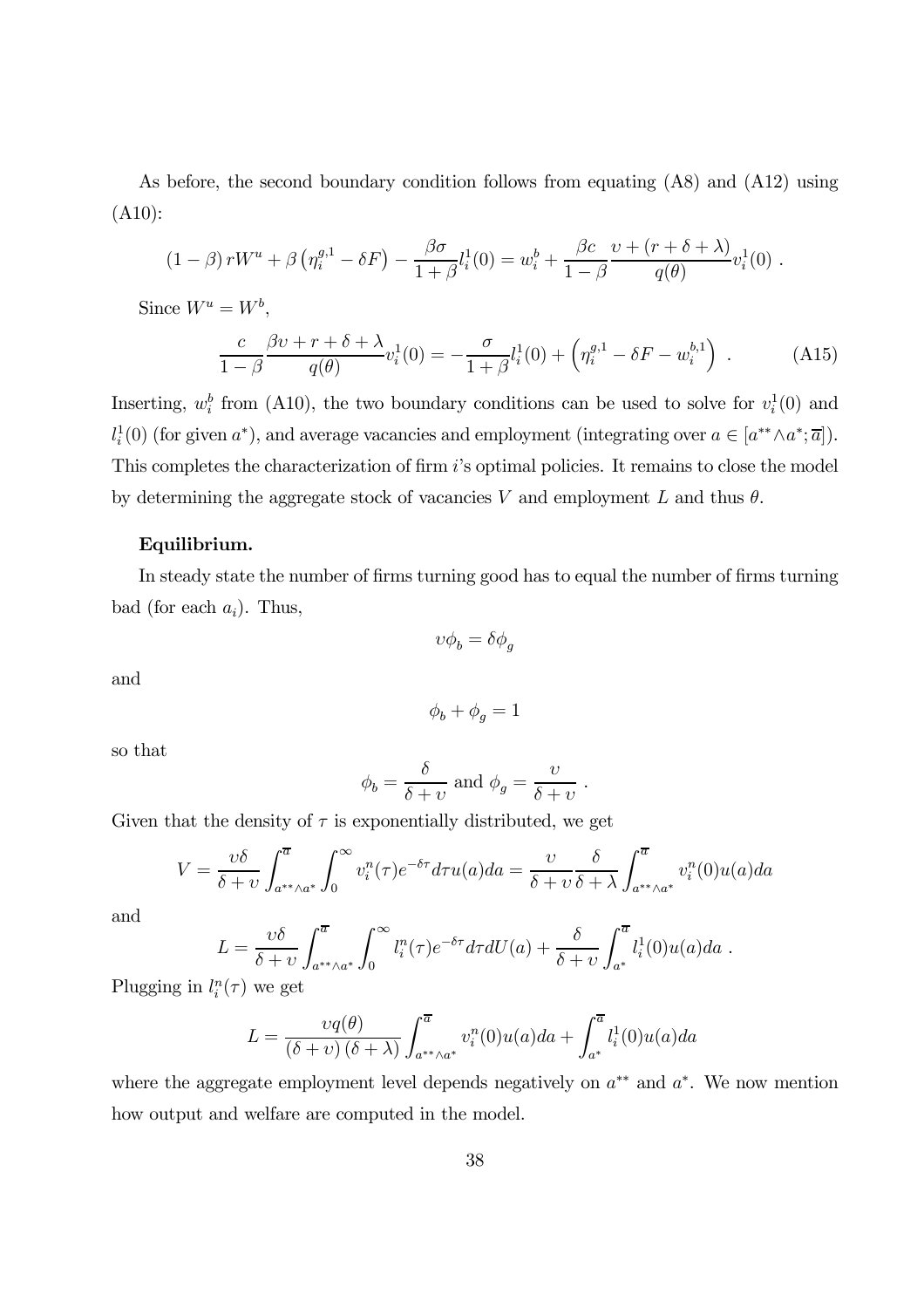As before, the second boundary condition follows from equating (A8) and (A12) using (A10):

$$(1-\beta)\, rW^u + \beta\left(\eta_i^{g,1} - \delta F\right) - \frac{\beta\sigma}{1+\beta} l_i^1(0) = w_i^b + \frac{\beta c}{1-\beta} \frac{\upsilon + (r+\delta+\lambda)}{q(\theta)} v_i^1(0) \ .$$

Since $W^u = W^b$,

$$\frac{c}{1-\beta} \frac{\beta\upsilon + r + \delta + \lambda}{q(\theta)} v_i^1(0) = -\frac{\sigma}{1+\beta} l_i^1(0) + \left(\eta_i^{g,1} - \delta F - w_i^{b,1}\right) \ . \tag{A15}$$

Inserting, $w_i^b$ from (A10), the two boundary conditions can be used to solve for $v_i^1(0)$ and $l_i^1(0)$ (for given $a^*$), and average vacancies and employment (integrating over $a \in [a^{**} \wedge a^*; \overline{a}]$). This completes the characterization of firm $i$'s optimal policies. It remains to close the model by determining the aggregate stock of vacancies $V$ and employment $L$ and thus $\theta$.

**Equilibrium.**

In steady state the number of firms turning good has to equal the number of firms turning bad (for each $a_i$). Thus,

$$\upsilon \phi_b = \delta \phi_g$$

and

$$\phi_b + \phi_g = 1$$

so that

$$\phi_b = \frac{\delta}{\delta + \upsilon} \text{ and } \phi_g = \frac{\upsilon}{\delta + \upsilon} \ .$$

Given that the density of $\tau$ is exponentially distributed, we get

$$V = \frac{\upsilon\delta}{\delta + \upsilon} \int_{a^{**} \wedge a^*}^{\overline{a}} \int_0^\infty v_i^n(\tau) e^{-\delta\tau} d\tau u(a) da = \frac{\upsilon}{\delta + \upsilon} \frac{\delta}{\delta + \lambda} \int_{a^{**} \wedge a^*}^{\overline{a}} v_i^n(0) u(a) da$$

and

$$L = \frac{\upsilon\delta}{\delta + \upsilon} \int_{a^{**} \wedge a^*}^{\overline{a}} \int_0^\infty l_i^n(\tau) e^{-\delta\tau} d\tau dU(a) + \frac{\delta}{\delta + \upsilon} \int_{a^*}^{\overline{a}} l_i^1(0) u(a) da \ .$$

Plugging in $l_i^n(\tau)$ we get

$$L = \frac{\upsilon q(\theta)}{(\delta + \upsilon)(\delta + \lambda)} \int_{a^{**} \wedge a^*}^{\overline{a}} v_i^n(0) u(a) da + \int_{a^*}^{\overline{a}} l_i^1(0) u(a) da$$

where the aggregate employment level depends negatively on $a^{**}$ and $a^*$. We now mention how output and welfare are computed in the model.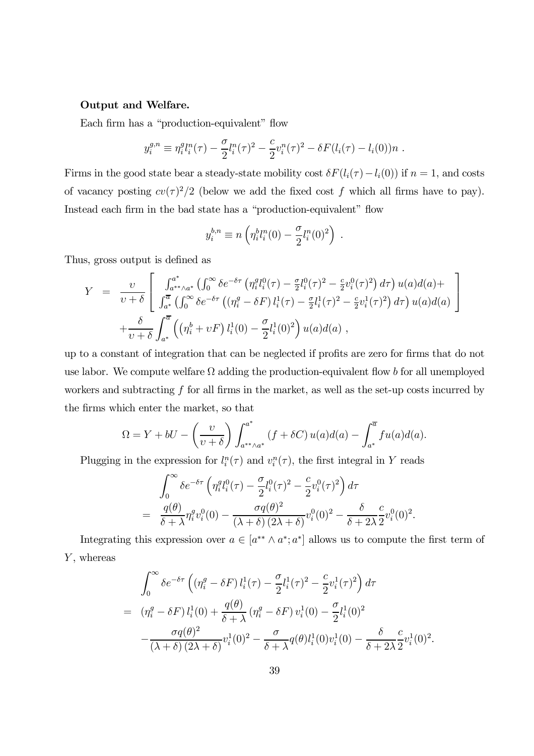**Output and Welfare.**

Each firm has a "production-equivalent" flow

$$y_i^{g,n} \equiv \eta_i^g l_i^n(\tau) - \frac{\sigma}{2} l_i^n(\tau)^2 - \frac{c}{2} v_i^n(\tau)^2 - \delta F(l_i(\tau) - l_i(0))n \ .$$

Firms in the good state bear a steady-state mobility cost $\delta F(l_i(\tau) - l_i(0))$ if $n = 1$, and costs of vacancy posting $cv(\tau)^2/2$ (below we add the fixed cost $f$ which all firms have to pay). Instead each firm in the bad state has a "production-equivalent" flow

$$y_i^{b,n} \equiv n\left(\eta_i^b l_i^n(0) - \frac{\sigma}{2} l_i^n(0)^2\right) \ .$$

Thus, gross output is defined as

$$\begin{aligned}
Y &= \frac{\upsilon}{\upsilon + \delta}\left[\begin{array}{l} \int_{a^{**}\wedge a^*}^{a^*}\left(\int_0^\infty \delta e^{-\delta\tau}\left(\eta_i^g l_i^0(\tau) - \frac{\sigma}{2} l_i^0(\tau)^2 - \frac{c}{2} v_i^0(\tau)^2\right) d\tau\right) u(a)d(a) + \\ \int_{a^*}^{\overline{a}}\left(\int_0^\infty \delta e^{-\delta\tau}\left(\left(\eta_i^g - \delta F\right) l_i^1(\tau) - \frac{\sigma}{2} l_i^1(\tau)^2 - \frac{c}{2} v_i^1(\tau)^2\right) d\tau\right) u(a)d(a) \end{array}\right] \\
&\quad + \frac{\delta}{\upsilon + \delta}\int_{a^*}^{\overline{a}}\left(\left(\eta_i^b + \upsilon F\right) l_i^1(0) - \frac{\sigma}{2} l_i^1(0)^2\right) u(a)d(a) \ ,
\end{aligned}$$

up to a constant of integration that can be neglected if profits are zero for firms that do not use labor. We compute welfare $\Omega$ adding the production-equivalent flow $b$ for all unemployed workers and subtracting $f$ for all firms in the market, as well as the set-up costs incurred by the firms which enter the market, so that

$$\Omega = Y + bU - \left(\frac{\upsilon}{\upsilon + \delta}\right)\int_{a^{**}\wedge a^*}^{a^*}\left(f + \delta C\right) u(a)d(a) - \int_{a^*}^{\overline{a}} f u(a)d(a).$$

Plugging in the expression for $l_i^n(\tau)$ and $v_i^n(\tau)$, the first integral in $Y$ reads

$$\begin{aligned}
&\int_0^\infty \delta e^{-\delta\tau}\left(\eta_i^g l_i^0(\tau) - \frac{\sigma}{2} l_i^0(\tau)^2 - \frac{c}{2} v_i^0(\tau)^2\right) d\tau \\
= \ & \frac{q(\theta)}{\delta + \lambda}\eta_i^g v_i^0(0) - \frac{\sigma q(\theta)^2}{(\lambda + \delta)(2\lambda + \delta)} v_i^0(0)^2 - \frac{\delta}{\delta + 2\lambda}\frac{c}{2} v_i^0(0)^2.
\end{aligned}$$

Integrating this expression over $a \in [a^{**} \wedge a^*; a^*]$ allows us to compute the first term of $Y$, whereas

$$\begin{aligned}
&\int_0^\infty \delta e^{-\delta\tau}\left(\left(\eta_i^g - \delta F\right) l_i^1(\tau) - \frac{\sigma}{2} l_i^1(\tau)^2 - \frac{c}{2} v_i^1(\tau)^2\right) d\tau \\
= \ & \left(\eta_i^g - \delta F\right) l_i^1(0) + \frac{q(\theta)}{\delta + \lambda}\left(\eta_i^g - \delta F\right) v_i^1(0) - \frac{\sigma}{2} l_i^1(0)^2 \\
& - \frac{\sigma q(\theta)^2}{(\lambda + \delta)(2\lambda + \delta)} v_i^1(0)^2 - \frac{\sigma}{\delta + \lambda} q(\theta) l_i^1(0) v_i^1(0) - \frac{\delta}{\delta + 2\lambda}\frac{c}{2} v_i^1(0)^2.
\end{aligned}$$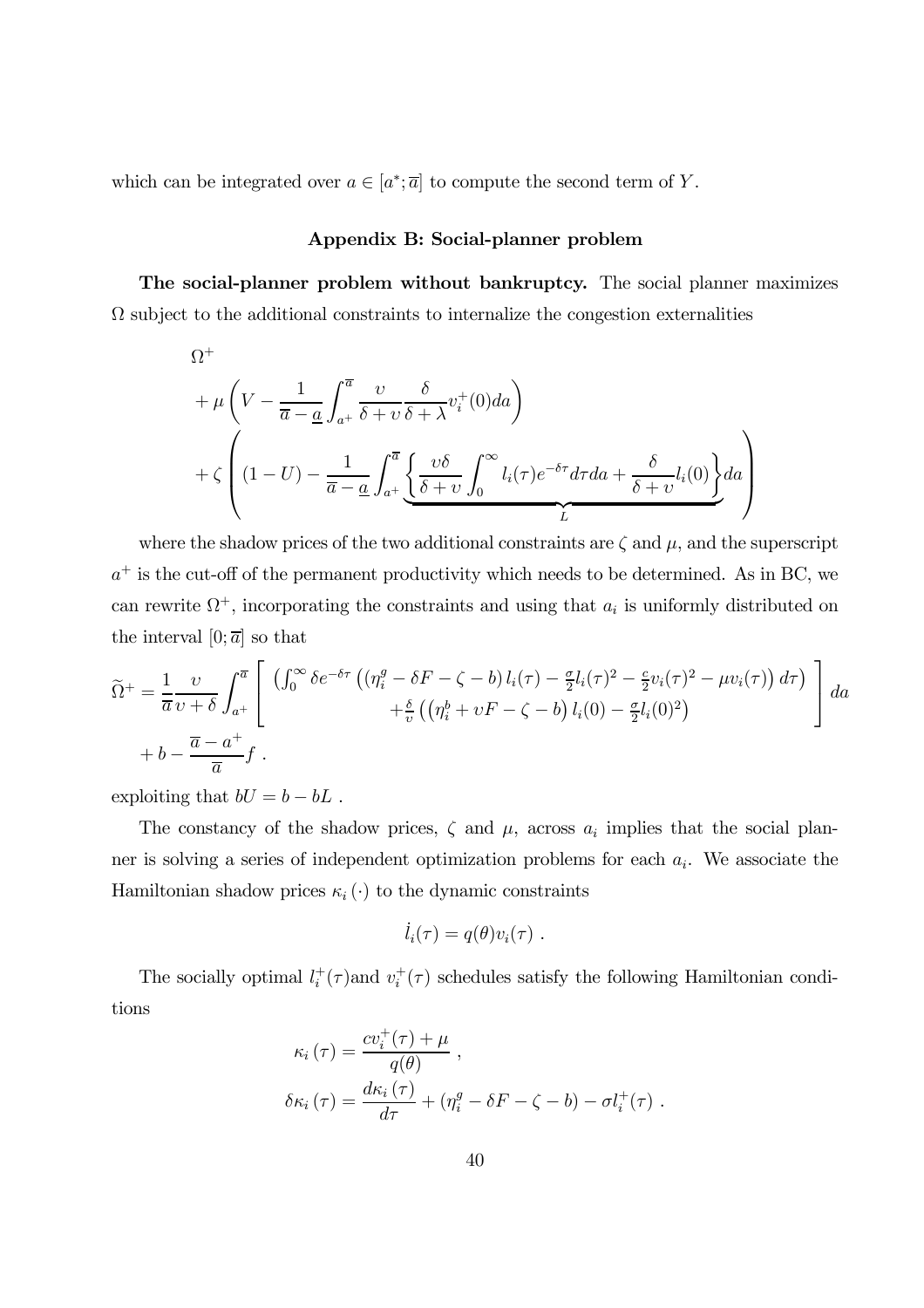which can be integrated over $a \in [a^*; \overline{a}]$ to compute the second term of $Y$.

## Appendix B: Social-planner problem

**The social-planner problem without bankruptcy.** The social planner maximizes $\Omega$ subject to the additional constraints to internalize the congestion externalities

$$
\begin{aligned}
&\Omega^+ \\
&+\mu\left(V - \frac{1}{\overline{a}-\underline{a}}\int_{a^+}^{\overline{a}} \frac{\upsilon}{\delta+\upsilon}\frac{\delta}{\delta+\lambda} v_i^+(0) da\right) \\
&+\zeta\left((1-U) - \frac{1}{\overline{a}-\underline{a}}\int_{a^+}^{\overline{a}} \underbrace{\left\{\frac{\upsilon\delta}{\delta+\upsilon}\int_0^\infty l_i(\tau)e^{-\delta\tau}d\tau da + \frac{\delta}{\delta+\upsilon}l_i(0)\right\}}_{L} da\right)
\end{aligned}
$$

where the shadow prices of the two additional constraints are $\zeta$ and $\mu$, and the superscript $a^+$ is the cut-off of the permanent productivity which needs to be determined. As in BC, we can rewrite $\Omega^+$, incorporating the constraints and using that $a_i$ is uniformly distributed on the interval $[0; \overline{a}]$ so that

$$
\begin{aligned}
\widetilde{\Omega}^+ &= \frac{1}{\overline{a}}\frac{\upsilon}{\upsilon+\delta}\int_{a^+}^{\overline{a}} \left[\begin{array}{c} \left(\int_0^\infty \delta e^{-\delta\tau}\left(\left(\eta_i^g - \delta F - \zeta - b\right)l_i(\tau) - \frac{\sigma}{2}l_i(\tau)^2 - \frac{c}{2}v_i(\tau)^2 - \mu v_i(\tau)\right)d\tau\right) \\ +\frac{\delta}{\upsilon}\left(\left(\eta_i^b + \upsilon F - \zeta - b\right)l_i(0) - \frac{\sigma}{2}l_i(0)^2\right) \end{array}\right] da \\
&+ b - \frac{\overline{a}-a^+}{\overline{a}}f \ .
\end{aligned}
$$

exploiting that $bU = b - bL$ .

The constancy of the shadow prices, $\zeta$ and $\mu$, across $a_i$ implies that the social planner is solving a series of independent optimization problems for each $a_i$. We associate the Hamiltonian shadow prices $\kappa_i(\cdot)$ to the dynamic constraints

$$
\dot{l}_i(\tau) = q(\theta)v_i(\tau) \ .
$$

The socially optimal $l_i^+(\tau)$and $v_i^+(\tau)$ schedules satisfy the following Hamiltonian conditions

$$
\begin{aligned}
\kappa_i(\tau) &= \frac{cv_i^+(\tau) + \mu}{q(\theta)} \ , \\
\delta\kappa_i(\tau) &= \frac{d\kappa_i(\tau)}{d\tau} + \left(\eta_i^g - \delta F - \zeta - b\right) - \sigma l_i^+(\tau) \ .
\end{aligned}
$$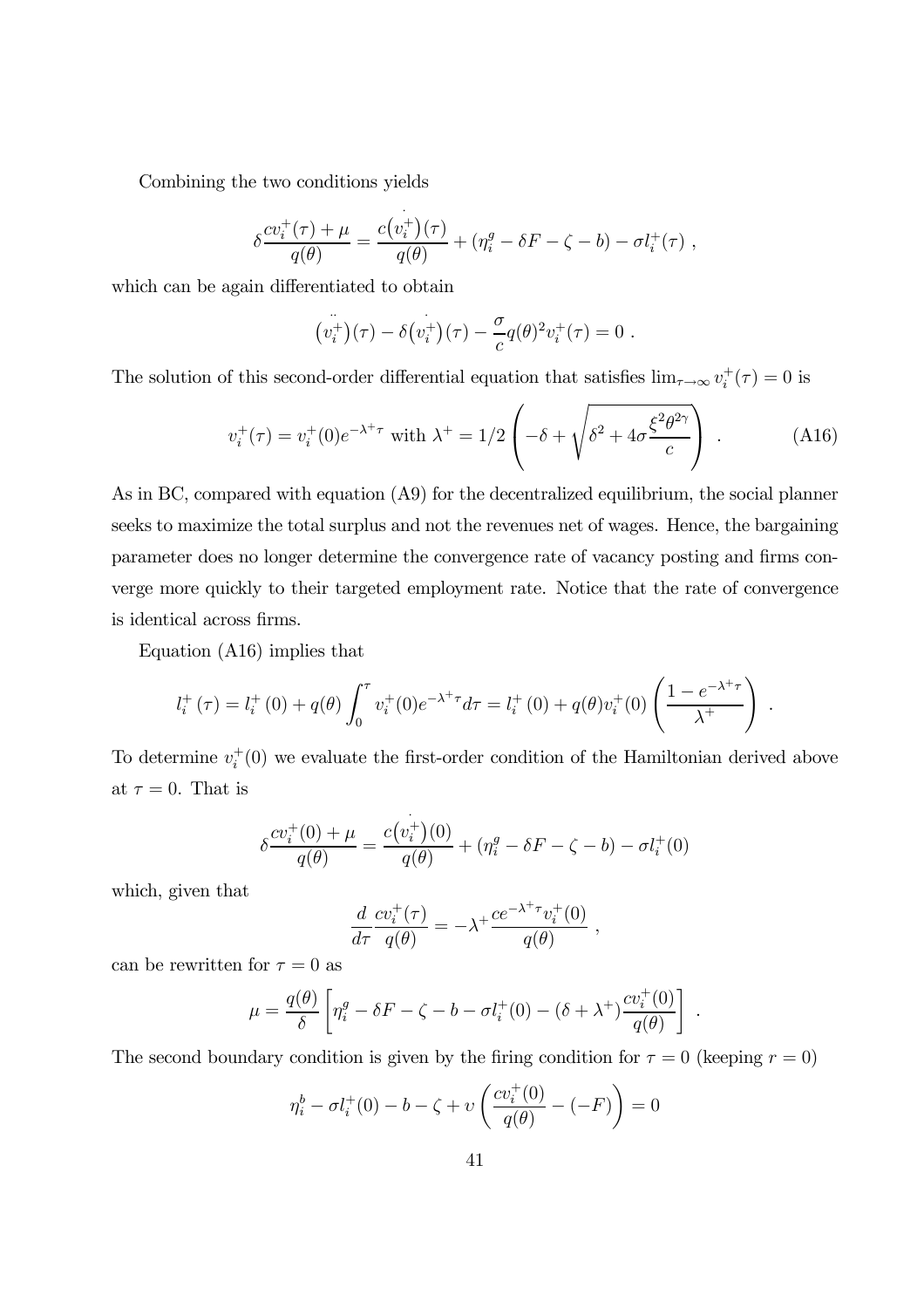Combining the two conditions yields

$$\delta \frac{cv_i^+(\tau) + \mu}{q(\theta)} = \frac{c\dot{\left(v_i^+\right)}(\tau)}{q(\theta)} + \left(\eta_i^g - \delta F - \zeta - b\right) - \sigma l_i^+(\tau) \ ,$$

which can be again differentiated to obtain

$$\ddot{\left(v_i^+\right)}(\tau) - \delta \dot{\left(v_i^+\right)}(\tau) - \frac{\sigma}{c} q(\theta)^2 v_i^+(\tau) = 0 \ .$$

The solution of this second-order differential equation that satisfies $\lim_{\tau \to \infty} v_i^+(\tau) = 0$ is

$$v_i^+(\tau) = v_i^+(0) e^{-\lambda^+ \tau} \text{ with } \lambda^+ = 1/2 \left( -\delta + \sqrt{\delta^2 + 4\sigma \frac{\xi^2 \theta^{2\gamma}}{c}} \right) \ . \tag{A16}$$

As in BC, compared with equation (A9) for the decentralized equilibrium, the social planner seeks to maximize the total surplus and not the revenues net of wages. Hence, the bargaining parameter does no longer determine the convergence rate of vacancy posting and firms converge more quickly to their targeted employment rate. Notice that the rate of convergence is identical across firms.

Equation (A16) implies that

$$l_i^+(\tau) = l_i^+(0) + q(\theta) \int_0^\tau v_i^+(0) e^{-\lambda^+ \tau} d\tau = l_i^+(0) + q(\theta) v_i^+(0) \left( \frac{1 - e^{-\lambda^+ \tau}}{\lambda^+} \right) \ .$$

To determine $v_i^+(0)$ we evaluate the first-order condition of the Hamiltonian derived above at $\tau = 0$. That is

$$\delta \frac{cv_i^+(0) + \mu}{q(\theta)} = \frac{c\dot{\left(v_i^+\right)}(0)}{q(\theta)} + \left(\eta_i^g - \delta F - \zeta - b\right) - \sigma l_i^+(0)$$

which, given that

$$\frac{d}{d\tau} \frac{cv_i^+(\tau)}{q(\theta)} = -\lambda^+ \frac{ce^{-\lambda^+ \tau} v_i^+(0)}{q(\theta)} \ ,$$

can be rewritten for $\tau = 0$ as

$$\mu = \frac{q(\theta)}{\delta} \left[ \eta_i^g - \delta F - \zeta - b - \sigma l_i^+(0) - (\delta + \lambda^+) \frac{cv_i^+(0)}{q(\theta)} \right] \ .$$

The second boundary condition is given by the firing condition for $\tau = 0$ (keeping $r = 0$)

$$\eta_i^b - \sigma l_i^+(0) - b - \zeta + \upsilon \left( \frac{cv_i^+(0)}{q(\theta)} - (-F) \right) = 0$$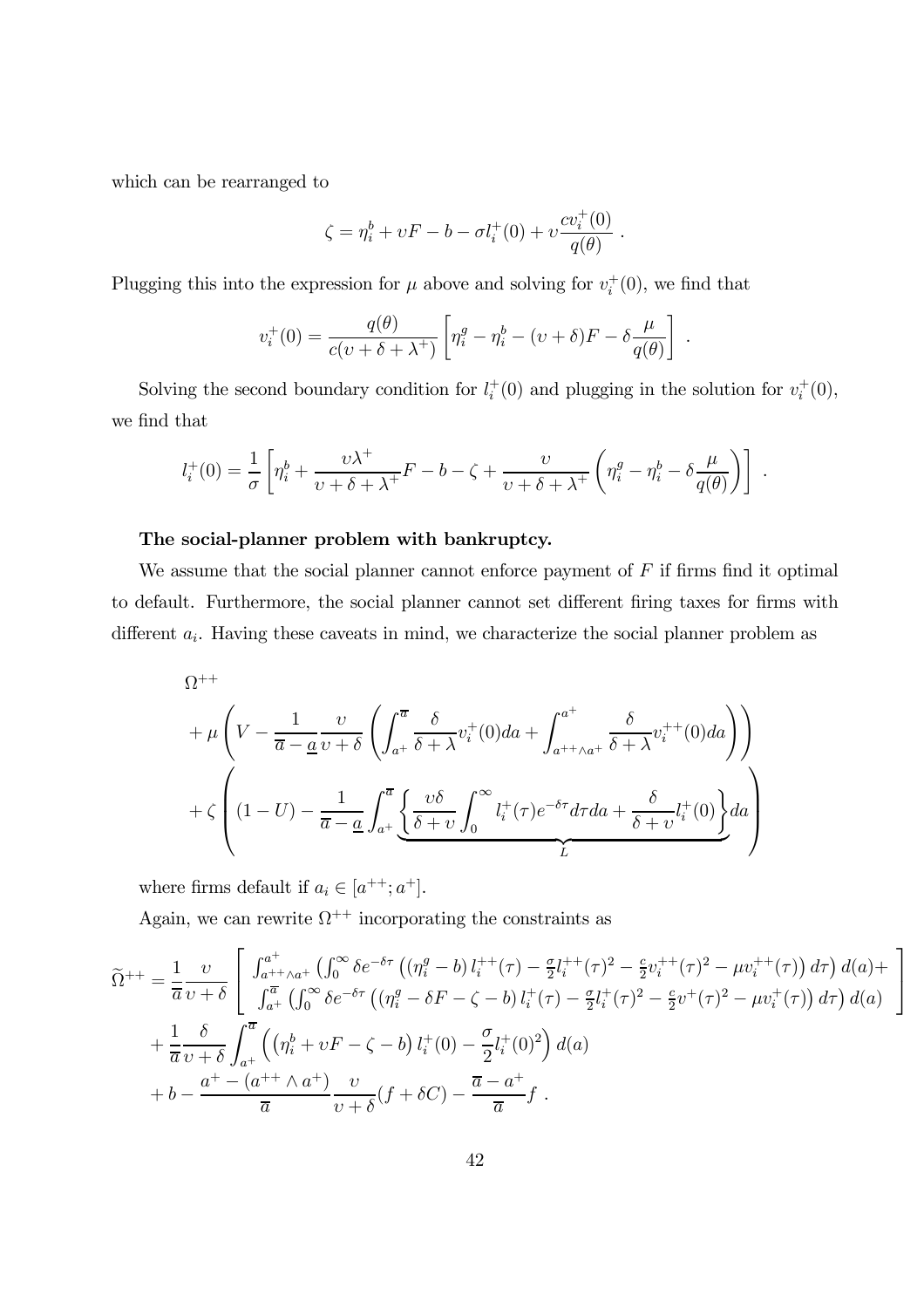which can be rearranged to

$$\zeta = \eta_i^b + \upsilon F - b - \sigma l_i^+(0) + \upsilon \frac{c v_i^+(0)}{q(\theta)} \ .$$

Plugging this into the expression for $\mu$ above and solving for $v_i^+(0)$, we find that

$$v_i^+(0) = \frac{q(\theta)}{c(\upsilon + \delta + \lambda^+)} \left[ \eta_i^g - \eta_i^b - (\upsilon + \delta)F - \delta \frac{\mu}{q(\theta)} \right] \ .$$

Solving the second boundary condition for $l_i^+(0)$ and plugging in the solution for $v_i^+(0)$, we find that

$$l_i^+(0) = \frac{1}{\sigma} \left[ \eta_i^b + \frac{\upsilon \lambda^+}{\upsilon + \delta + \lambda^+} F - b - \zeta + \frac{\upsilon}{\upsilon + \delta + \lambda^+} \left( \eta_i^g - \eta_i^b - \delta \frac{\mu}{q(\theta)} \right) \right] \ .$$

**The social-planner problem with bankruptcy.**

We assume that the social planner cannot enforce payment of $F$ if firms find it optimal to default. Furthermore, the social planner cannot set different firing taxes for firms with different $a_i$. Having these caveats in mind, we characterize the social planner problem as

$$\begin{aligned}
&\Omega^{++} \\
&+ \mu \left( V - \frac{1}{\overline{a} - \underline{a}} \frac{\upsilon}{\upsilon + \delta} \left( \int_{a^+}^{\overline{a}} \frac{\delta}{\delta + \lambda} v_i^+(0) da + \int_{a^{++} \wedge a^+}^{a^+} \frac{\delta}{\delta + \lambda} v_i^{++}(0) da \right) \right) \\
&+ \zeta \left( (1 - U) - \frac{1}{\overline{a} - \underline{a}} \int_{a^+}^{\overline{a}} \underbrace{\left\{ \frac{\upsilon \delta}{\delta + \upsilon} \int_0^\infty l_i^+(\tau) e^{-\delta \tau} d\tau da + \frac{\delta}{\delta + \upsilon} l_i^+(0) \right\}}_{L} da \right)
\end{aligned}$$

where firms default if $a_i \in [a^{++}; a^+]$.

Again, we can rewrite $\Omega^{++}$ incorporating the constraints as

$$\begin{aligned}
\widetilde{\Omega}^{++} &= \frac{1}{\overline{a}} \frac{\upsilon}{\upsilon + \delta} \left[ \begin{array}{l} \int_{a^{++} \wedge a^+}^{a^+} \left( \int_0^\infty \delta e^{-\delta \tau} \left( \left( \eta_i^g - b \right) l_i^{++}(\tau) - \frac{\sigma}{2} l_i^{++}(\tau)^2 - \frac{c}{2} v_i^{++}(\tau)^2 - \mu v_i^{++}(\tau) \right) d\tau \right) d(a) + \\ \int_{a^+}^{\overline{a}} \left( \int_0^\infty \delta e^{-\delta \tau} \left( \left( \eta_i^g - \delta F - \zeta - b \right) l_i^+(\tau) - \frac{\sigma}{2} l_i^+(\tau)^2 - \frac{c}{2} v^+(\tau)^2 - \mu v_i^+(\tau) \right) d\tau \right) d(a) \end{array} \right] \\
&+ \frac{1}{\overline{a}} \frac{\delta}{\upsilon + \delta} \int_{a^+}^{\overline{a}} \left( \left( \eta_i^b + \upsilon F - \zeta - b \right) l_i^+(0) - \frac{\sigma}{2} l_i^+(0)^2 \right) d(a) \\
&+ b - \frac{a^+ - (a^{++} \wedge a^+)}{\overline{a}} \frac{\upsilon}{\upsilon + \delta} (f + \delta C) - \frac{\overline{a} - a^+}{\overline{a}} f \ .
\end{aligned}$$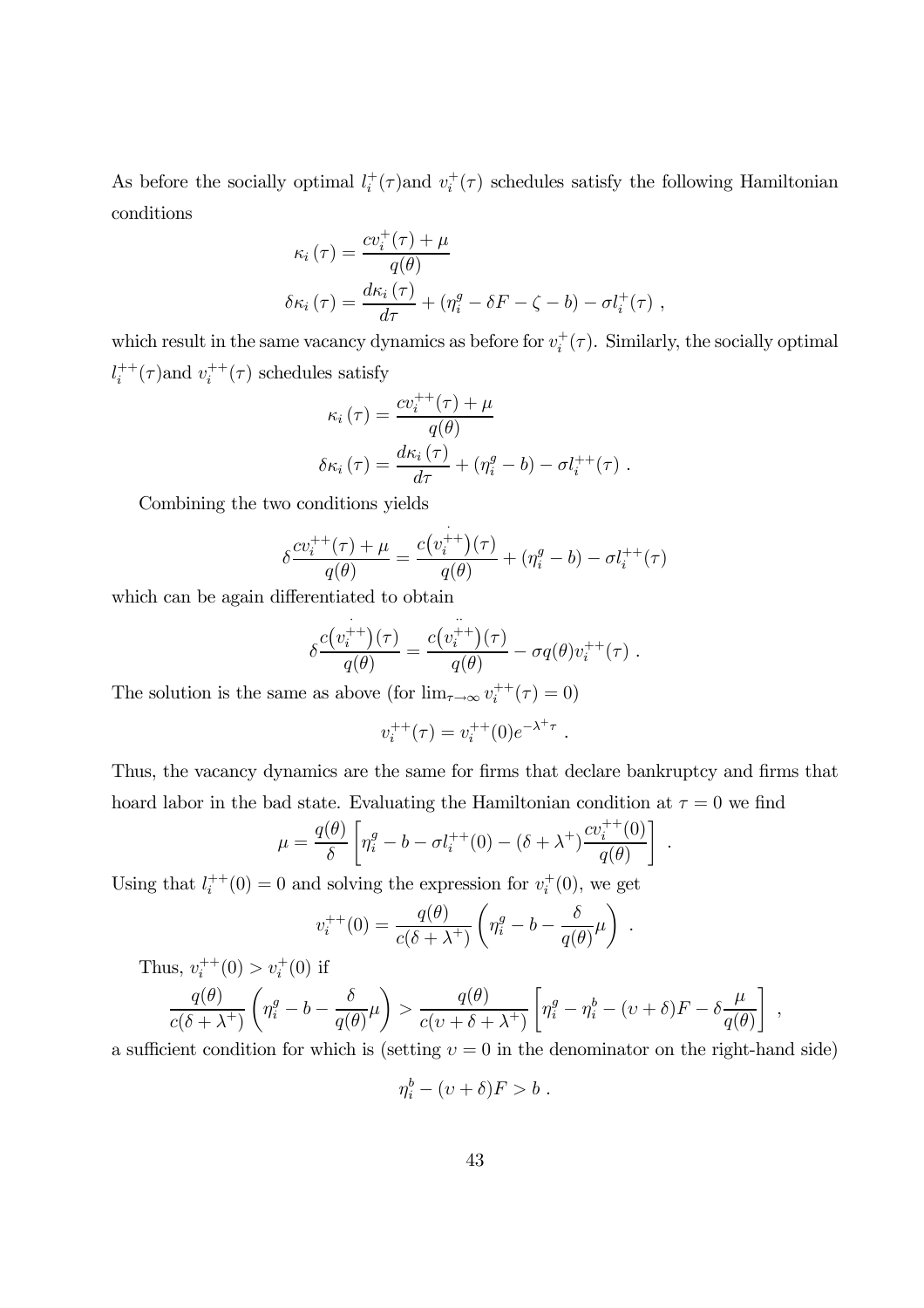As before the socially optimal $l_i^+(\tau)$and $v_i^+(\tau)$ schedules satisfy the following Hamiltonian conditions

$$\kappa_i(\tau) = \frac{cv_i^+(\tau) + \mu}{q(\theta)}$$
$$\delta\kappa_i(\tau) = \frac{d\kappa_i(\tau)}{d\tau} + (\eta_i^g - \delta F - \zeta - b) - \sigma l_i^+(\tau) \ ,$$

which result in the same vacancy dynamics as before for $v_i^+(\tau)$. Similarly, the socially optimal $l_i^{++}(\tau)$and $v_i^{++}(\tau)$ schedules satisfy

$$\kappa_i(\tau) = \frac{cv_i^{++}(\tau) + \mu}{q(\theta)}$$
$$\delta\kappa_i(\tau) = \frac{d\kappa_i(\tau)}{d\tau} + (\eta_i^g - b) - \sigma l_i^{++}(\tau) \ .$$

Combining the two conditions yields

$$\delta \frac{cv_i^{++}(\tau) + \mu}{q(\theta)} = \frac{c\dot{\left(v_i^{++}\right)}(\tau)}{q(\theta)} + (\eta_i^g - b) - \sigma l_i^{++}(\tau)$$

which can be again differentiated to obtain

$$\delta \frac{c\dot{\left(v_i^{++}\right)}(\tau)}{q(\theta)} = \frac{c\ddot{\left(v_i^{++}\right)}(\tau)}{q(\theta)} - \sigma q(\theta) v_i^{++}(\tau) \ .$$

The solution is the same as above (for $\lim_{\tau\to\infty} v_i^{++}(\tau) = 0$)

$$v_i^{++}(\tau) = v_i^{++}(0)e^{-\lambda^+\tau} \ .$$

Thus, the vacancy dynamics are the same for firms that declare bankruptcy and firms that hoard labor in the bad state. Evaluating the Hamiltonian condition at $\tau = 0$ we find

$$\mu = \frac{q(\theta)}{\delta}\left[\eta_i^g - b - \sigma l_i^{++}(0) - (\delta + \lambda^+)\frac{cv_i^{++}(0)}{q(\theta)}\right] \ .$$

Using that $l_i^{++}(0) = 0$ and solving the expression for $v_i^+(0)$, we get

$$v_i^{++}(0) = \frac{q(\theta)}{c(\delta + \lambda^+)}\left(\eta_i^g - b - \frac{\delta}{q(\theta)}\mu\right) \ .$$

Thus, $v_i^{++}(0) > v_i^+(0)$ if

$$\frac{q(\theta)}{c(\delta + \lambda^+)}\left(\eta_i^g - b - \frac{\delta}{q(\theta)}\mu\right) > \frac{q(\theta)}{c(\upsilon + \delta + \lambda^+)}\left[\eta_i^g - \eta_i^b - (\upsilon + \delta)F - \delta\frac{\mu}{q(\theta)}\right] \ ,$$

a sufficient condition for which is (setting $\upsilon = 0$ in the denominator on the right-hand side)

$$\eta_i^b - (\upsilon + \delta)F > b \ .$$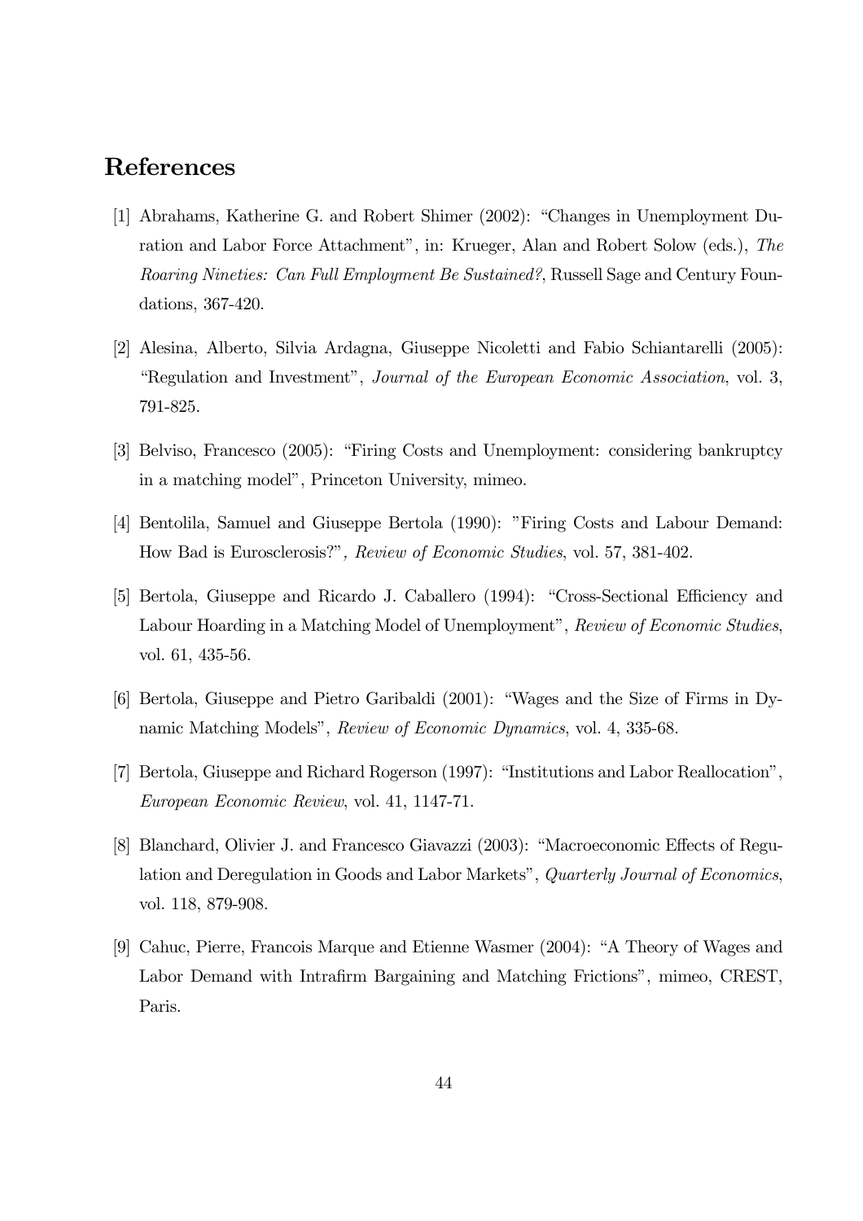# References

[1] Abrahams, Katherine G. and Robert Shimer (2002): "Changes in Unemployment Duration and Labor Force Attachment", in: Krueger, Alan and Robert Solow (eds.), *The Roaring Nineties: Can Full Employment Be Sustained?*, Russell Sage and Century Foundations, 367-420.

[2] Alesina, Alberto, Silvia Ardagna, Giuseppe Nicoletti and Fabio Schiantarelli (2005): "Regulation and Investment", *Journal of the European Economic Association*, vol. 3, 791-825.

[3] Belviso, Francesco (2005): "Firing Costs and Unemployment: considering bankruptcy in a matching model", Princeton University, mimeo.

[4] Bentolila, Samuel and Giuseppe Bertola (1990): "Firing Costs and Labour Demand: How Bad is Eurosclerosis?", *Review of Economic Studies*, vol. 57, 381-402.

[5] Bertola, Giuseppe and Ricardo J. Caballero (1994): "Cross-Sectional Efficiency and Labour Hoarding in a Matching Model of Unemployment", *Review of Economic Studies*, vol. 61, 435-56.

[6] Bertola, Giuseppe and Pietro Garibaldi (2001): "Wages and the Size of Firms in Dynamic Matching Models", *Review of Economic Dynamics*, vol. 4, 335-68.

[7] Bertola, Giuseppe and Richard Rogerson (1997): "Institutions and Labor Reallocation", *European Economic Review*, vol. 41, 1147-71.

[8] Blanchard, Olivier J. and Francesco Giavazzi (2003): "Macroeconomic Effects of Regulation and Deregulation in Goods and Labor Markets", *Quarterly Journal of Economics*, vol. 118, 879-908.

[9] Cahuc, Pierre, Francois Marque and Etienne Wasmer (2004): "A Theory of Wages and Labor Demand with Intrafirm Bargaining and Matching Frictions", mimeo, CREST, Paris.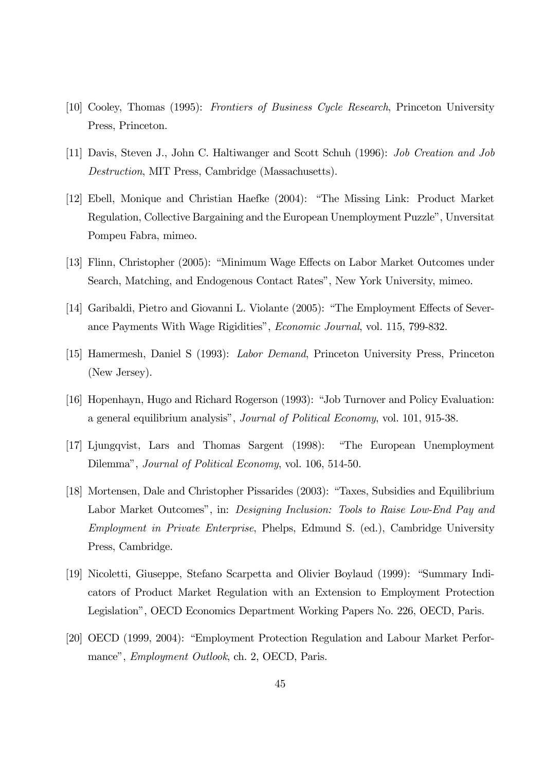[10] Cooley, Thomas (1995): *Frontiers of Business Cycle Research*, Princeton University Press, Princeton.

[11] Davis, Steven J., John C. Haltiwanger and Scott Schuh (1996): *Job Creation and Job Destruction*, MIT Press, Cambridge (Massachusetts).

[12] Ebell, Monique and Christian Haefke (2004): "The Missing Link: Product Market Regulation, Collective Bargaining and the European Unemployment Puzzle", Unversitat Pompeu Fabra, mimeo.

[13] Flinn, Christopher (2005): "Minimum Wage Effects on Labor Market Outcomes under Search, Matching, and Endogenous Contact Rates", New York University, mimeo.

[14] Garibaldi, Pietro and Giovanni L. Violante (2005): "The Employment Effects of Severance Payments With Wage Rigidities", *Economic Journal*, vol. 115, 799-832.

[15] Hamermesh, Daniel S (1993): *Labor Demand*, Princeton University Press, Princeton (New Jersey).

[16] Hopenhayn, Hugo and Richard Rogerson (1993): "Job Turnover and Policy Evaluation: a general equilibrium analysis", *Journal of Political Economy*, vol. 101, 915-38.

[17] Ljungqvist, Lars and Thomas Sargent (1998): "The European Unemployment Dilemma", *Journal of Political Economy*, vol. 106, 514-50.

[18] Mortensen, Dale and Christopher Pissarides (2003): "Taxes, Subsidies and Equilibrium Labor Market Outcomes", in: *Designing Inclusion: Tools to Raise Low-End Pay and Employment in Private Enterprise*, Phelps, Edmund S. (ed.), Cambridge University Press, Cambridge.

[19] Nicoletti, Giuseppe, Stefano Scarpetta and Olivier Boylaud (1999): "Summary Indicators of Product Market Regulation with an Extension to Employment Protection Legislation", OECD Economics Department Working Papers No. 226, OECD, Paris.

[20] OECD (1999, 2004): "Employment Protection Regulation and Labour Market Performance", *Employment Outlook*, ch. 2, OECD, Paris.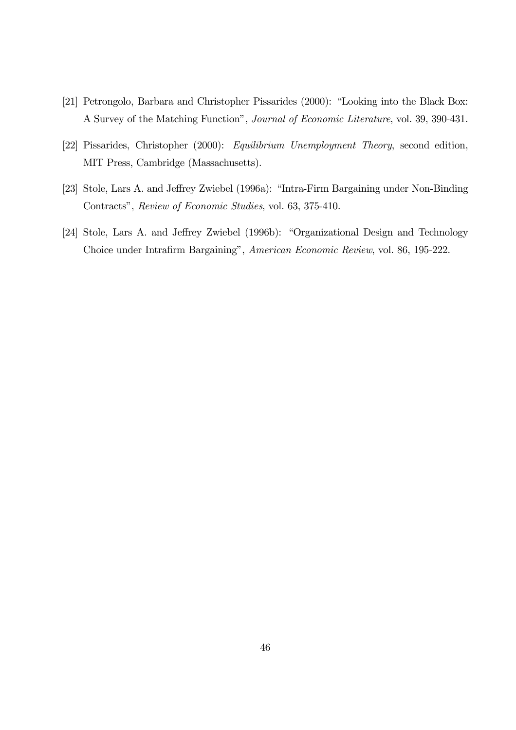[21] Petrongolo, Barbara and Christopher Pissarides (2000): "Looking into the Black Box: A Survey of the Matching Function", *Journal of Economic Literature*, vol. 39, 390-431.

[22] Pissarides, Christopher (2000): *Equilibrium Unemployment Theory*, second edition, MIT Press, Cambridge (Massachusetts).

[23] Stole, Lars A. and Jeffrey Zwiebel (1996a): "Intra-Firm Bargaining under Non-Binding Contracts", *Review of Economic Studies*, vol. 63, 375-410.

[24] Stole, Lars A. and Jeffrey Zwiebel (1996b): "Organizational Design and Technology Choice under Intrafirm Bargaining", *American Economic Review*, vol. 86, 195-222.